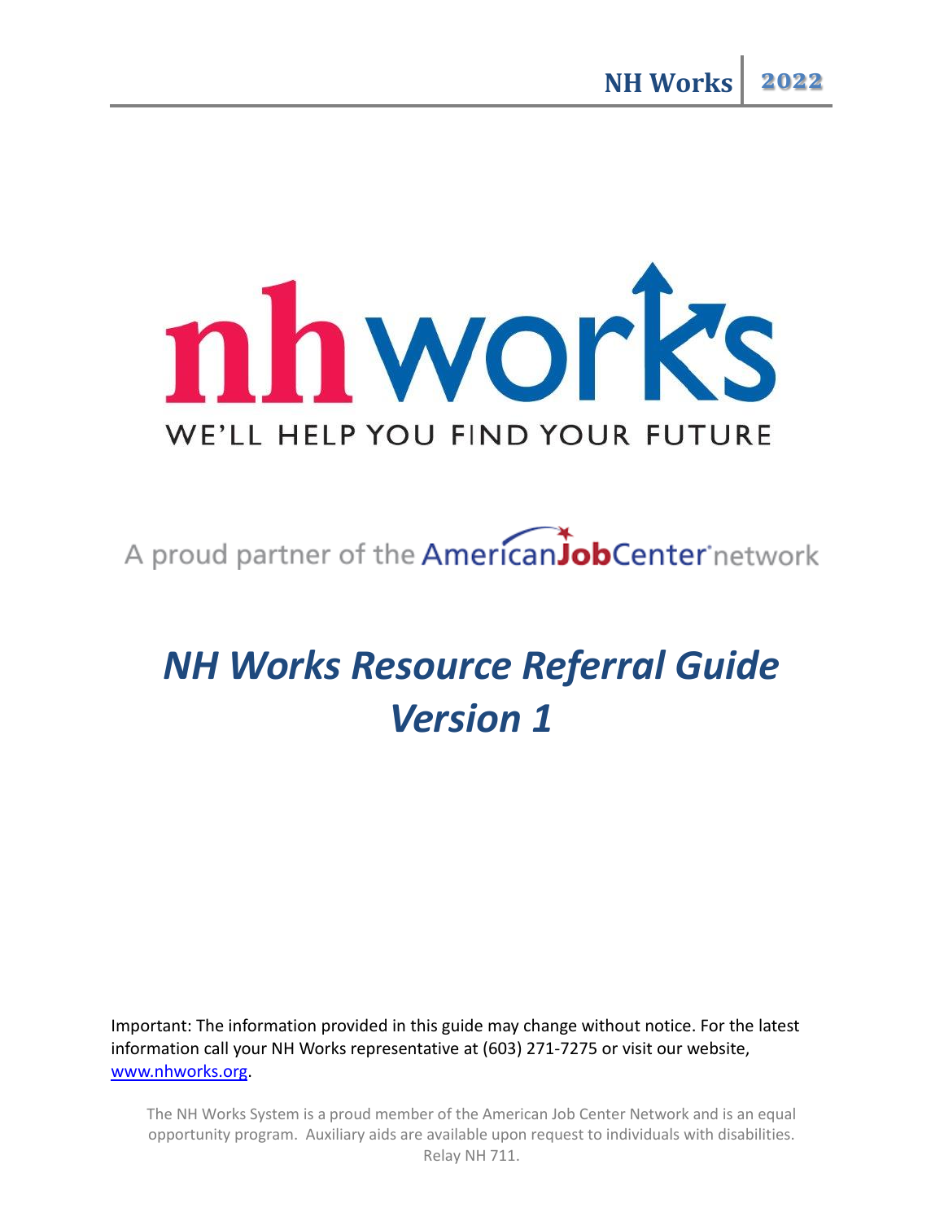nh works

WE'LL HELP YOU FIND YOUR FUTURE

A proud partner of the AmericanJobCenter network

# *NH Works Resource Referral Guide Version 1*

Important: The information provided in this guide may change without notice. For the latest information call your NH Works representative at (603) 271-7275 or visit our website, www.nhworks.org.

The NH Works System is a proud member of the American Job Center Network and is an equal opportunity program. Auxiliary aids are available upon request to individuals with disabilities. Relay NH 711.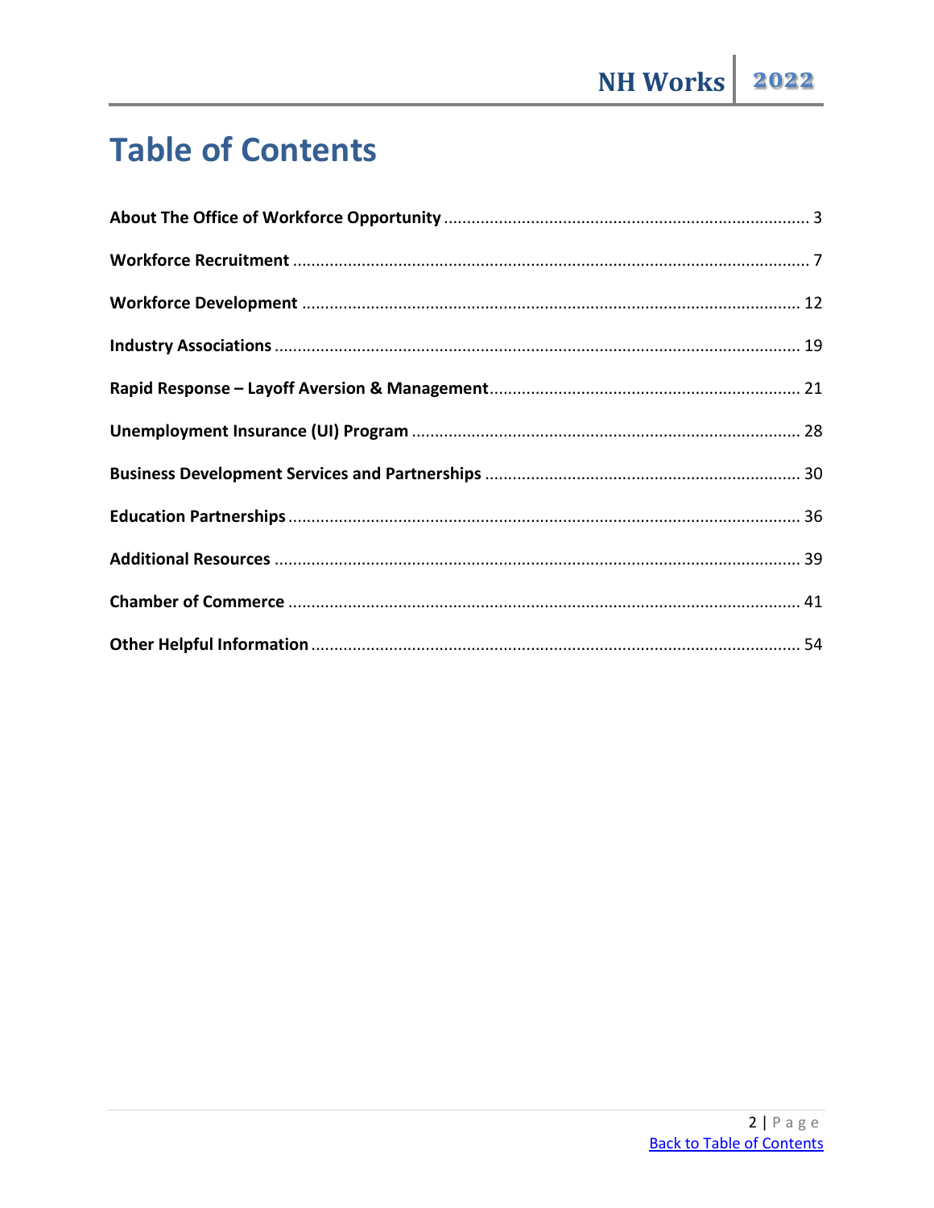# Table of Contents

**About The Office of Workforce Opportunity** ..... 3

**Workforce Recruitment** ..... 7

**Workforce Development** ..... 12

**Industry Associations** ..... 19

**Rapid Response – Layoff Aversion & Management** ..... 21

**Unemployment Insurance (UI) Program** ..... 28

**Business Development Services and Partnerships** ..... 30

**Education Partnerships** ..... 36

**Additional Resources** ..... 39

**Chamber of Commerce** ..... 41

**Other Helpful Information** ..... 54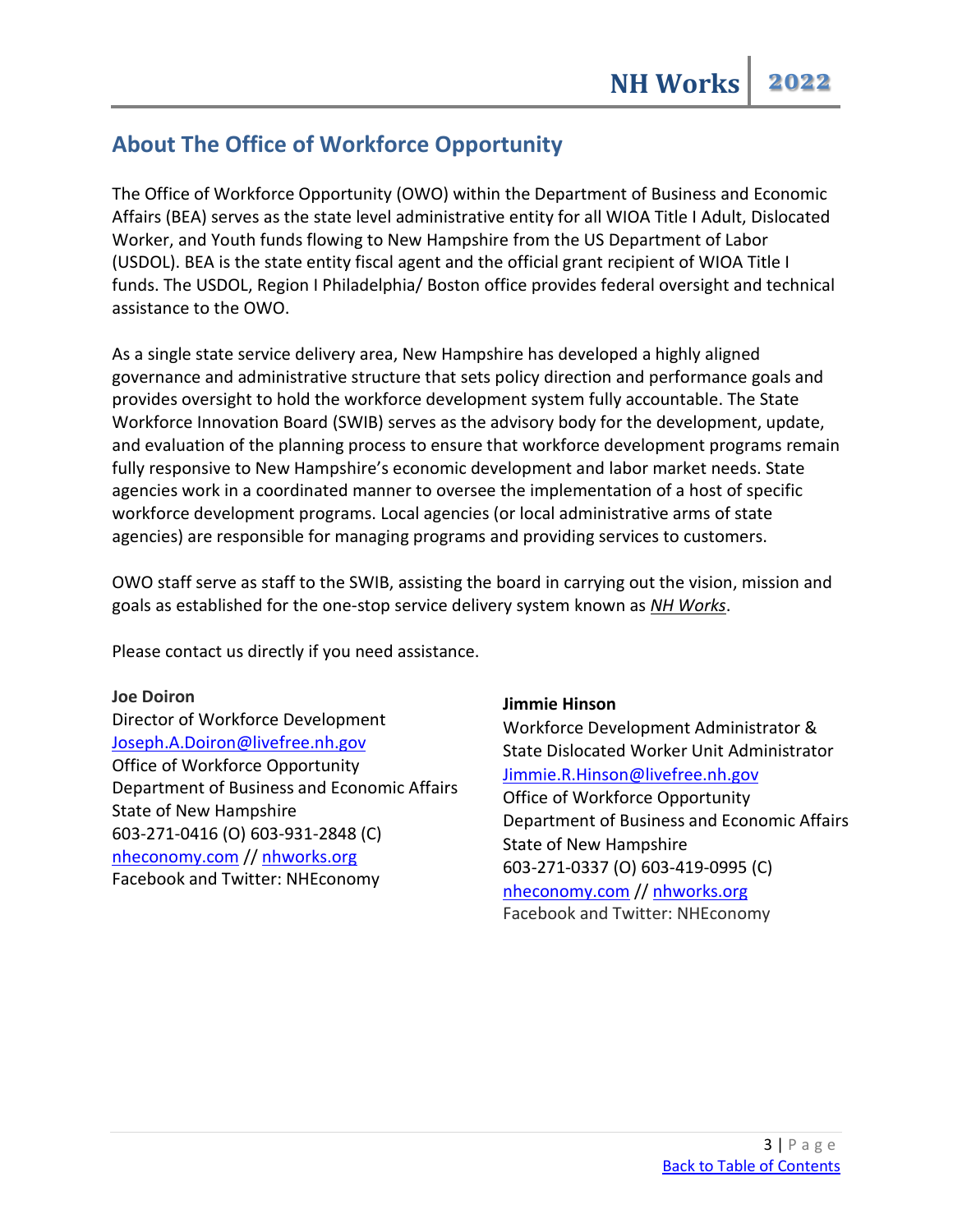## About The Office of Workforce Opportunity

The Office of Workforce Opportunity (OWO) within the Department of Business and Economic Affairs (BEA) serves as the state level administrative entity for all WIOA Title I Adult, Dislocated Worker, and Youth funds flowing to New Hampshire from the US Department of Labor (USDOL). BEA is the state entity fiscal agent and the official grant recipient of WIOA Title I funds. The USDOL, Region I Philadelphia/ Boston office provides federal oversight and technical assistance to the OWO.

As a single state service delivery area, New Hampshire has developed a highly aligned governance and administrative structure that sets policy direction and performance goals and provides oversight to hold the workforce development system fully accountable. The State Workforce Innovation Board (SWIB) serves as the advisory body for the development, update, and evaluation of the planning process to ensure that workforce development programs remain fully responsive to New Hampshire's economic development and labor market needs. State agencies work in a coordinated manner to oversee the implementation of a host of specific workforce development programs. Local agencies (or local administrative arms of state agencies) are responsible for managing programs and providing services to customers.

OWO staff serve as staff to the SWIB, assisting the board in carrying out the vision, mission and goals as established for the one-stop service delivery system known as *NH Works*.

Please contact us directly if you need assistance.

**Joe Doiron**
Director of Workforce Development
Joseph.A.Doiron@livefree.nh.gov
Office of Workforce Opportunity
Department of Business and Economic Affairs
State of New Hampshire
603-271-0416 (O) 603-931-2848 (C)
nheconomy.com // nhworks.org
Facebook and Twitter: NHEconomy

**Jimmie Hinson**
Workforce Development Administrator &
State Dislocated Worker Unit Administrator
Jimmie.R.Hinson@livefree.nh.gov
Office of Workforce Opportunity
Department of Business and Economic Affairs
State of New Hampshire
603-271-0337 (O) 603-419-0995 (C)
nheconomy.com // nhworks.org
Facebook and Twitter: NHEconomy

Back to Table of Contents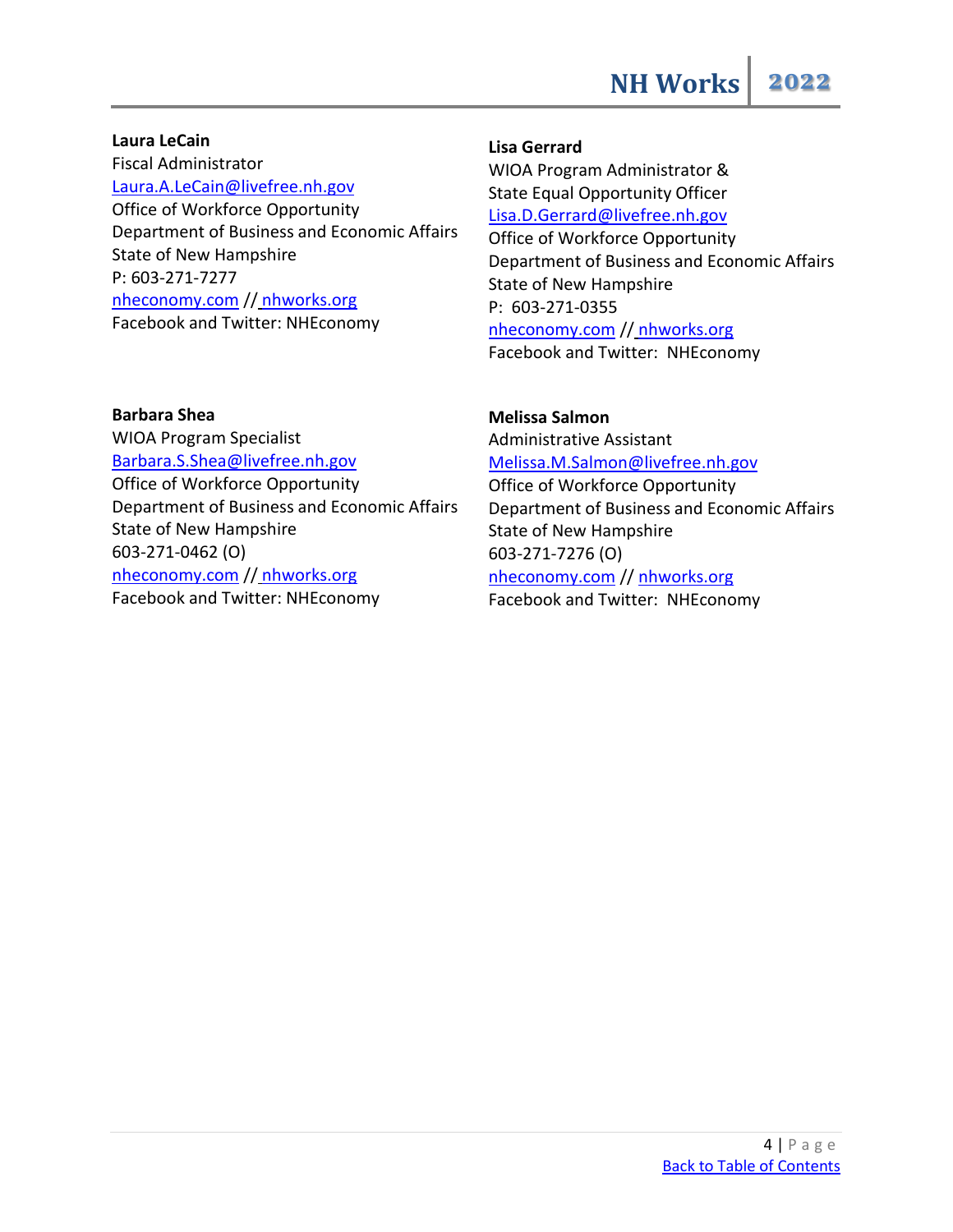**Laura LeCain**
Fiscal Administrator
Laura.A.LeCain@livefree.nh.gov
Office of Workforce Opportunity
Department of Business and Economic Affairs
State of New Hampshire
P: 603-271-7277
nheconomy.com // nhworks.org
Facebook and Twitter: NHEconomy

**Lisa Gerrard**
WIOA Program Administrator &
State Equal Opportunity Officer
Lisa.D.Gerrard@livefree.nh.gov
Office of Workforce Opportunity
Department of Business and Economic Affairs
State of New Hampshire
P: 603-271-0355
nheconomy.com // nhworks.org
Facebook and Twitter: NHEconomy

**Barbara Shea**
WIOA Program Specialist
Barbara.S.Shea@livefree.nh.gov
Office of Workforce Opportunity
Department of Business and Economic Affairs
State of New Hampshire
603-271-0462 (O)
nheconomy.com // nhworks.org
Facebook and Twitter: NHEconomy

**Melissa Salmon**
Administrative Assistant
Melissa.M.Salmon@livefree.nh.gov
Office of Workforce Opportunity
Department of Business and Economic Affairs
State of New Hampshire
603-271-7276 (O)
nheconomy.com // nhworks.org
Facebook and Twitter: NHEconomy

Back to Table of Contents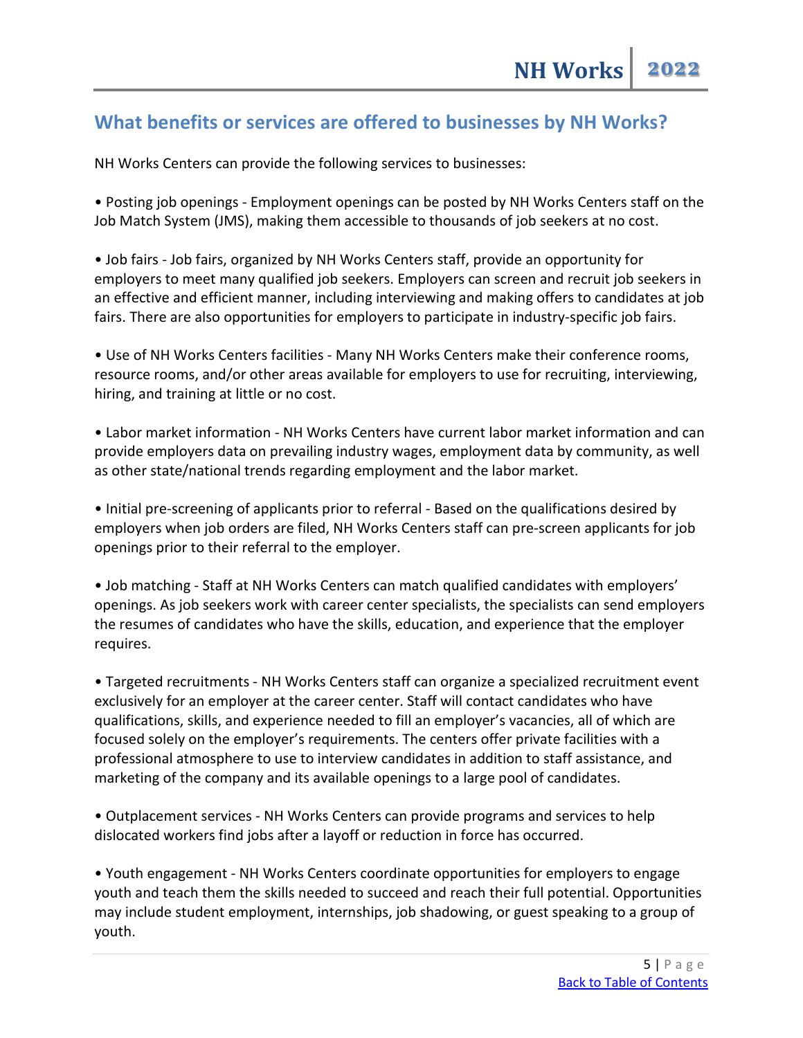## What benefits or services are offered to businesses by NH Works?

NH Works Centers can provide the following services to businesses:

• Posting job openings - Employment openings can be posted by NH Works Centers staff on the Job Match System (JMS), making them accessible to thousands of job seekers at no cost.

• Job fairs - Job fairs, organized by NH Works Centers staff, provide an opportunity for employers to meet many qualified job seekers. Employers can screen and recruit job seekers in an effective and efficient manner, including interviewing and making offers to candidates at job fairs. There are also opportunities for employers to participate in industry-specific job fairs.

• Use of NH Works Centers facilities - Many NH Works Centers make their conference rooms, resource rooms, and/or other areas available for employers to use for recruiting, interviewing, hiring, and training at little or no cost.

• Labor market information - NH Works Centers have current labor market information and can provide employers data on prevailing industry wages, employment data by community, as well as other state/national trends regarding employment and the labor market.

• Initial pre-screening of applicants prior to referral - Based on the qualifications desired by employers when job orders are filed, NH Works Centers staff can pre-screen applicants for job openings prior to their referral to the employer.

• Job matching - Staff at NH Works Centers can match qualified candidates with employers' openings. As job seekers work with career center specialists, the specialists can send employers the resumes of candidates who have the skills, education, and experience that the employer requires.

• Targeted recruitments - NH Works Centers staff can organize a specialized recruitment event exclusively for an employer at the career center. Staff will contact candidates who have qualifications, skills, and experience needed to fill an employer's vacancies, all of which are focused solely on the employer's requirements. The centers offer private facilities with a professional atmosphere to use to interview candidates in addition to staff assistance, and marketing of the company and its available openings to a large pool of candidates.

• Outplacement services - NH Works Centers can provide programs and services to help dislocated workers find jobs after a layoff or reduction in force has occurred.

• Youth engagement - NH Works Centers coordinate opportunities for employers to engage youth and teach them the skills needed to succeed and reach their full potential. Opportunities may include student employment, internships, job shadowing, or guest speaking to a group of youth.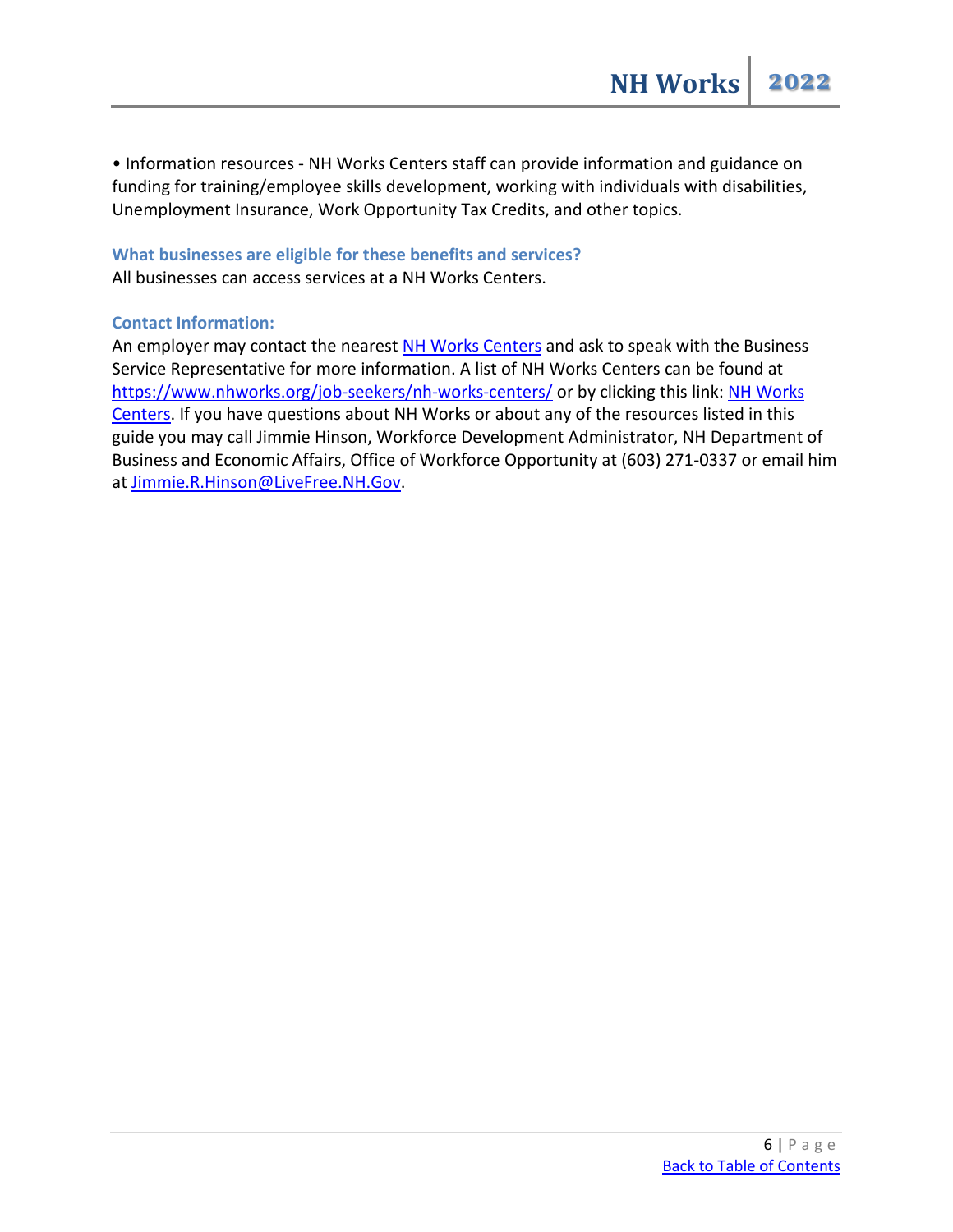• Information resources - NH Works Centers staff can provide information and guidance on funding for training/employee skills development, working with individuals with disabilities, Unemployment Insurance, Work Opportunity Tax Credits, and other topics.

### What businesses are eligible for these benefits and services?

All businesses can access services at a NH Works Centers.

### Contact Information:

An employer may contact the nearest [NH Works Centers](https://www.nhworks.org/job-seekers/nh-works-centers/) and ask to speak with the Business Service Representative for more information. A list of NH Works Centers can be found at https://www.nhworks.org/job-seekers/nh-works-centers/ or by clicking this link: [NH Works Centers](https://www.nhworks.org/job-seekers/nh-works-centers/). If you have questions about NH Works or about any of the resources listed in this guide you may call Jimmie Hinson, Workforce Development Administrator, NH Department of Business and Economic Affairs, Office of Workforce Opportunity at (603) 271-0337 or email him at Jimmie.R.Hinson@LiveFree.NH.Gov.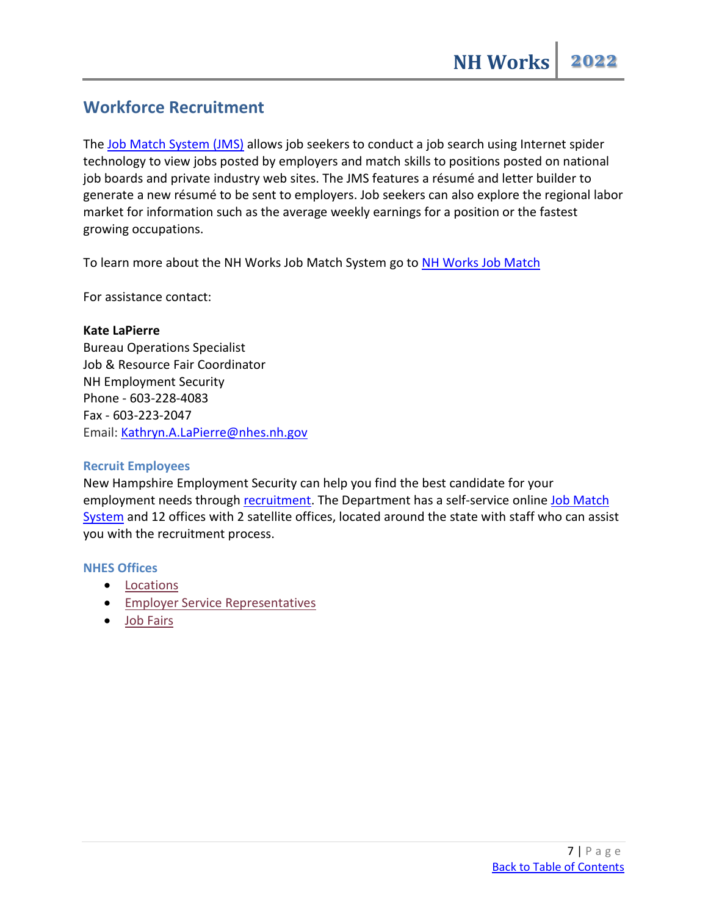## Workforce Recruitment

The Job Match System (JMS) allows job seekers to conduct a job search using Internet spider technology to view jobs posted by employers and match skills to positions posted on national job boards and private industry web sites. The JMS features a résumé and letter builder to generate a new résumé to be sent to employers. Job seekers can also explore the regional labor market for information such as the average weekly earnings for a position or the fastest growing occupations.

To learn more about the NH Works Job Match System go to NH Works Job Match

For assistance contact:

**Kate LaPierre**
Bureau Operations Specialist
Job & Resource Fair Coordinator
NH Employment Security
Phone - 603-228-4083
Fax - 603-223-2047
Email: Kathryn.A.LaPierre@nhes.nh.gov

### Recruit Employees

New Hampshire Employment Security can help you find the best candidate for your employment needs through recruitment. The Department has a self-service online Job Match System and 12 offices with 2 satellite offices, located around the state with staff who can assist you with the recruitment process.

### NHES Offices

- Locations
- Employer Service Representatives
- Job Fairs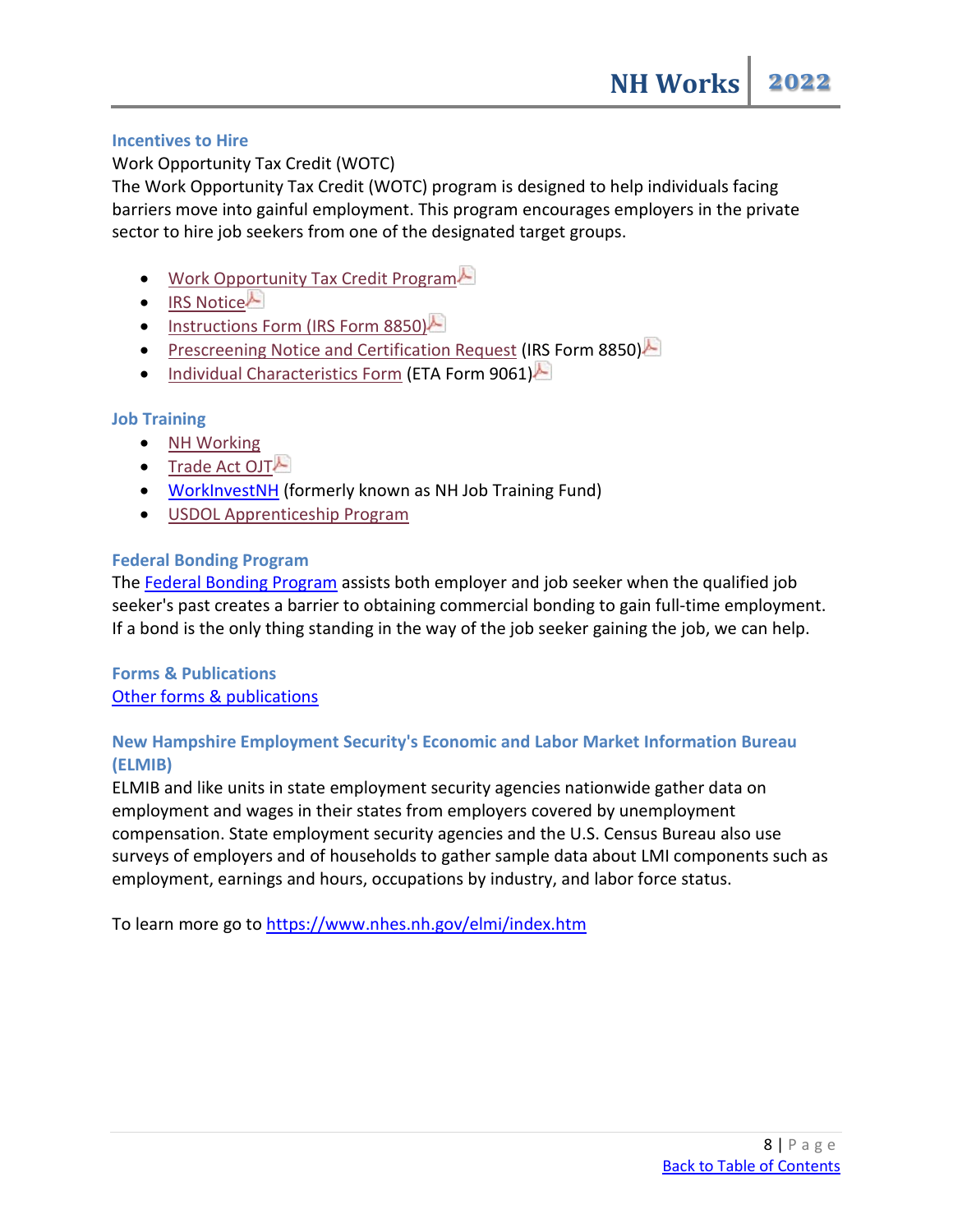## Incentives to Hire

Work Opportunity Tax Credit (WOTC)

The Work Opportunity Tax Credit (WOTC) program is designed to help individuals facing barriers move into gainful employment. This program encourages employers in the private sector to hire job seekers from one of the designated target groups.

- Work Opportunity Tax Credit Program
- IRS Notice
- Instructions Form (IRS Form 8850)
- Prescreening Notice and Certification Request (IRS Form 8850)
- Individual Characteristics Form (ETA Form 9061)

## Job Training

- NH Working
- Trade Act OJT
- WorkInvestNH (formerly known as NH Job Training Fund)
- USDOL Apprenticeship Program

## Federal Bonding Program

The Federal Bonding Program assists both employer and job seeker when the qualified job seeker's past creates a barrier to obtaining commercial bonding to gain full-time employment. If a bond is the only thing standing in the way of the job seeker gaining the job, we can help.

## Forms & Publications

Other forms & publications

## New Hampshire Employment Security's Economic and Labor Market Information Bureau (ELMIB)

ELMIB and like units in state employment security agencies nationwide gather data on employment and wages in their states from employers covered by unemployment compensation. State employment security agencies and the U.S. Census Bureau also use surveys of employers and of households to gather sample data about LMI components such as employment, earnings and hours, occupations by industry, and labor force status.

To learn more go to https://www.nhes.nh.gov/elmi/index.htm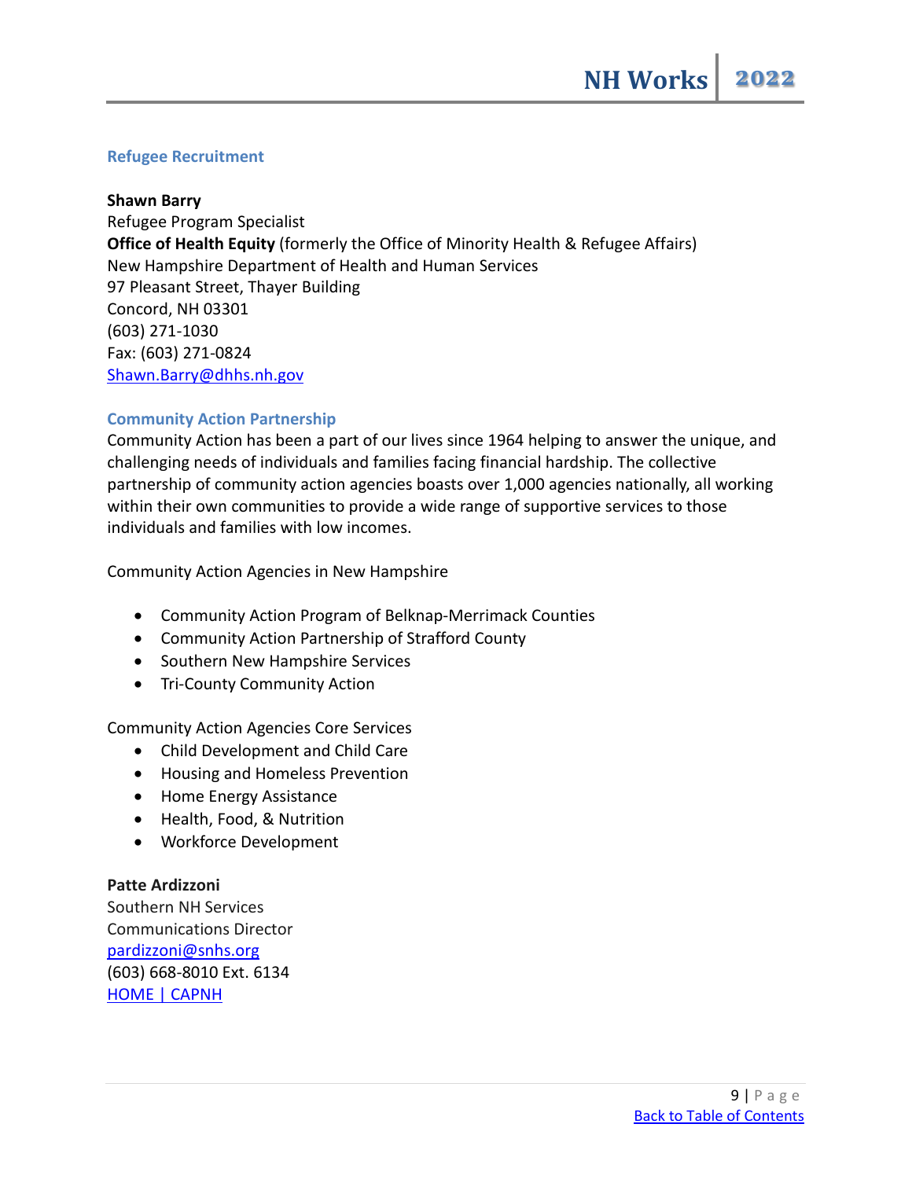### Refugee Recruitment

**Shawn Barry**
Refugee Program Specialist
**Office of Health Equity** (formerly the Office of Minority Health & Refugee Affairs)
New Hampshire Department of Health and Human Services
97 Pleasant Street, Thayer Building
Concord, NH 03301
(603) 271-1030
Fax: (603) 271-0824
Shawn.Barry@dhhs.nh.gov

### Community Action Partnership

Community Action has been a part of our lives since 1964 helping to answer the unique, and challenging needs of individuals and families facing financial hardship. The collective partnership of community action agencies boasts over 1,000 agencies nationally, all working within their own communities to provide a wide range of supportive services to those individuals and families with low incomes.

Community Action Agencies in New Hampshire

- Community Action Program of Belknap-Merrimack Counties
- Community Action Partnership of Strafford County
- Southern New Hampshire Services
- Tri-County Community Action

Community Action Agencies Core Services

- Child Development and Child Care
- Housing and Homeless Prevention
- Home Energy Assistance
- Health, Food, & Nutrition
- Workforce Development

**Patte Ardizzoni**
Southern NH Services
Communications Director
pardizzoni@snhs.org
(603) 668-8010 Ext. 6134
HOME | CAPNH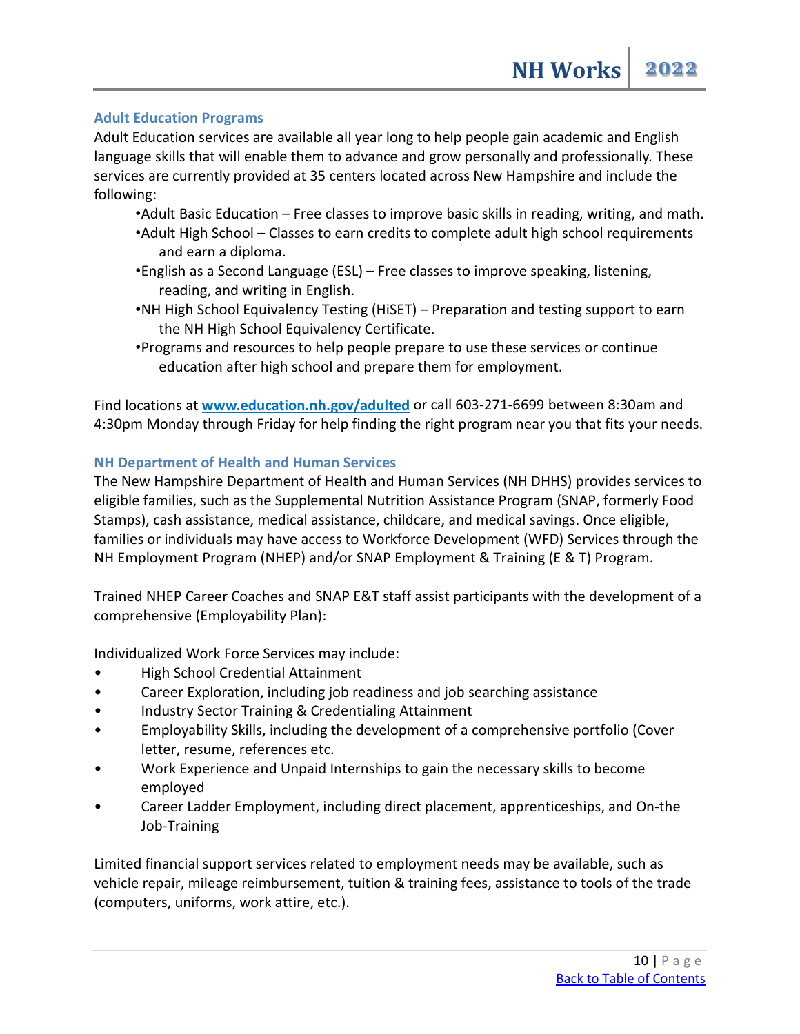### Adult Education Programs

Adult Education services are available all year long to help people gain academic and English language skills that will enable them to advance and grow personally and professionally. These services are currently provided at 35 centers located across New Hampshire and include the following:

- Adult Basic Education – Free classes to improve basic skills in reading, writing, and math.
- Adult High School – Classes to earn credits to complete adult high school requirements and earn a diploma.
- English as a Second Language (ESL) – Free classes to improve speaking, listening, reading, and writing in English.
- NH High School Equivalency Testing (HiSET) – Preparation and testing support to earn the NH High School Equivalency Certificate.
- Programs and resources to help people prepare to use these services or continue education after high school and prepare them for employment.

Find locations at **[www.education.nh.gov/adulted](http://www.education.nh.gov/adulted)** or call 603-271-6699 between 8:30am and 4:30pm Monday through Friday for help finding the right program near you that fits your needs.

### NH Department of Health and Human Services

The New Hampshire Department of Health and Human Services (NH DHHS) provides services to eligible families, such as the Supplemental Nutrition Assistance Program (SNAP, formerly Food Stamps), cash assistance, medical assistance, childcare, and medical savings. Once eligible, families or individuals may have access to Workforce Development (WFD) Services through the NH Employment Program (NHEP) and/or SNAP Employment & Training (E & T) Program.

Trained NHEP Career Coaches and SNAP E&T staff assist participants with the development of a comprehensive (Employability Plan):

Individualized Work Force Services may include:

- High School Credential Attainment
- Career Exploration, including job readiness and job searching assistance
- Industry Sector Training & Credentialing Attainment
- Employability Skills, including the development of a comprehensive portfolio (Cover letter, resume, references etc.
- Work Experience and Unpaid Internships to gain the necessary skills to become employed
- Career Ladder Employment, including direct placement, apprenticeships, and On-the Job-Training

Limited financial support services related to employment needs may be available, such as vehicle repair, mileage reimbursement, tuition & training fees, assistance to tools of the trade (computers, uniforms, work attire, etc.).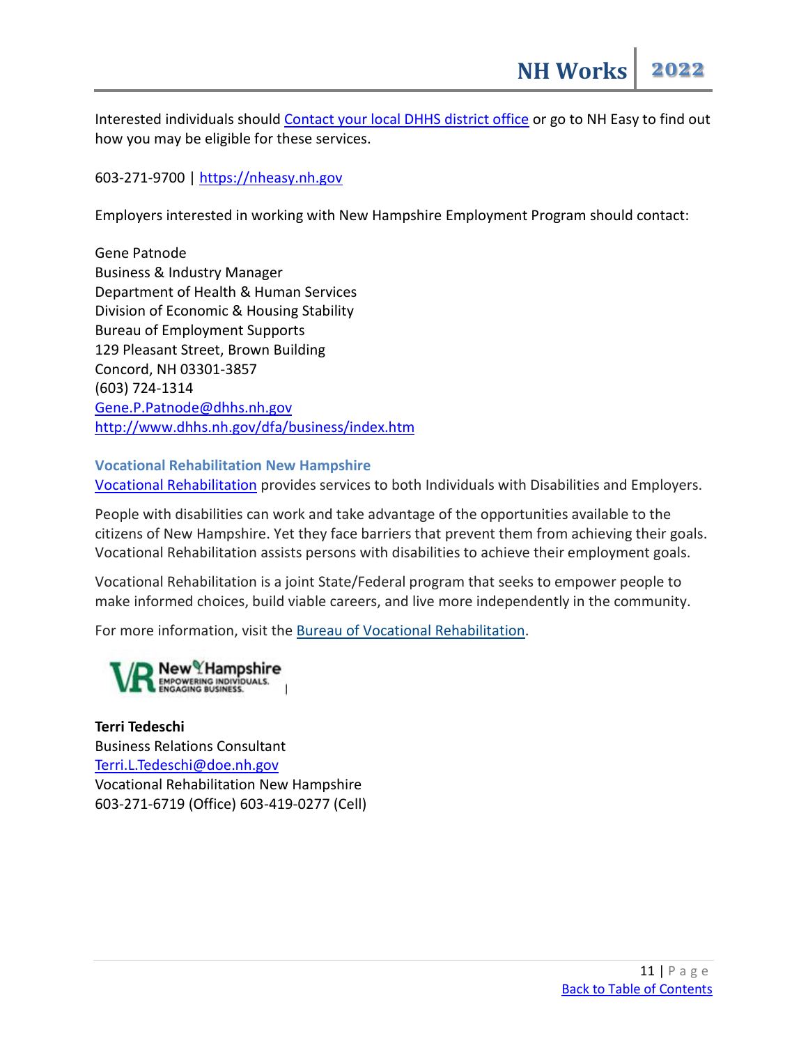Interested individuals should Contact your local DHHS district office or go to NH Easy to find out how you may be eligible for these services.

603-271-9700 | https://nheasy.nh.gov

Employers interested in working with New Hampshire Employment Program should contact:

Gene Patnode
Business & Industry Manager
Department of Health & Human Services
Division of Economic & Housing Stability
Bureau of Employment Supports
129 Pleasant Street, Brown Building
Concord, NH 03301-3857
(603) 724-1314
Gene.P.Patnode@dhhs.nh.gov
http://www.dhhs.nh.gov/dfa/business/index.htm

### Vocational Rehabilitation New Hampshire

Vocational Rehabilitation provides services to both Individuals with Disabilities and Employers.

People with disabilities can work and take advantage of the opportunities available to the citizens of New Hampshire. Yet they face barriers that prevent them from achieving their goals. Vocational Rehabilitation assists persons with disabilities to achieve their employment goals.

Vocational Rehabilitation is a joint State/Federal program that seeks to empower people to make informed choices, build viable careers, and live more independently in the community.

For more information, visit the Bureau of Vocational Rehabilitation.

**Terri Tedeschi**
Business Relations Consultant
Terri.L.Tedeschi@doe.nh.gov
Vocational Rehabilitation New Hampshire
603-271-6719 (Office) 603-419-0277 (Cell)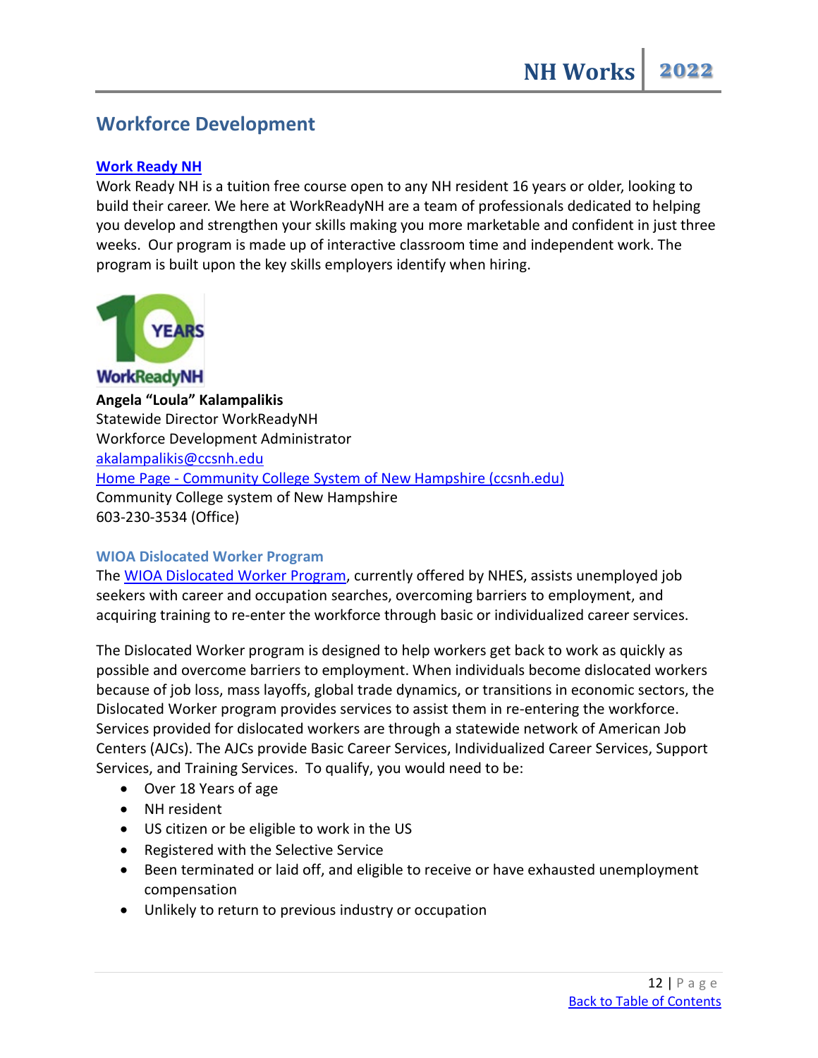## Workforce Development

### Work Ready NH

Work Ready NH is a tuition free course open to any NH resident 16 years or older, looking to build their career. We here at WorkReadyNH are a team of professionals dedicated to helping you develop and strengthen your skills making you more marketable and confident in just three weeks. Our program is made up of interactive classroom time and independent work. The program is built upon the key skills employers identify when hiring.

**Angela "Loula" Kalampalikis**
Statewide Director WorkReadyNH
Workforce Development Administrator
akalampalikis@ccsnh.edu
Home Page - Community College System of New Hampshire (ccsnh.edu)
Community College system of New Hampshire
603-230-3534 (Office)

### WIOA Dislocated Worker Program

The WIOA Dislocated Worker Program, currently offered by NHES, assists unemployed job seekers with career and occupation searches, overcoming barriers to employment, and acquiring training to re-enter the workforce through basic or individualized career services.

The Dislocated Worker program is designed to help workers get back to work as quickly as possible and overcome barriers to employment. When individuals become dislocated workers because of job loss, mass layoffs, global trade dynamics, or transitions in economic sectors, the Dislocated Worker program provides services to assist them in re-entering the workforce. Services provided for dislocated workers are through a statewide network of American Job Centers (AJCs). The AJCs provide Basic Career Services, Individualized Career Services, Support Services, and Training Services. To qualify, you would need to be:

- Over 18 Years of age
- NH resident
- US citizen or be eligible to work in the US
- Registered with the Selective Service
- Been terminated or laid off, and eligible to receive or have exhausted unemployment compensation
- Unlikely to return to previous industry or occupation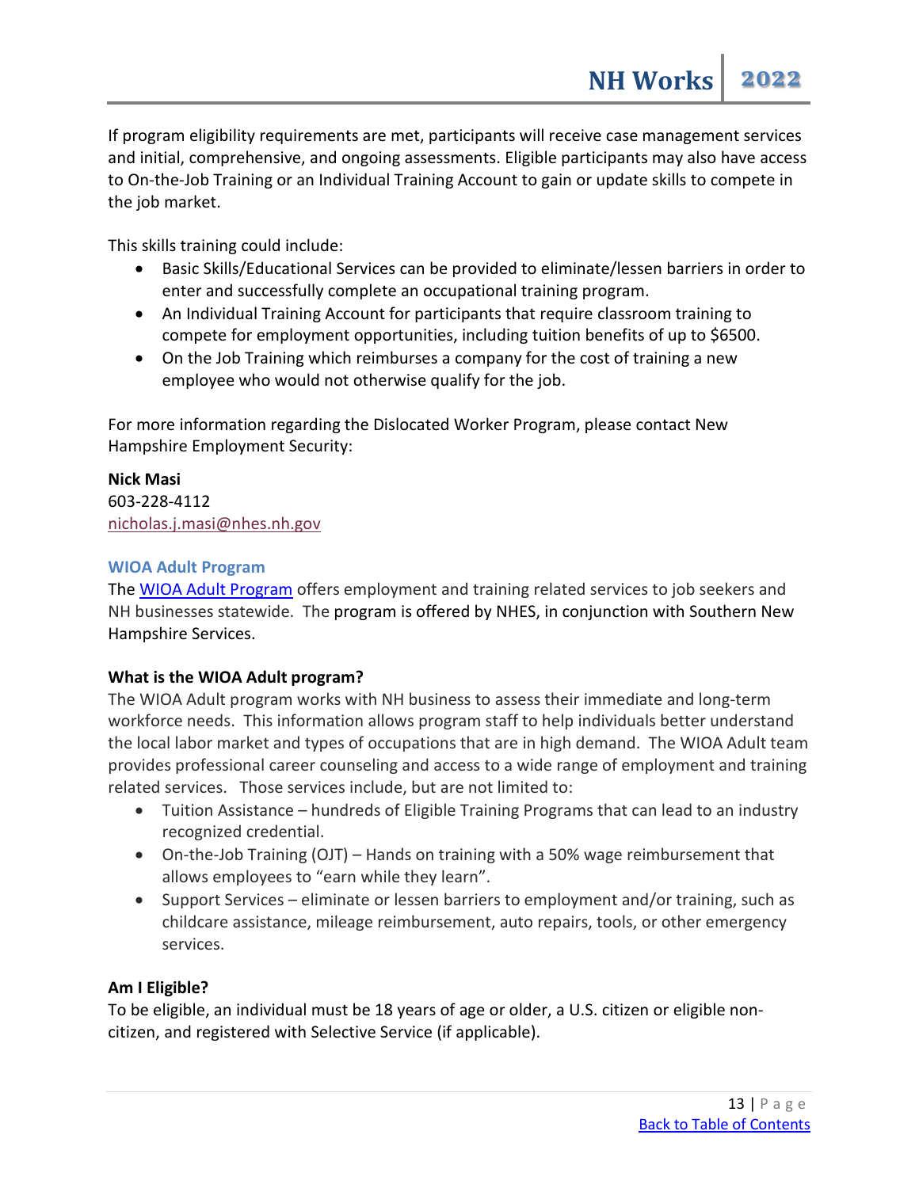If program eligibility requirements are met, participants will receive case management services and initial, comprehensive, and ongoing assessments. Eligible participants may also have access to On-the-Job Training or an Individual Training Account to gain or update skills to compete in the job market.

This skills training could include:

- Basic Skills/Educational Services can be provided to eliminate/lessen barriers in order to enter and successfully complete an occupational training program.
- An Individual Training Account for participants that require classroom training to compete for employment opportunities, including tuition benefits of up to $6500.
- On the Job Training which reimburses a company for the cost of training a new employee who would not otherwise qualify for the job.

For more information regarding the Dislocated Worker Program, please contact New Hampshire Employment Security:

**Nick Masi**
603-228-4112
nicholas.j.masi@nhes.nh.gov

### WIOA Adult Program

The WIOA Adult Program offers employment and training related services to job seekers and NH businesses statewide. The program is offered by NHES, in conjunction with Southern New Hampshire Services.

**What is the WIOA Adult program?**

The WIOA Adult program works with NH business to assess their immediate and long-term workforce needs. This information allows program staff to help individuals better understand the local labor market and types of occupations that are in high demand. The WIOA Adult team provides professional career counseling and access to a wide range of employment and training related services. Those services include, but are not limited to:

- Tuition Assistance – hundreds of Eligible Training Programs that can lead to an industry recognized credential.
- On-the-Job Training (OJT) – Hands on training with a 50% wage reimbursement that allows employees to "earn while they learn".
- Support Services – eliminate or lessen barriers to employment and/or training, such as childcare assistance, mileage reimbursement, auto repairs, tools, or other emergency services.

**Am I Eligible?**

To be eligible, an individual must be 18 years of age or older, a U.S. citizen or eligible non-citizen, and registered with Selective Service (if applicable).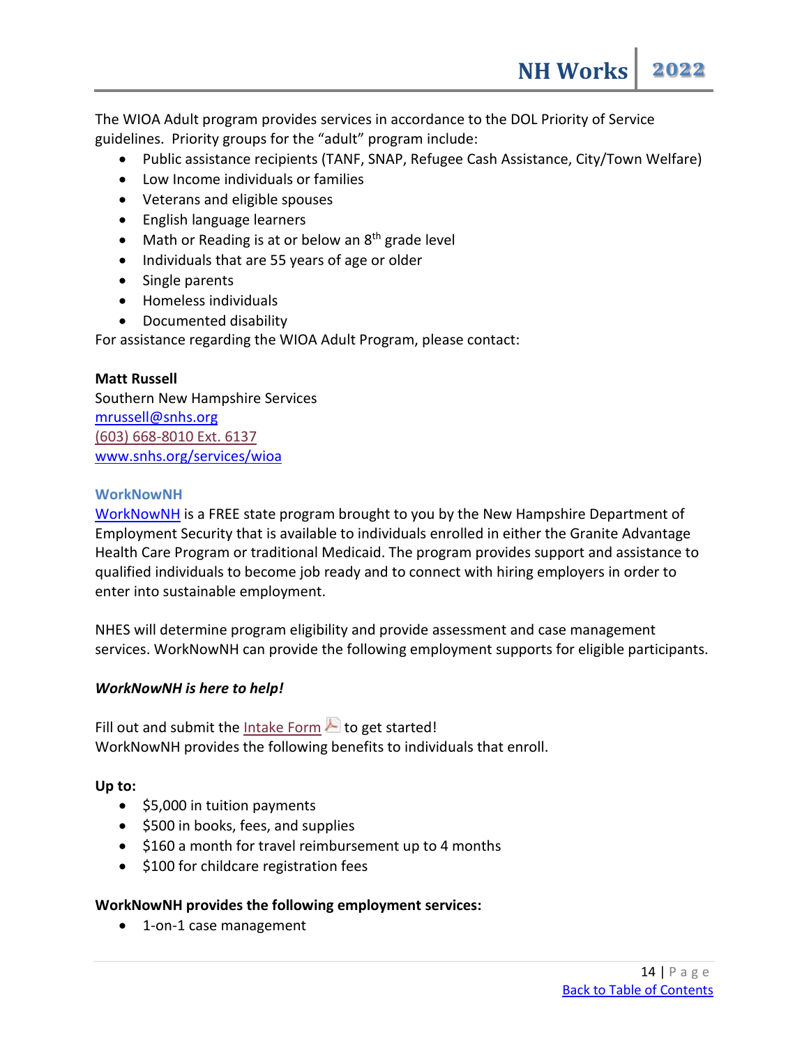The WIOA Adult program provides services in accordance to the DOL Priority of Service guidelines. Priority groups for the "adult" program include:

- Public assistance recipients (TANF, SNAP, Refugee Cash Assistance, City/Town Welfare)
- Low Income individuals or families
- Veterans and eligible spouses
- English language learners
- Math or Reading is at or below an 8th grade level
- Individuals that are 55 years of age or older
- Single parents
- Homeless individuals
- Documented disability

For assistance regarding the WIOA Adult Program, please contact:

**Matt Russell**
Southern New Hampshire Services
mrussell@snhs.org
(603) 668-8010 Ext. 6137
www.snhs.org/services/wioa

### WorkNowNH

WorkNowNH is a FREE state program brought to you by the New Hampshire Department of Employment Security that is available to individuals enrolled in either the Granite Advantage Health Care Program or traditional Medicaid. The program provides support and assistance to qualified individuals to become job ready and to connect with hiring employers in order to enter into sustainable employment.

NHES will determine program eligibility and provide assessment and case management services. WorkNowNH can provide the following employment supports for eligible participants.

***WorkNowNH is here to help!***

Fill out and submit the Intake Form to get started!
WorkNowNH provides the following benefits to individuals that enroll.

**Up to:**

- $5,000 in tuition payments
- $500 in books, fees, and supplies
- $160 a month for travel reimbursement up to 4 months
- $100 for childcare registration fees

**WorkNowNH provides the following employment services:**

- 1-on-1 case management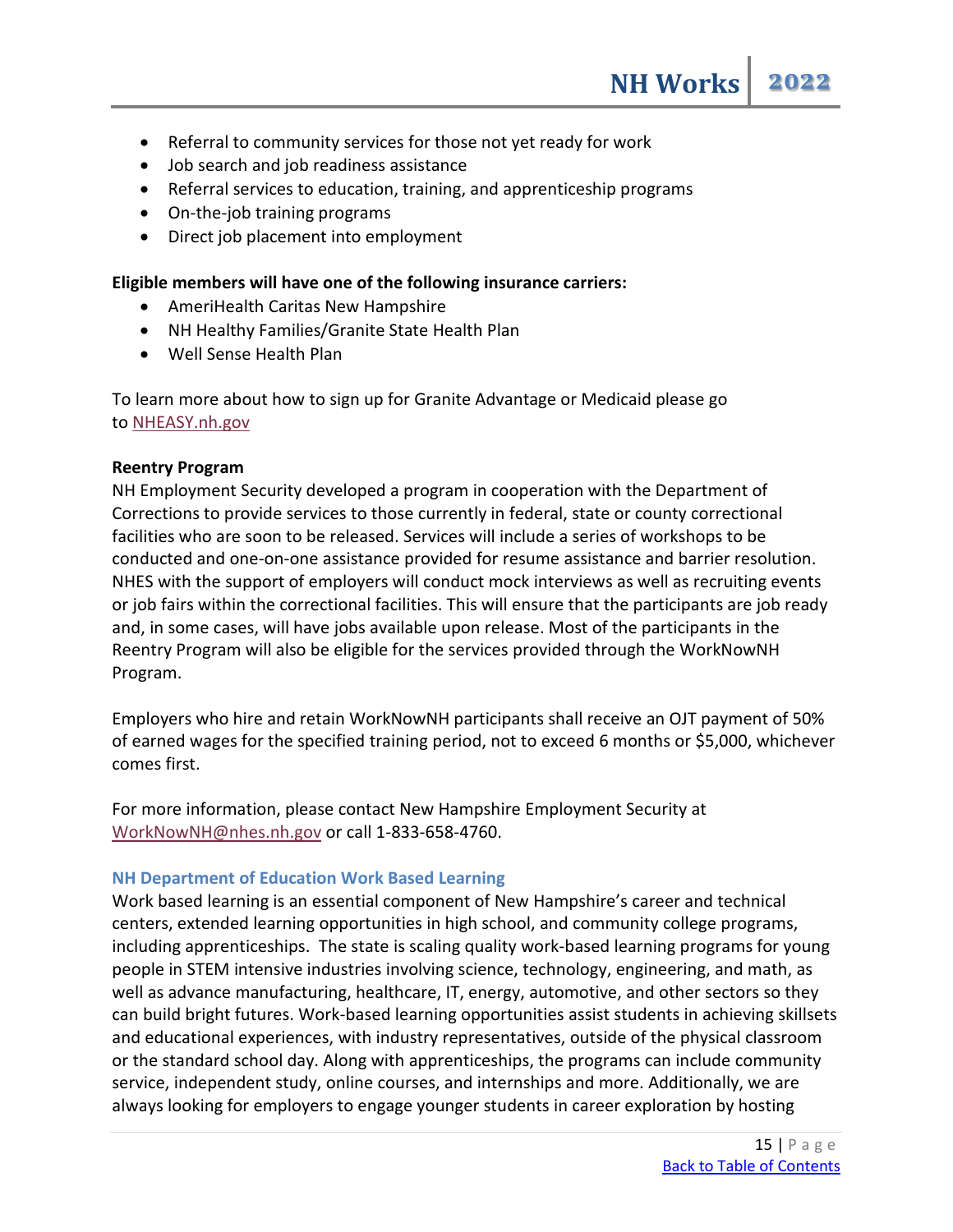- Referral to community services for those not yet ready for work
- Job search and job readiness assistance
- Referral services to education, training, and apprenticeship programs
- On-the-job training programs
- Direct job placement into employment

**Eligible members will have one of the following insurance carriers:**

- AmeriHealth Caritas New Hampshire
- NH Healthy Families/Granite State Health Plan
- Well Sense Health Plan

To learn more about how to sign up for Granite Advantage or Medicaid please go to NHEASY.nh.gov

**Reentry Program**

NH Employment Security developed a program in cooperation with the Department of Corrections to provide services to those currently in federal, state or county correctional facilities who are soon to be released. Services will include a series of workshops to be conducted and one-on-one assistance provided for resume assistance and barrier resolution. NHES with the support of employers will conduct mock interviews as well as recruiting events or job fairs within the correctional facilities. This will ensure that the participants are job ready and, in some cases, will have jobs available upon release. Most of the participants in the Reentry Program will also be eligible for the services provided through the WorkNowNH Program.

Employers who hire and retain WorkNowNH participants shall receive an OJT payment of 50% of earned wages for the specified training period, not to exceed 6 months or $5,000, whichever comes first.

For more information, please contact New Hampshire Employment Security at WorkNowNH@nhes.nh.gov or call 1-833-658-4760.

### NH Department of Education Work Based Learning

Work based learning is an essential component of New Hampshire's career and technical centers, extended learning opportunities in high school, and community college programs, including apprenticeships. The state is scaling quality work-based learning programs for young people in STEM intensive industries involving science, technology, engineering, and math, as well as advance manufacturing, healthcare, IT, energy, automotive, and other sectors so they can build bright futures. Work-based learning opportunities assist students in achieving skillsets and educational experiences, with industry representatives, outside of the physical classroom or the standard school day. Along with apprenticeships, the programs can include community service, independent study, online courses, and internships and more. Additionally, we are always looking for employers to engage younger students in career exploration by hosting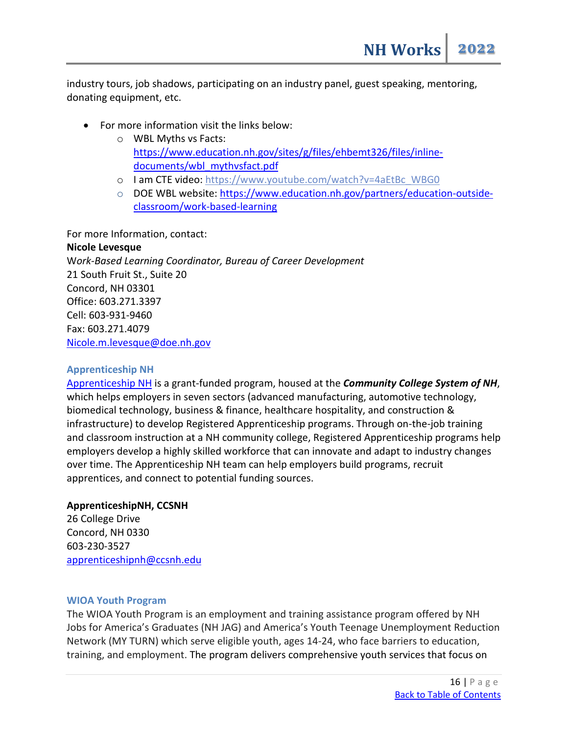industry tours, job shadows, participating on an industry panel, guest speaking, mentoring, donating equipment, etc.

- For more information visit the links below:
  - WBL Myths vs Facts: https://www.education.nh.gov/sites/g/files/ehbemt326/files/inline-documents/wbl_mythvsfact.pdf
  - I am CTE video: https://www.youtube.com/watch?v=4aEtBc_WBG0
  - DOE WBL website: https://www.education.nh.gov/partners/education-outside-classroom/work-based-learning

For more Information, contact:
**Nicole Levesque**
*Work-Based Learning Coordinator, Bureau of Career Development*
21 South Fruit St., Suite 20
Concord, NH 03301
Office: 603.271.3397
Cell: 603-931-9460
Fax: 603.271.4079
Nicole.m.levesque@doe.nh.gov

### Apprenticeship NH

Apprenticeship NH is a grant-funded program, housed at the ***Community College System of NH***, which helps employers in seven sectors (advanced manufacturing, automotive technology, biomedical technology, business & finance, healthcare hospitality, and construction & infrastructure) to develop Registered Apprenticeship programs. Through on-the-job training and classroom instruction at a NH community college, Registered Apprenticeship programs help employers develop a highly skilled workforce that can innovate and adapt to industry changes over time. The Apprenticeship NH team can help employers build programs, recruit apprentices, and connect to potential funding sources.

**ApprenticeshipNH, CCSNH**
26 College Drive
Concord, NH 0330
603-230-3527
apprenticeshipnh@ccsnh.edu

### WIOA Youth Program

The WIOA Youth Program is an employment and training assistance program offered by NH Jobs for America's Graduates (NH JAG) and America's Youth Teenage Unemployment Reduction Network (MY TURN) which serve eligible youth, ages 14-24, who face barriers to education, training, and employment. The program delivers comprehensive youth services that focus on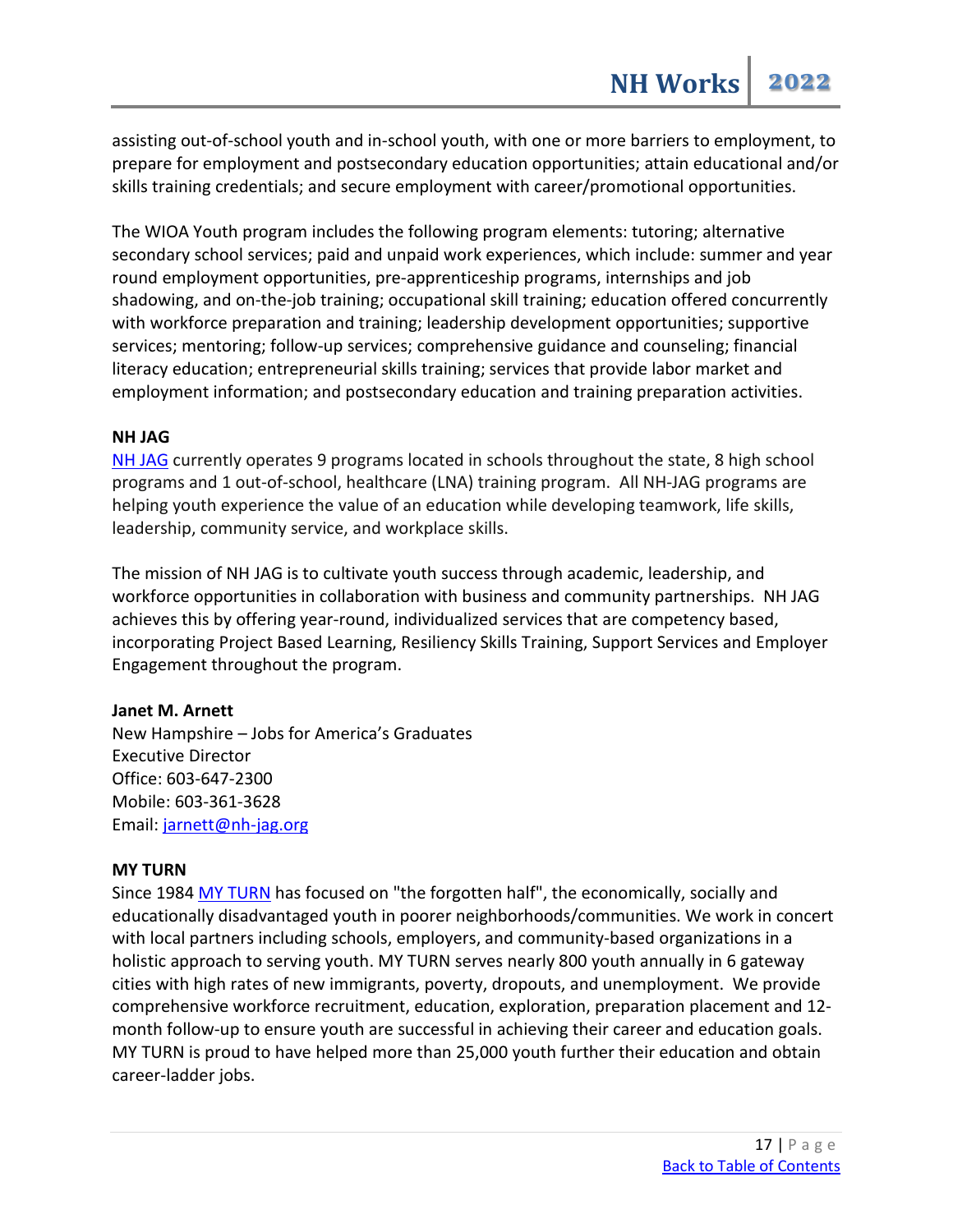assisting out-of-school youth and in-school youth, with one or more barriers to employment, to prepare for employment and postsecondary education opportunities; attain educational and/or skills training credentials; and secure employment with career/promotional opportunities.

The WIOA Youth program includes the following program elements: tutoring; alternative secondary school services; paid and unpaid work experiences, which include: summer and year round employment opportunities, pre-apprenticeship programs, internships and job shadowing, and on-the-job training; occupational skill training; education offered concurrently with workforce preparation and training; leadership development opportunities; supportive services; mentoring; follow-up services; comprehensive guidance and counseling; financial literacy education; entrepreneurial skills training; services that provide labor market and employment information; and postsecondary education and training preparation activities.

**NH JAG**

NH JAG currently operates 9 programs located in schools throughout the state, 8 high school programs and 1 out-of-school, healthcare (LNA) training program. All NH-JAG programs are helping youth experience the value of an education while developing teamwork, life skills, leadership, community service, and workplace skills.

The mission of NH JAG is to cultivate youth success through academic, leadership, and workforce opportunities in collaboration with business and community partnerships. NH JAG achieves this by offering year-round, individualized services that are competency based, incorporating Project Based Learning, Resiliency Skills Training, Support Services and Employer Engagement throughout the program.

**Janet M. Arnett**
New Hampshire – Jobs for America's Graduates
Executive Director
Office: 603-647-2300
Mobile: 603-361-3628
Email: jarnett@nh-jag.org

**MY TURN**

Since 1984 MY TURN has focused on "the forgotten half", the economically, socially and educationally disadvantaged youth in poorer neighborhoods/communities. We work in concert with local partners including schools, employers, and community-based organizations in a holistic approach to serving youth. MY TURN serves nearly 800 youth annually in 6 gateway cities with high rates of new immigrants, poverty, dropouts, and unemployment. We provide comprehensive workforce recruitment, education, exploration, preparation placement and 12-month follow-up to ensure youth are successful in achieving their career and education goals. MY TURN is proud to have helped more than 25,000 youth further their education and obtain career-ladder jobs.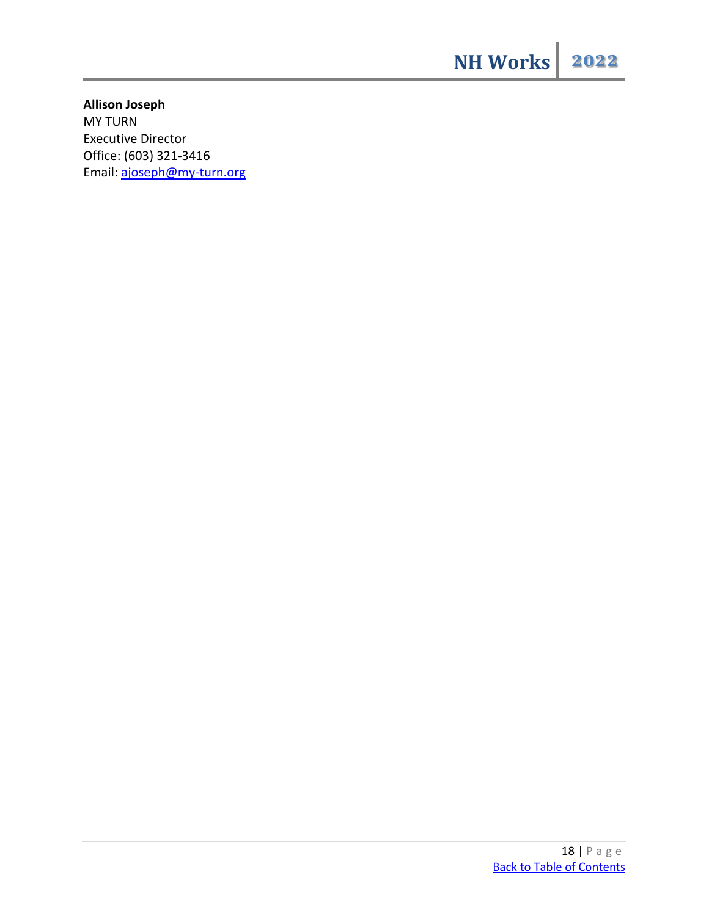**Allison Joseph**
MY TURN
Executive Director
Office: (603) 321-3416
Email: [ajoseph@my-turn.org](mailto:ajoseph@my-turn.org)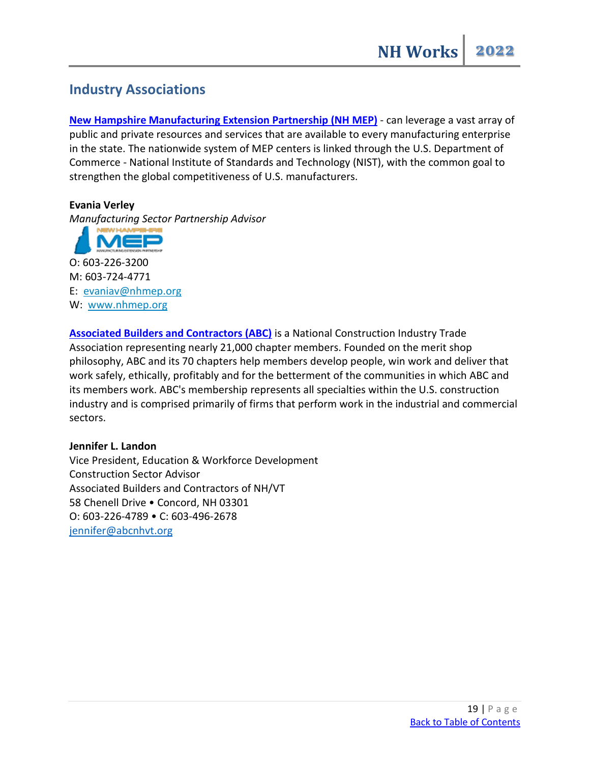## Industry Associations

**New Hampshire Manufacturing Extension Partnership (NH MEP)** - can leverage a vast array of public and private resources and services that are available to every manufacturing enterprise in the state. The nationwide system of MEP centers is linked through the U.S. Department of Commerce - National Institute of Standards and Technology (NIST), with the common goal to strengthen the global competitiveness of U.S. manufacturers.

**Evania Verley**
*Manufacturing Sector Partnership Advisor*

O: 603-226-3200
M: 603-724-4771
E: evaniav@nhmep.org
W: www.nhmep.org

**Associated Builders and Contractors (ABC)** is a National Construction Industry Trade Association representing nearly 21,000 chapter members. Founded on the merit shop philosophy, ABC and its 70 chapters help members develop people, win work and deliver that work safely, ethically, profitably and for the betterment of the communities in which ABC and its members work. ABC's membership represents all specialties within the U.S. construction industry and is comprised primarily of firms that perform work in the industrial and commercial sectors.

**Jennifer L. Landon**
Vice President, Education & Workforce Development
Construction Sector Advisor
Associated Builders and Contractors of NH/VT
58 Chenell Drive • Concord, NH 03301
O: 603-226-4789 • C: 603-496-2678
jennifer@abcnhvt.org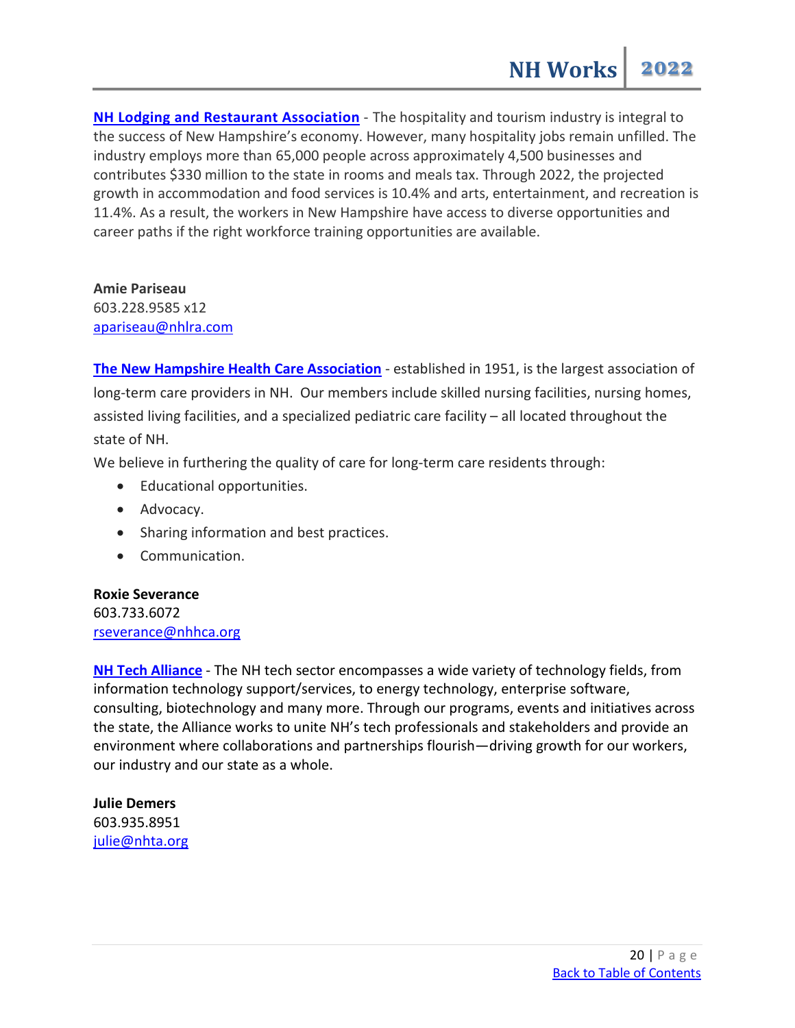**NH Lodging and Restaurant Association** - The hospitality and tourism industry is integral to the success of New Hampshire's economy. However, many hospitality jobs remain unfilled. The industry employs more than 65,000 people across approximately 4,500 businesses and contributes $330 million to the state in rooms and meals tax. Through 2022, the projected growth in accommodation and food services is 10.4% and arts, entertainment, and recreation is 11.4%. As a result, the workers in New Hampshire have access to diverse opportunities and career paths if the right workforce training opportunities are available.

**Amie Pariseau**
603.228.9585 x12
apariseau@nhlra.com

**The New Hampshire Health Care Association** - established in 1951, is the largest association of long-term care providers in NH. Our members include skilled nursing facilities, nursing homes, assisted living facilities, and a specialized pediatric care facility – all located throughout the state of NH.

We believe in furthering the quality of care for long-term care residents through:

- Educational opportunities.
- Advocacy.
- Sharing information and best practices.
- Communication.

**Roxie Severance**
603.733.6072
rseverance@nhhca.org

**NH Tech Alliance** - The NH tech sector encompasses a wide variety of technology fields, from information technology support/services, to energy technology, enterprise software, consulting, biotechnology and many more. Through our programs, events and initiatives across the state, the Alliance works to unite NH's tech professionals and stakeholders and provide an environment where collaborations and partnerships flourish—driving growth for our workers, our industry and our state as a whole.

**Julie Demers**
603.935.8951
julie@nhta.org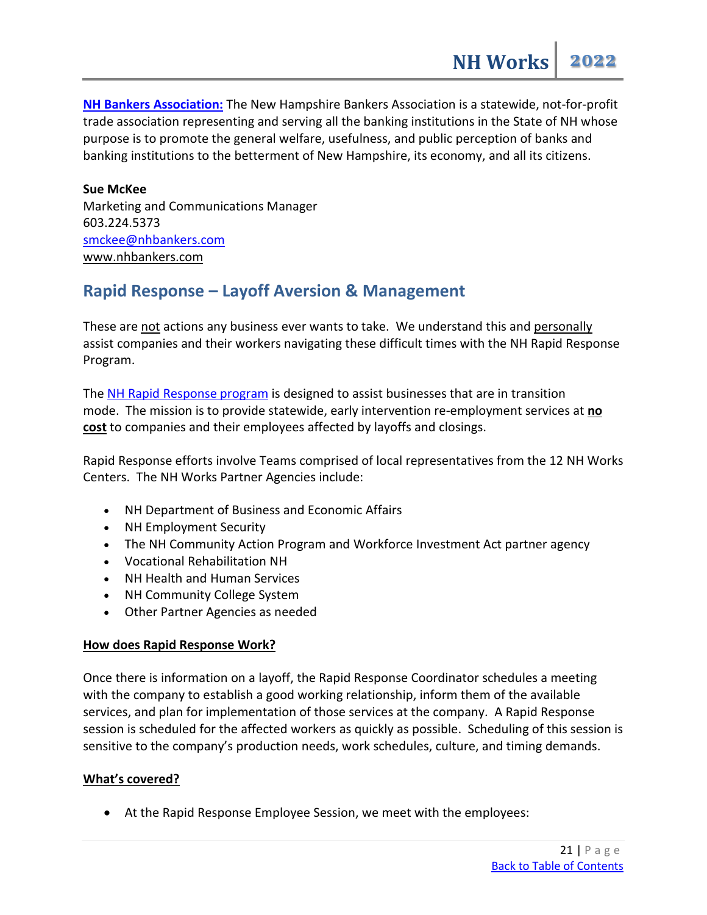**NH Bankers Association:** The New Hampshire Bankers Association is a statewide, not-for-profit trade association representing and serving all the banking institutions in the State of NH whose purpose is to promote the general welfare, usefulness, and public perception of banks and banking institutions to the betterment of New Hampshire, its economy, and all its citizens.

**Sue McKee**
Marketing and Communications Manager
603.224.5373
smckee@nhbankers.com
www.nhbankers.com

## Rapid Response – Layoff Aversion & Management

These are not actions any business ever wants to take. We understand this and personally assist companies and their workers navigating these difficult times with the NH Rapid Response Program.

The NH Rapid Response program is designed to assist businesses that are in transition mode. The mission is to provide statewide, early intervention re-employment services at **no cost** to companies and their employees affected by layoffs and closings.

Rapid Response efforts involve Teams comprised of local representatives from the 12 NH Works Centers. The NH Works Partner Agencies include:

- NH Department of Business and Economic Affairs
- NH Employment Security
- The NH Community Action Program and Workforce Investment Act partner agency
- Vocational Rehabilitation NH
- NH Health and Human Services
- NH Community College System
- Other Partner Agencies as needed

**How does Rapid Response Work?**

Once there is information on a layoff, the Rapid Response Coordinator schedules a meeting with the company to establish a good working relationship, inform them of the available services, and plan for implementation of those services at the company. A Rapid Response session is scheduled for the affected workers as quickly as possible. Scheduling of this session is sensitive to the company's production needs, work schedules, culture, and timing demands.

**What's covered?**

- At the Rapid Response Employee Session, we meet with the employees: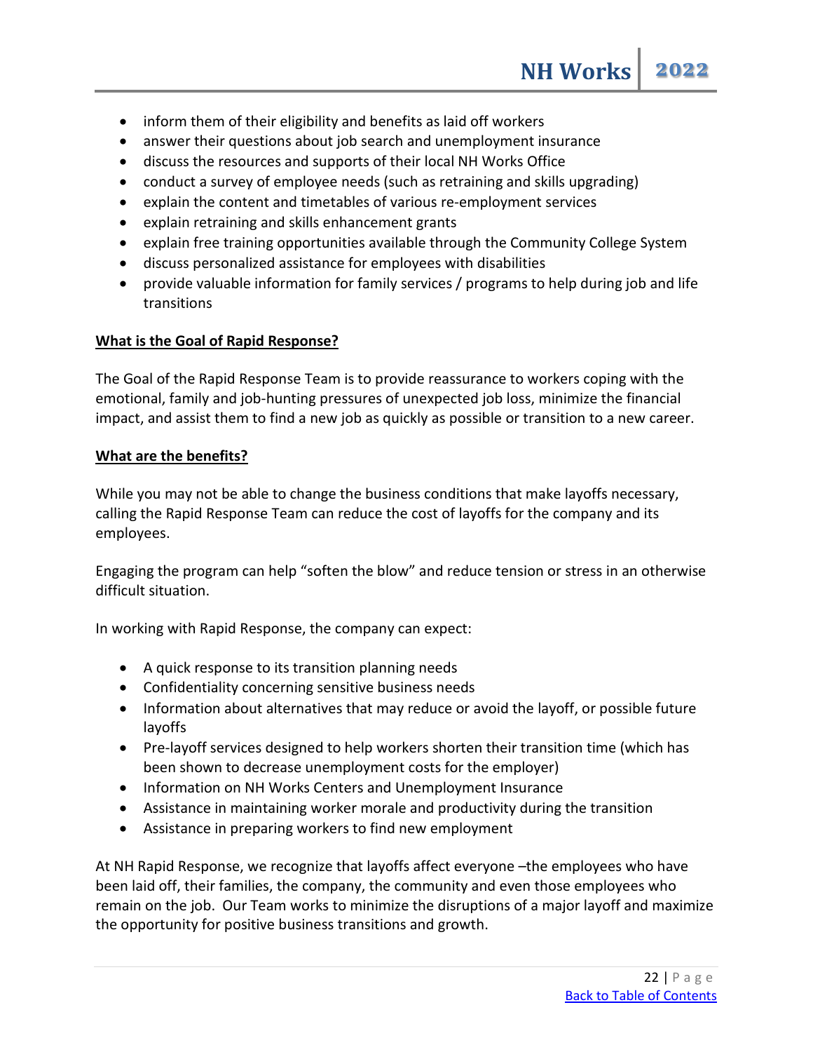- inform them of their eligibility and benefits as laid off workers
- answer their questions about job search and unemployment insurance
- discuss the resources and supports of their local NH Works Office
- conduct a survey of employee needs (such as retraining and skills upgrading)
- explain the content and timetables of various re-employment services
- explain retraining and skills enhancement grants
- explain free training opportunities available through the Community College System
- discuss personalized assistance for employees with disabilities
- provide valuable information for family services / programs to help during job and life transitions

**What is the Goal of Rapid Response?**

The Goal of the Rapid Response Team is to provide reassurance to workers coping with the emotional, family and job-hunting pressures of unexpected job loss, minimize the financial impact, and assist them to find a new job as quickly as possible or transition to a new career.

**What are the benefits?**

While you may not be able to change the business conditions that make layoffs necessary, calling the Rapid Response Team can reduce the cost of layoffs for the company and its employees.

Engaging the program can help "soften the blow" and reduce tension or stress in an otherwise difficult situation.

In working with Rapid Response, the company can expect:

- A quick response to its transition planning needs
- Confidentiality concerning sensitive business needs
- Information about alternatives that may reduce or avoid the layoff, or possible future layoffs
- Pre-layoff services designed to help workers shorten their transition time (which has been shown to decrease unemployment costs for the employer)
- Information on NH Works Centers and Unemployment Insurance
- Assistance in maintaining worker morale and productivity during the transition
- Assistance in preparing workers to find new employment

At NH Rapid Response, we recognize that layoffs affect everyone –the employees who have been laid off, their families, the company, the community and even those employees who remain on the job. Our Team works to minimize the disruptions of a major layoff and maximize the opportunity for positive business transitions and growth.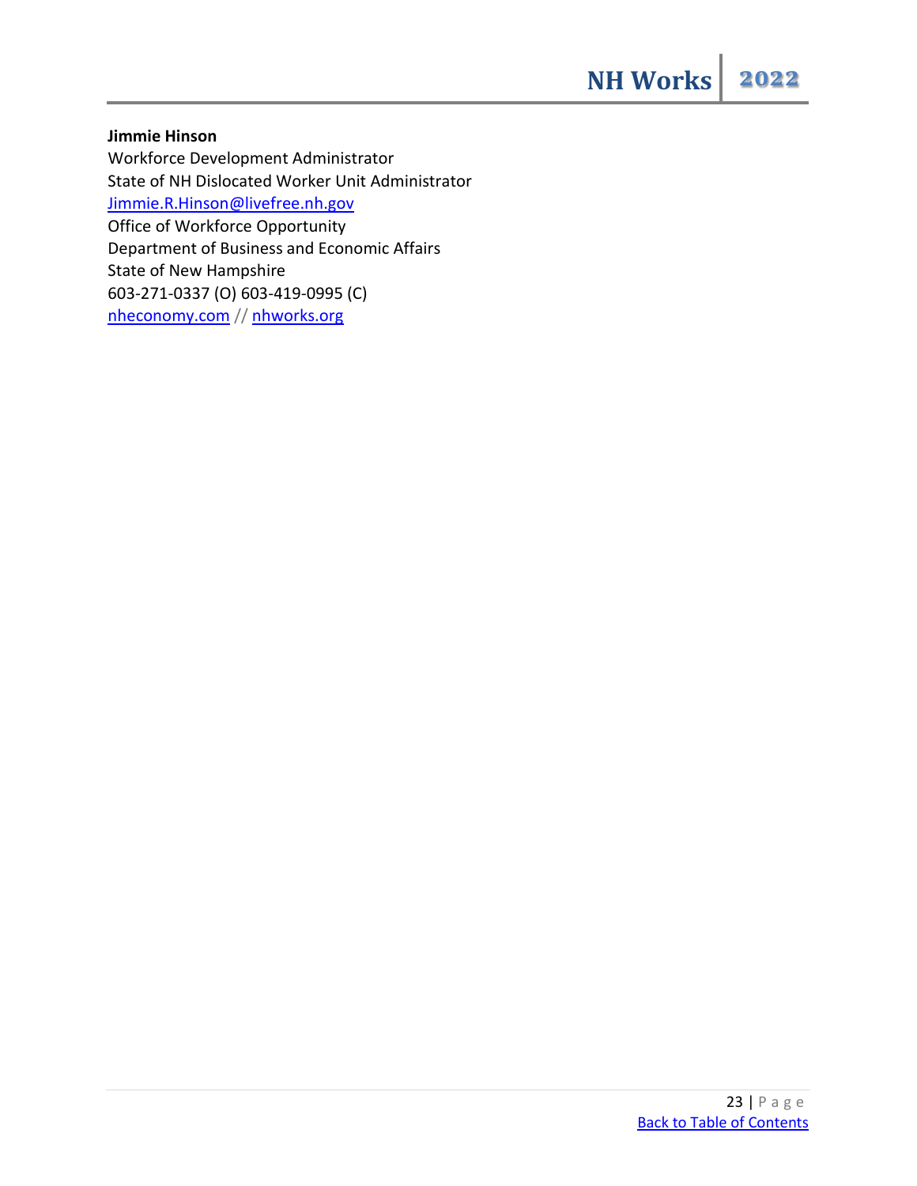**Jimmie Hinson**
Workforce Development Administrator
State of NH Dislocated Worker Unit Administrator
Jimmie.R.Hinson@livefree.nh.gov
Office of Workforce Opportunity
Department of Business and Economic Affairs
State of New Hampshire
603-271-0337 (O) 603-419-0995 (C)
nheconomy.com // nhworks.org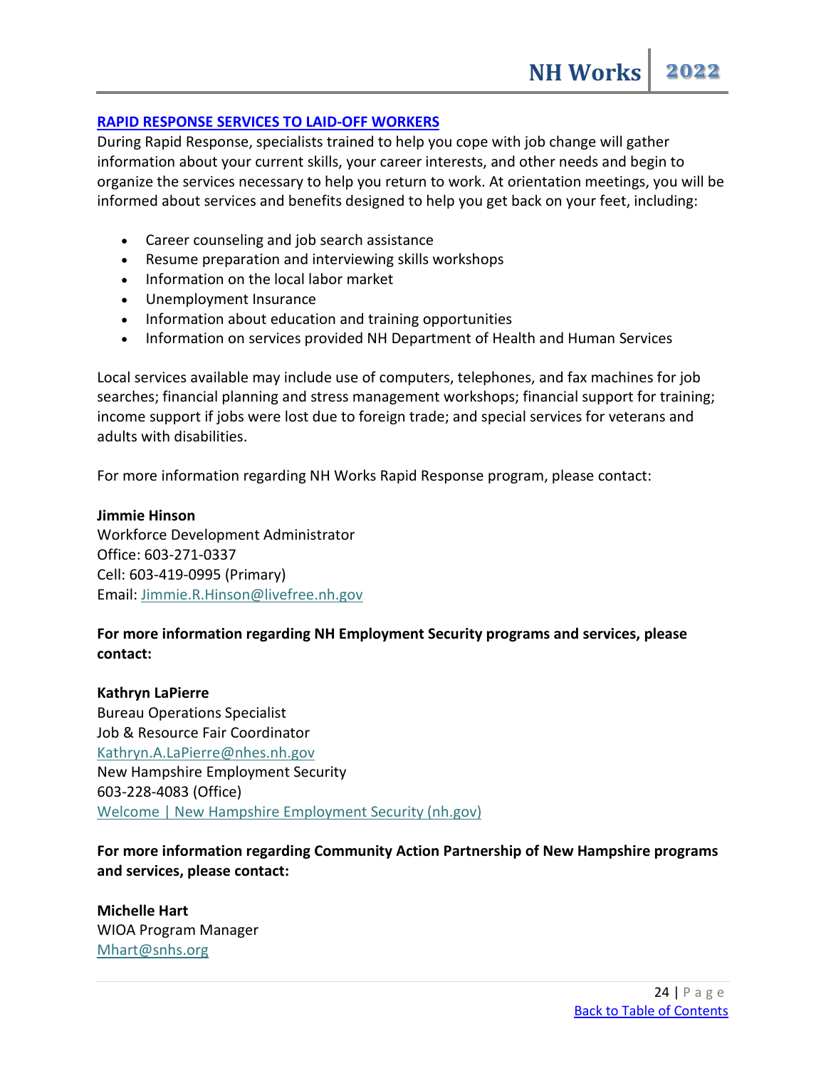## RAPID RESPONSE SERVICES TO LAID-OFF WORKERS

During Rapid Response, specialists trained to help you cope with job change will gather information about your current skills, your career interests, and other needs and begin to organize the services necessary to help you return to work. At orientation meetings, you will be informed about services and benefits designed to help you get back on your feet, including:

- Career counseling and job search assistance
- Resume preparation and interviewing skills workshops
- Information on the local labor market
- Unemployment Insurance
- Information about education and training opportunities
- Information on services provided NH Department of Health and Human Services

Local services available may include use of computers, telephones, and fax machines for job searches; financial planning and stress management workshops; financial support for training; income support if jobs were lost due to foreign trade; and special services for veterans and adults with disabilities.

For more information regarding NH Works Rapid Response program, please contact:

**Jimmie Hinson**
Workforce Development Administrator
Office: 603-271-0337
Cell: 603-419-0995 (Primary)
Email: Jimmie.R.Hinson@livefree.nh.gov

**For more information regarding NH Employment Security programs and services, please contact:**

**Kathryn LaPierre**
Bureau Operations Specialist
Job & Resource Fair Coordinator
Kathryn.A.LaPierre@nhes.nh.gov
New Hampshire Employment Security
603-228-4083 (Office)
Welcome | New Hampshire Employment Security (nh.gov)

**For more information regarding Community Action Partnership of New Hampshire programs and services, please contact:**

**Michelle Hart**
WIOA Program Manager
Mhart@snhs.org

Back to Table of Contents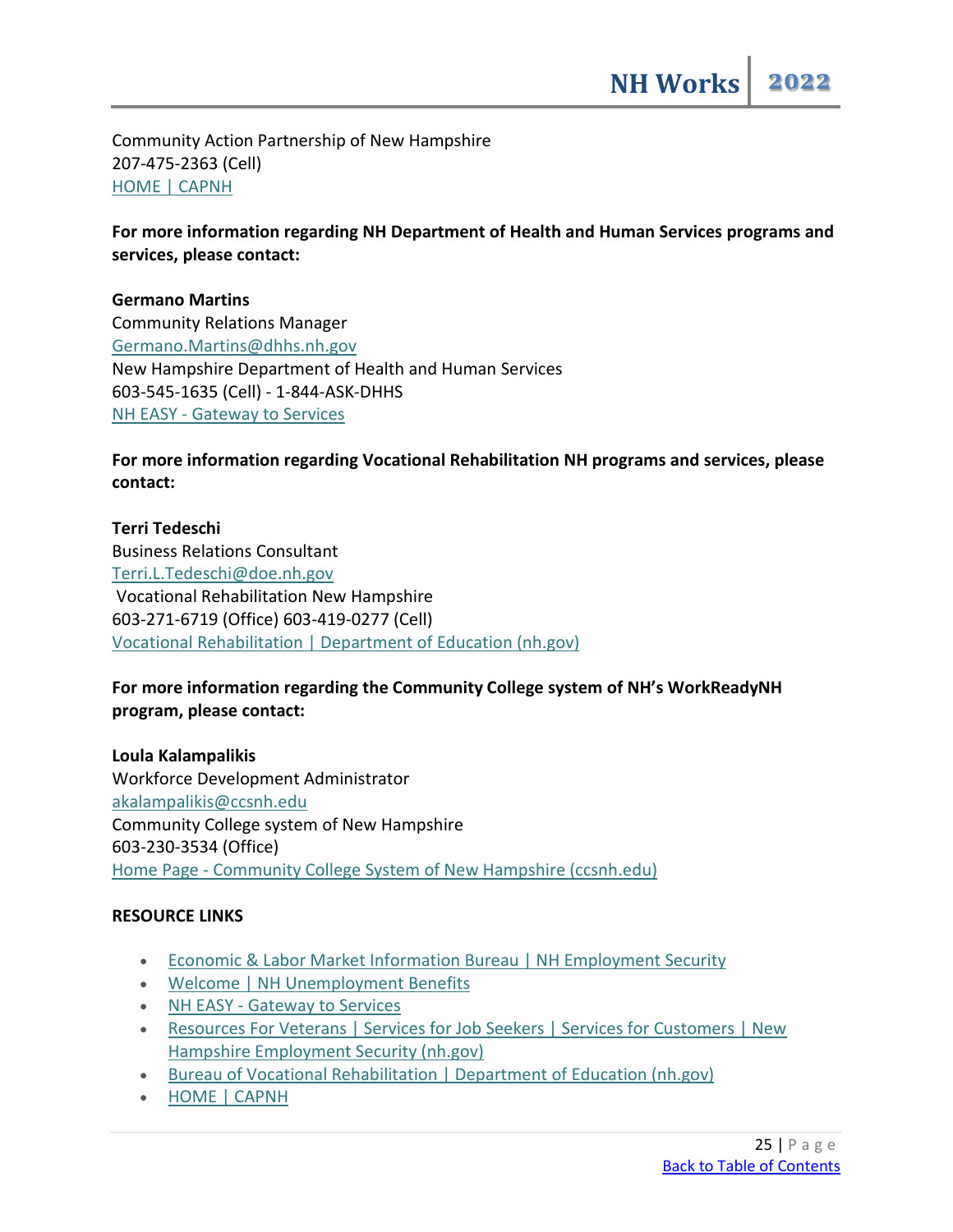Community Action Partnership of New Hampshire
207-475-2363 (Cell)
HOME | CAPNH

**For more information regarding NH Department of Health and Human Services programs and services, please contact:**

**Germano Martins**
Community Relations Manager
Germano.Martins@dhhs.nh.gov
New Hampshire Department of Health and Human Services
603-545-1635 (Cell) - 1-844-ASK-DHHS
NH EASY - Gateway to Services

**For more information regarding Vocational Rehabilitation NH programs and services, please contact:**

**Terri Tedeschi**
Business Relations Consultant
Terri.L.Tedeschi@doe.nh.gov
Vocational Rehabilitation New Hampshire
603-271-6719 (Office) 603-419-0277 (Cell)
Vocational Rehabilitation | Department of Education (nh.gov)

**For more information regarding the Community College system of NH's WorkReadyNH program, please contact:**

**Loula Kalampalikis**
Workforce Development Administrator
akalampalikis@ccsnh.edu
Community College system of New Hampshire
603-230-3534 (Office)
Home Page - Community College System of New Hampshire (ccsnh.edu)

**RESOURCE LINKS**

- Economic & Labor Market Information Bureau | NH Employment Security
- Welcome | NH Unemployment Benefits
- NH EASY - Gateway to Services
- Resources For Veterans | Services for Job Seekers | Services for Customers | New Hampshire Employment Security (nh.gov)
- Bureau of Vocational Rehabilitation | Department of Education (nh.gov)
- HOME | CAPNH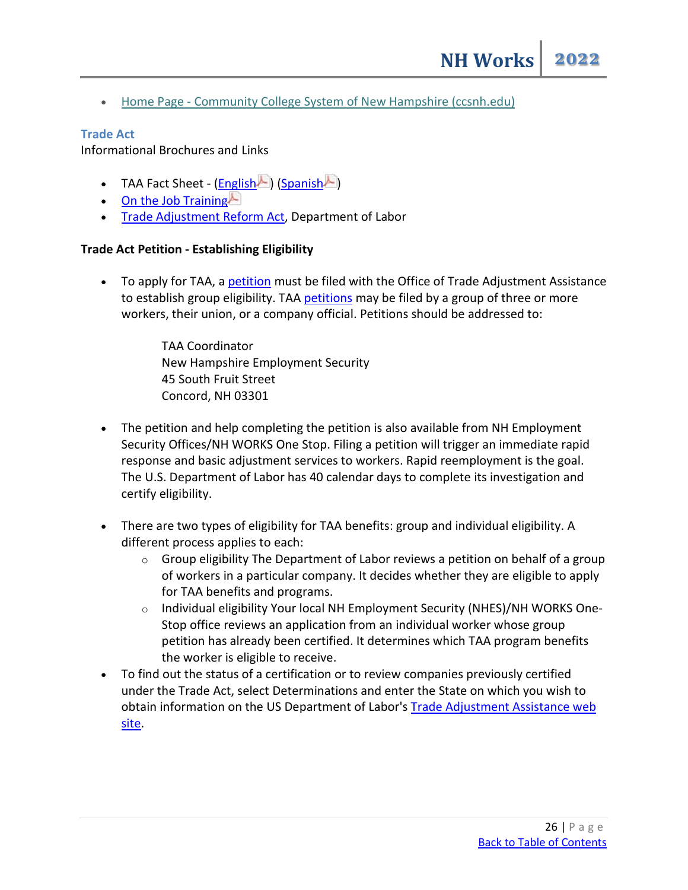- Home Page - Community College System of New Hampshire (ccsnh.edu)

### Trade Act

Informational Brochures and Links

- TAA Fact Sheet - (English) (Spanish)
- On the Job Training
- Trade Adjustment Reform Act, Department of Labor

**Trade Act Petition - Establishing Eligibility**

- To apply for TAA, a petition must be filed with the Office of Trade Adjustment Assistance to establish group eligibility. TAA petitions may be filed by a group of three or more workers, their union, or a company official. Petitions should be addressed to:

  TAA Coordinator
  New Hampshire Employment Security
  45 South Fruit Street
  Concord, NH 03301

- The petition and help completing the petition is also available from NH Employment Security Offices/NH WORKS One Stop. Filing a petition will trigger an immediate rapid response and basic adjustment services to workers. Rapid reemployment is the goal. The U.S. Department of Labor has 40 calendar days to complete its investigation and certify eligibility.

- There are two types of eligibility for TAA benefits: group and individual eligibility. A different process applies to each:
  - Group eligibility The Department of Labor reviews a petition on behalf of a group of workers in a particular company. It decides whether they are eligible to apply for TAA benefits and programs.
  - Individual eligibility Your local NH Employment Security (NHES)/NH WORKS One-Stop office reviews an application from an individual worker whose group petition has already been certified. It determines which TAA program benefits the worker is eligible to receive.
- To find out the status of a certification or to review companies previously certified under the Trade Act, select Determinations and enter the State on which you wish to obtain information on the US Department of Labor's Trade Adjustment Assistance web site.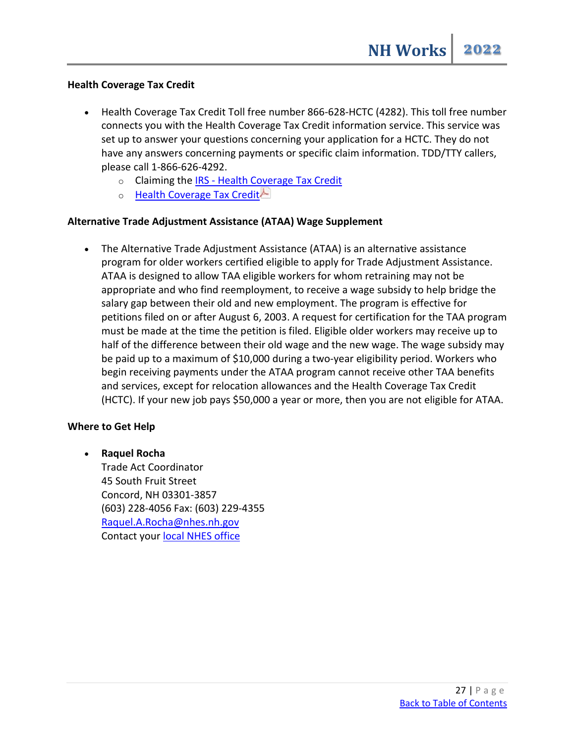### Health Coverage Tax Credit

- Health Coverage Tax Credit Toll free number 866-628-HCTC (4282). This toll free number connects you with the Health Coverage Tax Credit information service. This service was set up to answer your questions concerning your application for a HCTC. They do not have any answers concerning payments or specific claim information. TDD/TTY callers, please call 1-866-626-4292.
  - Claiming the IRS - Health Coverage Tax Credit
  - Health Coverage Tax Credit

### Alternative Trade Adjustment Assistance (ATAA) Wage Supplement

- The Alternative Trade Adjustment Assistance (ATAA) is an alternative assistance program for older workers certified eligible to apply for Trade Adjustment Assistance. ATAA is designed to allow TAA eligible workers for whom retraining may not be appropriate and who find reemployment, to receive a wage subsidy to help bridge the salary gap between their old and new employment. The program is effective for petitions filed on or after August 6, 2003. A request for certification for the TAA program must be made at the time the petition is filed. Eligible older workers may receive up to half of the difference between their old wage and the new wage. The wage subsidy may be paid up to a maximum of $10,000 during a two-year eligibility period. Workers who begin receiving payments under the ATAA program cannot receive other TAA benefits and services, except for relocation allowances and the Health Coverage Tax Credit (HCTC). If your new job pays $50,000 a year or more, then you are not eligible for ATAA.

### Where to Get Help

- **Raquel Rocha**
  Trade Act Coordinator
  45 South Fruit Street
  Concord, NH 03301-3857
  (603) 228-4056 Fax: (603) 229-4355
  Raquel.A.Rocha@nhes.nh.gov
  Contact your local NHES office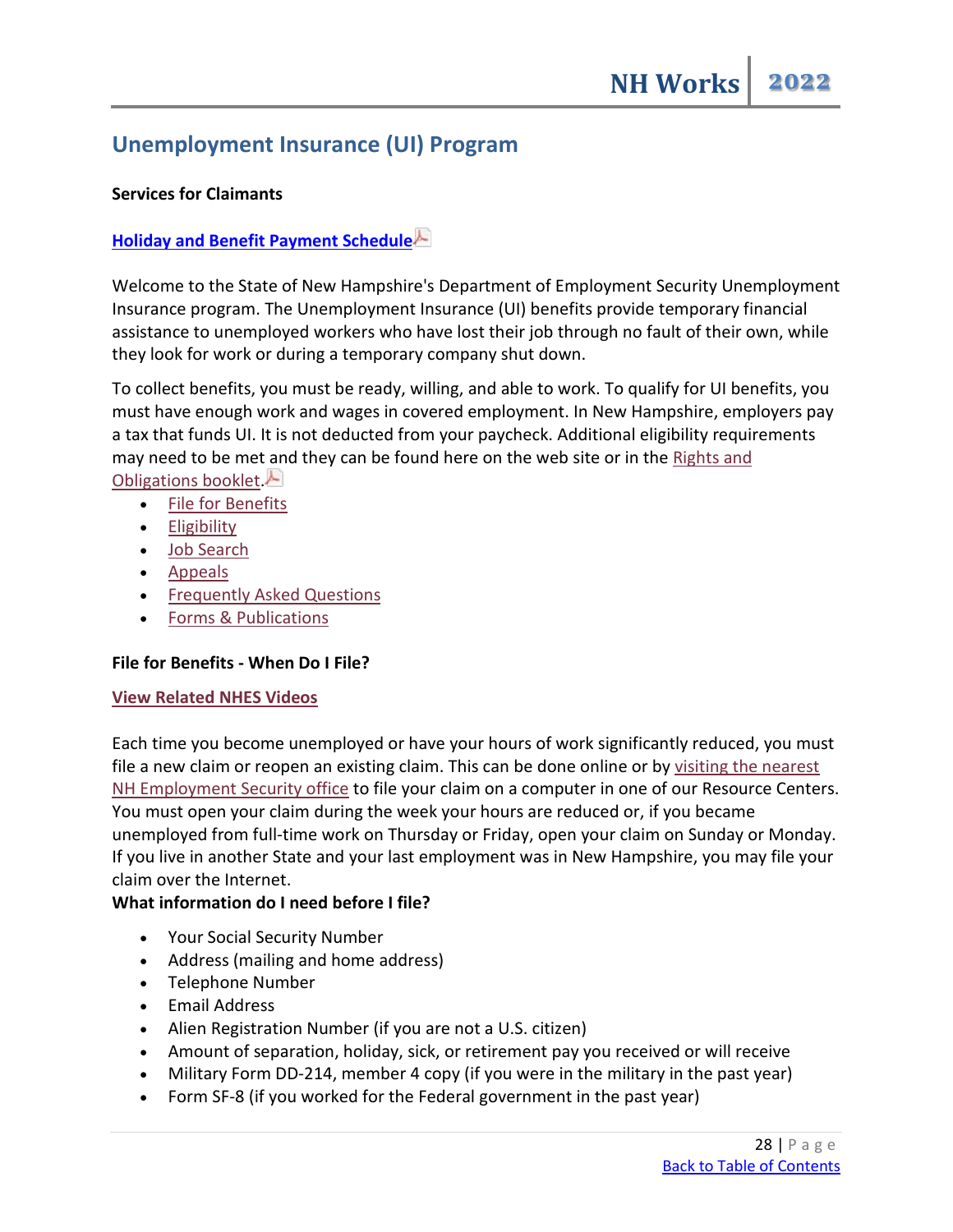## Unemployment Insurance (UI) Program

**Services for Claimants**

**Holiday and Benefit Payment Schedule**

Welcome to the State of New Hampshire's Department of Employment Security Unemployment Insurance program. The Unemployment Insurance (UI) benefits provide temporary financial assistance to unemployed workers who have lost their job through no fault of their own, while they look for work or during a temporary company shut down.

To collect benefits, you must be ready, willing, and able to work. To qualify for UI benefits, you must have enough work and wages in covered employment. In New Hampshire, employers pay a tax that funds UI. It is not deducted from your paycheck. Additional eligibility requirements may need to be met and they can be found here on the web site or in the Rights and Obligations booklet.

- File for Benefits
- Eligibility
- Job Search
- Appeals
- Frequently Asked Questions
- Forms & Publications

**File for Benefits - When Do I File?**

**View Related NHES Videos**

Each time you become unemployed or have your hours of work significantly reduced, you must file a new claim or reopen an existing claim. This can be done online or by visiting the nearest NH Employment Security office to file your claim on a computer in one of our Resource Centers. You must open your claim during the week your hours are reduced or, if you became unemployed from full-time work on Thursday or Friday, open your claim on Sunday or Monday. If you live in another State and your last employment was in New Hampshire, you may file your claim over the Internet.

**What information do I need before I file?**

- Your Social Security Number
- Address (mailing and home address)
- Telephone Number
- Email Address
- Alien Registration Number (if you are not a U.S. citizen)
- Amount of separation, holiday, sick, or retirement pay you received or will receive
- Military Form DD-214, member 4 copy (if you were in the military in the past year)
- Form SF-8 (if you worked for the Federal government in the past year)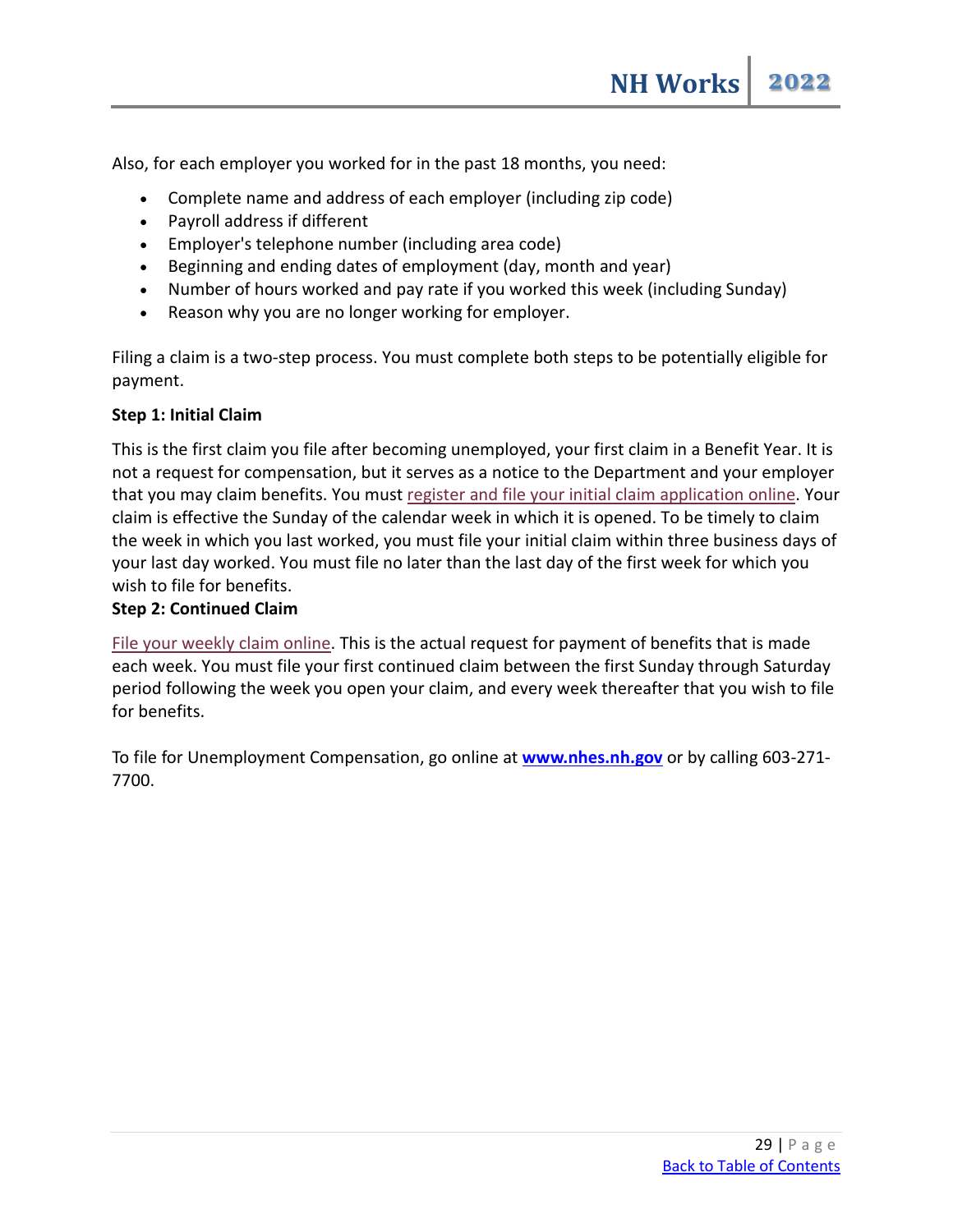Also, for each employer you worked for in the past 18 months, you need:

- Complete name and address of each employer (including zip code)
- Payroll address if different
- Employer's telephone number (including area code)
- Beginning and ending dates of employment (day, month and year)
- Number of hours worked and pay rate if you worked this week (including Sunday)
- Reason why you are no longer working for employer.

Filing a claim is a two-step process. You must complete both steps to be potentially eligible for payment.

**Step 1: Initial Claim**

This is the first claim you file after becoming unemployed, your first claim in a Benefit Year. It is not a request for compensation, but it serves as a notice to the Department and your employer that you may claim benefits. You must register and file your initial claim application online. Your claim is effective the Sunday of the calendar week in which it is opened. To be timely to claim the week in which you last worked, you must file your initial claim within three business days of your last day worked. You must file no later than the last day of the first week for which you wish to file for benefits.

**Step 2: Continued Claim**

File your weekly claim online. This is the actual request for payment of benefits that is made each week. You must file your first continued claim between the first Sunday through Saturday period following the week you open your claim, and every week thereafter that you wish to file for benefits.

To file for Unemployment Compensation, go online at **www.nhes.nh.gov** or by calling 603-271-7700.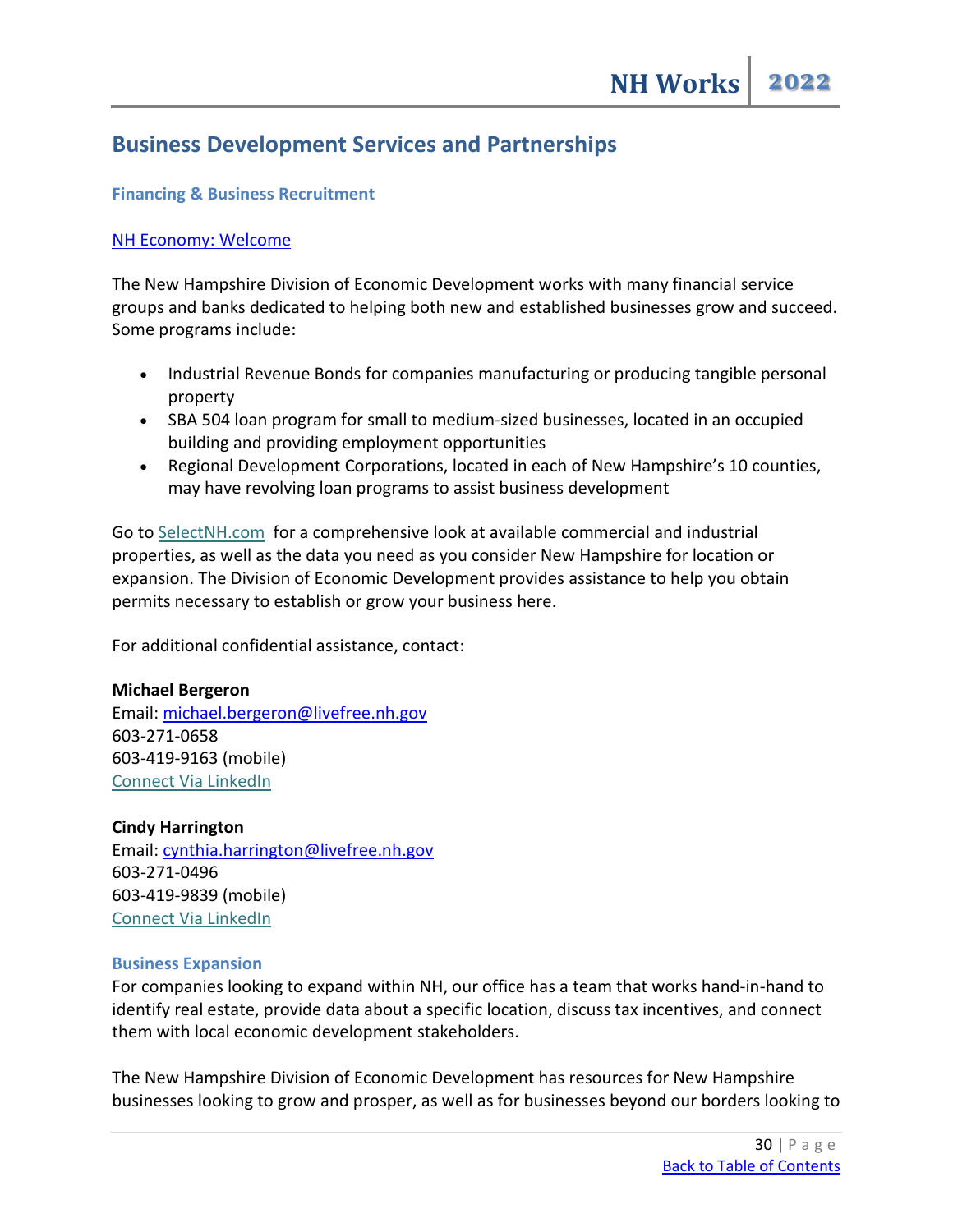## Business Development Services and Partnerships

### Financing & Business Recruitment

NH Economy: Welcome

The New Hampshire Division of Economic Development works with many financial service groups and banks dedicated to helping both new and established businesses grow and succeed. Some programs include:

- Industrial Revenue Bonds for companies manufacturing or producing tangible personal property
- SBA 504 loan program for small to medium-sized businesses, located in an occupied building and providing employment opportunities
- Regional Development Corporations, located in each of New Hampshire's 10 counties, may have revolving loan programs to assist business development

Go to SelectNH.com for a comprehensive look at available commercial and industrial properties, as well as the data you need as you consider New Hampshire for location or expansion. The Division of Economic Development provides assistance to help you obtain permits necessary to establish or grow your business here.

For additional confidential assistance, contact:

**Michael Bergeron**
Email: michael.bergeron@livefree.nh.gov
603-271-0658
603-419-9163 (mobile)
Connect Via LinkedIn

**Cindy Harrington**
Email: cynthia.harrington@livefree.nh.gov
603-271-0496
603-419-9839 (mobile)
Connect Via LinkedIn

### Business Expansion

For companies looking to expand within NH, our office has a team that works hand-in-hand to identify real estate, provide data about a specific location, discuss tax incentives, and connect them with local economic development stakeholders.

The New Hampshire Division of Economic Development has resources for New Hampshire businesses looking to grow and prosper, as well as for businesses beyond our borders looking to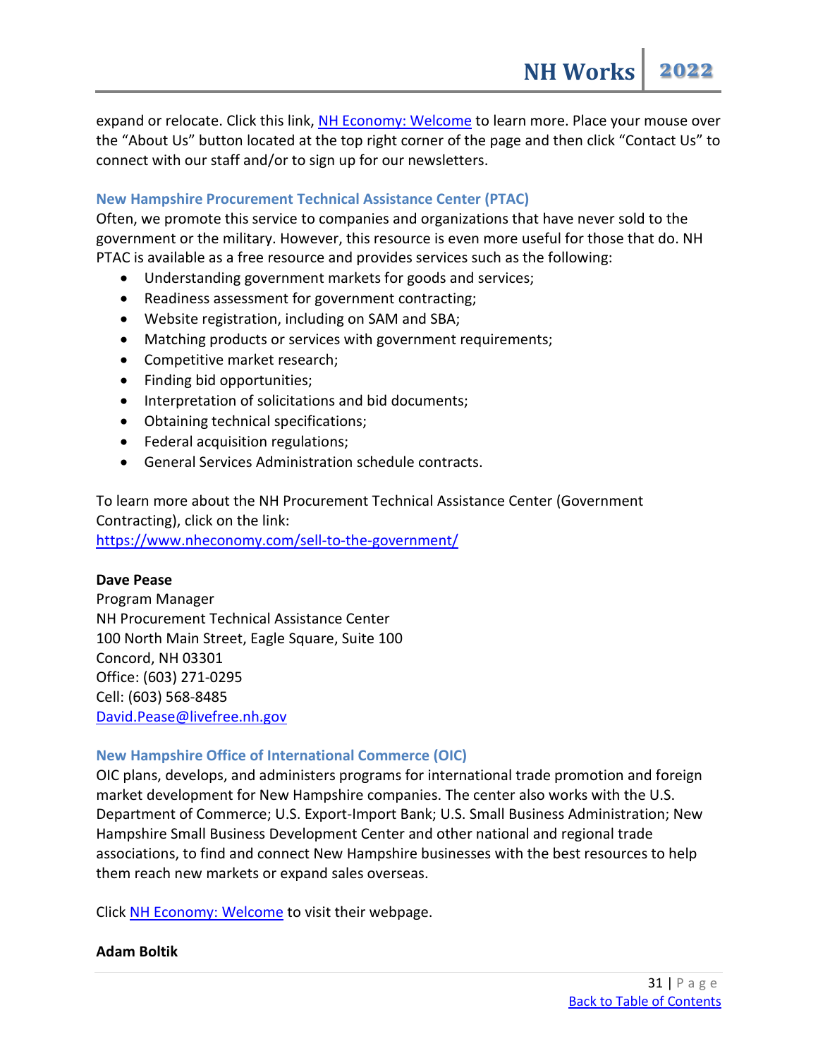expand or relocate. Click this link, [NH Economy: Welcome] to learn more. Place your mouse over the "About Us" button located at the top right corner of the page and then click "Contact Us" to connect with our staff and/or to sign up for our newsletters.

### New Hampshire Procurement Technical Assistance Center (PTAC)

Often, we promote this service to companies and organizations that have never sold to the government or the military. However, this resource is even more useful for those that do. NH PTAC is available as a free resource and provides services such as the following:

- Understanding government markets for goods and services;
- Readiness assessment for government contracting;
- Website registration, including on SAM and SBA;
- Matching products or services with government requirements;
- Competitive market research;
- Finding bid opportunities;
- Interpretation of solicitations and bid documents;
- Obtaining technical specifications;
- Federal acquisition regulations;
- General Services Administration schedule contracts.

To learn more about the NH Procurement Technical Assistance Center (Government Contracting), click on the link:
https://www.nheconomy.com/sell-to-the-government/

**Dave Pease**
Program Manager
NH Procurement Technical Assistance Center
100 North Main Street, Eagle Square, Suite 100
Concord, NH 03301
Office: (603) 271-0295
Cell: (603) 568-8485
David.Pease@livefree.nh.gov

### New Hampshire Office of International Commerce (OIC)

OIC plans, develops, and administers programs for international trade promotion and foreign market development for New Hampshire companies. The center also works with the U.S. Department of Commerce; U.S. Export-Import Bank; U.S. Small Business Administration; New Hampshire Small Business Development Center and other national and regional trade associations, to find and connect New Hampshire businesses with the best resources to help them reach new markets or expand sales overseas.

Click [NH Economy: Welcome] to visit their webpage.

**Adam Boltik**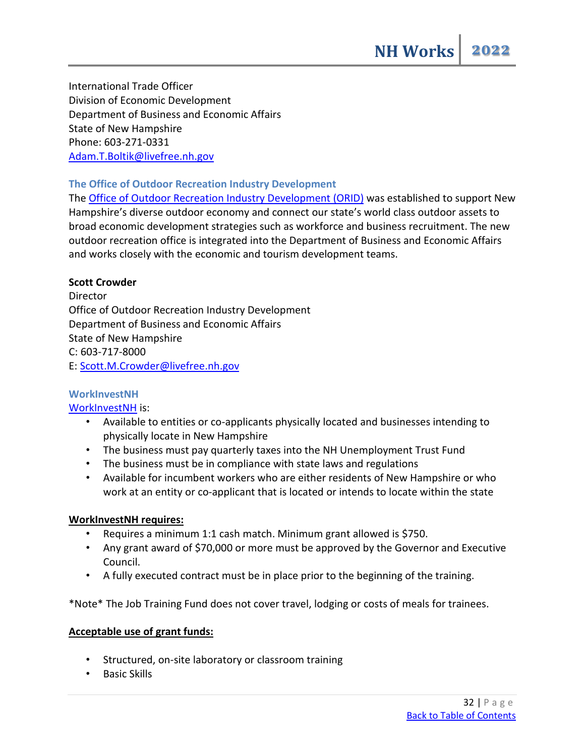International Trade Officer
Division of Economic Development
Department of Business and Economic Affairs
State of New Hampshire
Phone: 603-271-0331
Adam.T.Boltik@livefree.nh.gov

### The Office of Outdoor Recreation Industry Development

The Office of Outdoor Recreation Industry Development (ORID) was established to support New Hampshire's diverse outdoor economy and connect our state's world class outdoor assets to broad economic development strategies such as workforce and business recruitment. The new outdoor recreation office is integrated into the Department of Business and Economic Affairs and works closely with the economic and tourism development teams.

**Scott Crowder**
Director
Office of Outdoor Recreation Industry Development
Department of Business and Economic Affairs
State of New Hampshire
C: 603-717-8000
E: Scott.M.Crowder@livefree.nh.gov

### WorkInvestNH

WorkInvestNH is:

- Available to entities or co-applicants physically located and businesses intending to physically locate in New Hampshire
- The business must pay quarterly taxes into the NH Unemployment Trust Fund
- The business must be in compliance with state laws and regulations
- Available for incumbent workers who are either residents of New Hampshire or who work at an entity or co-applicant that is located or intends to locate within the state

**WorkInvestNH requires:**

- Requires a minimum 1:1 cash match. Minimum grant allowed is $750.
- Any grant award of $70,000 or more must be approved by the Governor and Executive Council.
- A fully executed contract must be in place prior to the beginning of the training.

*Note* The Job Training Fund does not cover travel, lodging or costs of meals for trainees.

**Acceptable use of grant funds:**

- Structured, on-site laboratory or classroom training
- Basic Skills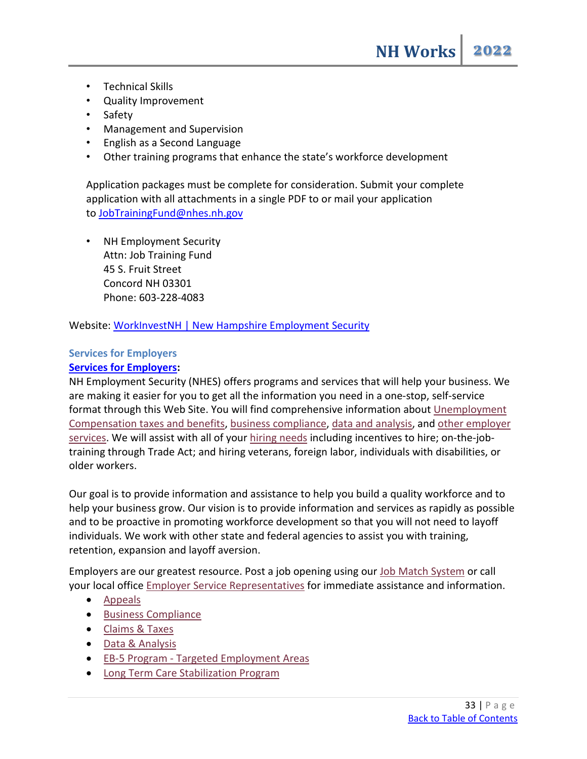- Technical Skills
- Quality Improvement
- Safety
- Management and Supervision
- English as a Second Language
- Other training programs that enhance the state's workforce development

Application packages must be complete for consideration. Submit your complete application with all attachments in a single PDF to or mail your application to JobTrainingFund@nhes.nh.gov

- NH Employment Security
  Attn: Job Training Fund
  45 S. Fruit Street
  Concord NH 03301
  Phone: 603-228-4083

Website: WorkInvestNH | New Hampshire Employment Security

### Services for Employers

**Services for Employers:**
NH Employment Security (NHES) offers programs and services that will help your business. We are making it easier for you to get all the information you need in a one-stop, self-service format through this Web Site. You will find comprehensive information about Unemployment Compensation taxes and benefits, business compliance, data and analysis, and other employer services. We will assist with all of your hiring needs including incentives to hire; on-the-job-training through Trade Act; and hiring veterans, foreign labor, individuals with disabilities, or older workers.

Our goal is to provide information and assistance to help you build a quality workforce and to help your business grow. Our vision is to provide information and services as rapidly as possible and to be proactive in promoting workforce development so that you will not need to layoff individuals. We work with other state and federal agencies to assist you with training, retention, expansion and layoff aversion.

Employers are our greatest resource. Post a job opening using our Job Match System or call your local office Employer Service Representatives for immediate assistance and information.

- Appeals
- Business Compliance
- Claims & Taxes
- Data & Analysis
- EB-5 Program - Targeted Employment Areas
- Long Term Care Stabilization Program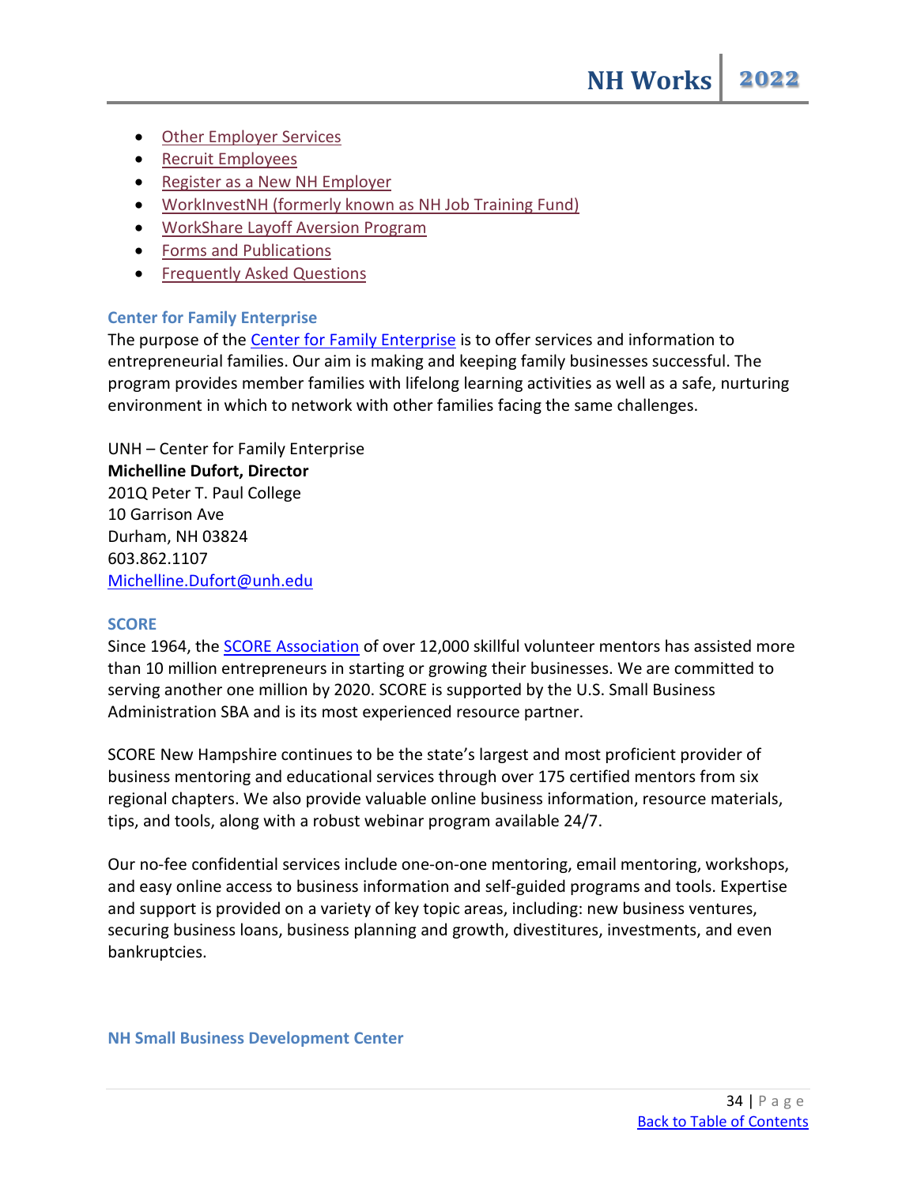- Other Employer Services
- Recruit Employees
- Register as a New NH Employer
- WorkInvestNH (formerly known as NH Job Training Fund)
- WorkShare Layoff Aversion Program
- Forms and Publications
- Frequently Asked Questions

### Center for Family Enterprise

The purpose of the Center for Family Enterprise is to offer services and information to entrepreneurial families. Our aim is making and keeping family businesses successful. The program provides member families with lifelong learning activities as well as a safe, nurturing environment in which to network with other families facing the same challenges.

UNH – Center for Family Enterprise
**Michelline Dufort, Director**
201Q Peter T. Paul College
10 Garrison Ave
Durham, NH 03824
603.862.1107
Michelline.Dufort@unh.edu

### SCORE

Since 1964, the SCORE Association of over 12,000 skillful volunteer mentors has assisted more than 10 million entrepreneurs in starting or growing their businesses. We are committed to serving another one million by 2020. SCORE is supported by the U.S. Small Business Administration SBA and is its most experienced resource partner.

SCORE New Hampshire continues to be the state's largest and most proficient provider of business mentoring and educational services through over 175 certified mentors from six regional chapters. We also provide valuable online business information, resource materials, tips, and tools, along with a robust webinar program available 24/7.

Our no-fee confidential services include one-on-one mentoring, email mentoring, workshops, and easy online access to business information and self-guided programs and tools. Expertise and support is provided on a variety of key topic areas, including: new business ventures, securing business loans, business planning and growth, divestitures, investments, and even bankruptcies.

### NH Small Business Development Center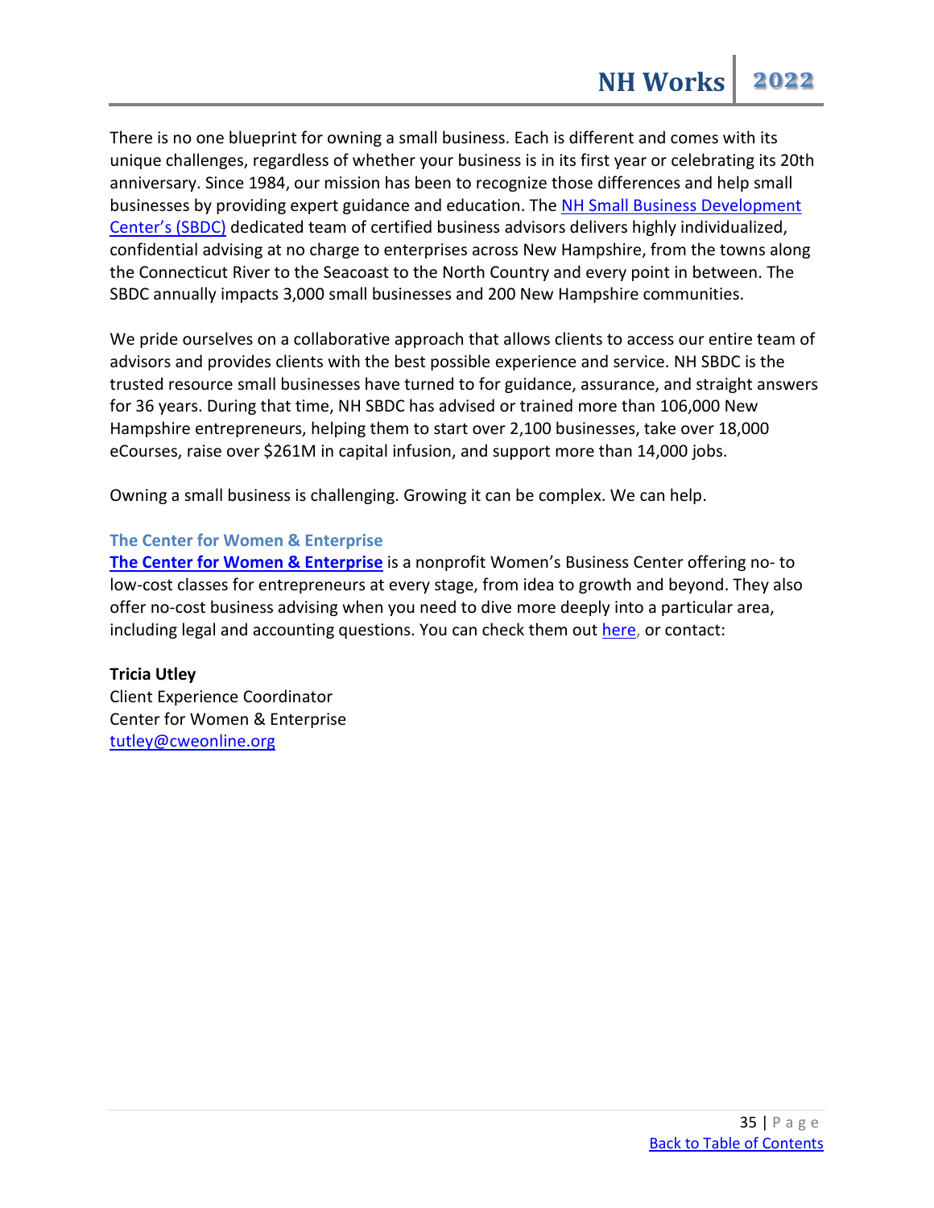There is no one blueprint for owning a small business. Each is different and comes with its unique challenges, regardless of whether your business is in its first year or celebrating its 20th anniversary. Since 1984, our mission has been to recognize those differences and help small businesses by providing expert guidance and education. The [NH Small Business Development Center's (SBDC)]() dedicated team of certified business advisors delivers highly individualized, confidential advising at no charge to enterprises across New Hampshire, from the towns along the Connecticut River to the Seacoast to the North Country and every point in between. The SBDC annually impacts 3,000 small businesses and 200 New Hampshire communities.

We pride ourselves on a collaborative approach that allows clients to access our entire team of advisors and provides clients with the best possible experience and service. NH SBDC is the trusted resource small businesses have turned to for guidance, assurance, and straight answers for 36 years. During that time, NH SBDC has advised or trained more than 106,000 New Hampshire entrepreneurs, helping them to start over 2,100 businesses, take over 18,000 eCourses, raise over $261M in capital infusion, and support more than 14,000 jobs.

Owning a small business is challenging. Growing it can be complex. We can help.

### The Center for Women & Enterprise

**The Center for Women & Enterprise** is a nonprofit Women's Business Center offering no- to low-cost classes for entrepreneurs at every stage, from idea to growth and beyond. They also offer no-cost business advising when you need to dive more deeply into a particular area, including legal and accounting questions. You can check them out here, or contact:

**Tricia Utley**
Client Experience Coordinator
Center for Women & Enterprise
tutley@cweonline.org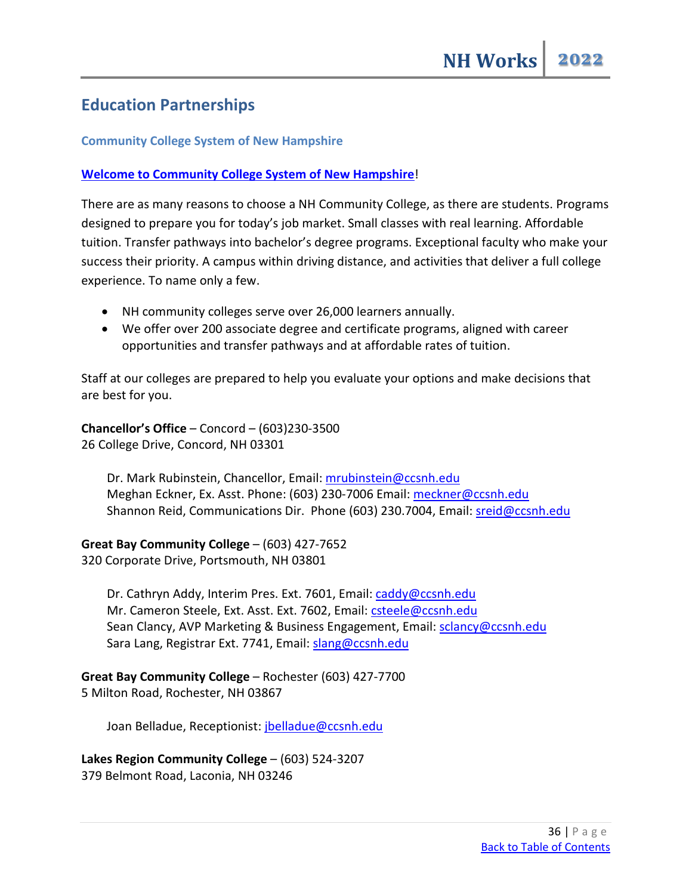## Education Partnerships

### Community College System of New Hampshire

**Welcome to Community College System of New Hampshire**!

There are as many reasons to choose a NH Community College, as there are students. Programs designed to prepare you for today's job market. Small classes with real learning. Affordable tuition. Transfer pathways into bachelor's degree programs. Exceptional faculty who make your success their priority. A campus within driving distance, and activities that deliver a full college experience. To name only a few.

- NH community colleges serve over 26,000 learners annually.
- We offer over 200 associate degree and certificate programs, aligned with career opportunities and transfer pathways and at affordable rates of tuition.

Staff at our colleges are prepared to help you evaluate your options and make decisions that are best for you.

**Chancellor's Office** – Concord – (603)230-3500
26 College Drive, Concord, NH 03301

Dr. Mark Rubinstein, Chancellor, Email: mrubinstein@ccsnh.edu
Meghan Eckner, Ex. Asst. Phone: (603) 230-7006 Email: meckner@ccsnh.edu
Shannon Reid, Communications Dir. Phone (603) 230.7004, Email: sreid@ccsnh.edu

**Great Bay Community College** – (603) 427-7652
320 Corporate Drive, Portsmouth, NH 03801

Dr. Cathryn Addy, Interim Pres. Ext. 7601, Email: caddy@ccsnh.edu
Mr. Cameron Steele, Ext. Asst. Ext. 7602, Email: csteele@ccsnh.edu
Sean Clancy, AVP Marketing & Business Engagement, Email: sclancy@ccsnh.edu
Sara Lang, Registrar Ext. 7741, Email: slang@ccsnh.edu

**Great Bay Community College** – Rochester (603) 427-7700
5 Milton Road, Rochester, NH 03867

Joan Belladue, Receptionist: jbelladue@ccsnh.edu

**Lakes Region Community College** – (603) 524-3207
379 Belmont Road, Laconia, NH 03246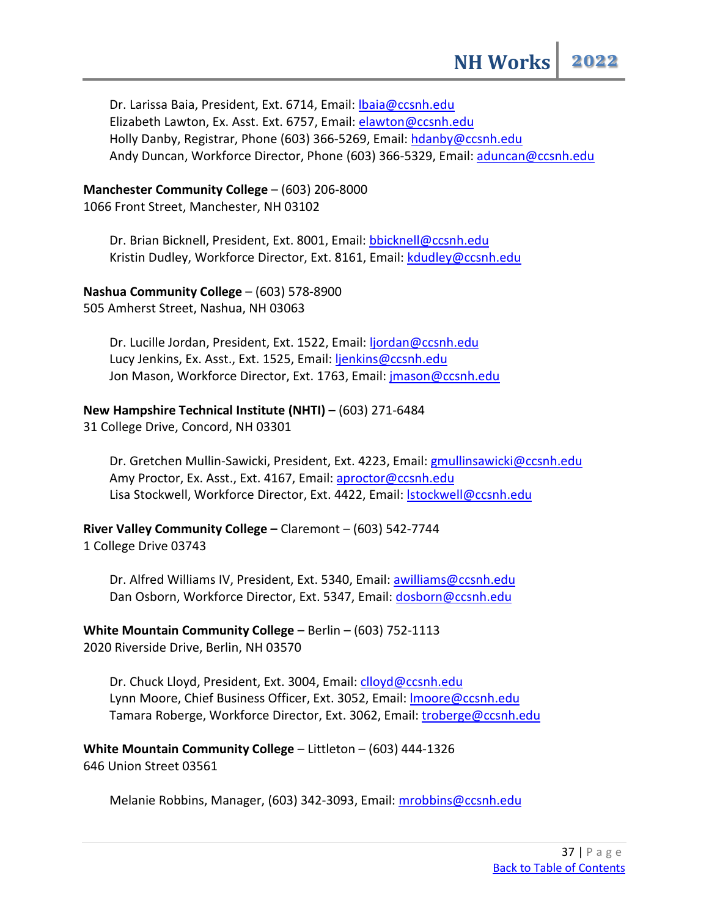Dr. Larissa Baia, President, Ext. 6714, Email: lbaia@ccsnh.edu
Elizabeth Lawton, Ex. Asst. Ext. 6757, Email: elawton@ccsnh.edu
Holly Danby, Registrar, Phone (603) 366-5269, Email: hdanby@ccsnh.edu
Andy Duncan, Workforce Director, Phone (603) 366-5329, Email: aduncan@ccsnh.edu

**Manchester Community College** – (603) 206-8000
1066 Front Street, Manchester, NH 03102

Dr. Brian Bicknell, President, Ext. 8001, Email: bbicknell@ccsnh.edu
Kristin Dudley, Workforce Director, Ext. 8161, Email: kdudley@ccsnh.edu

**Nashua Community College** – (603) 578-8900
505 Amherst Street, Nashua, NH 03063

Dr. Lucille Jordan, President, Ext. 1522, Email: ljordan@ccsnh.edu
Lucy Jenkins, Ex. Asst., Ext. 1525, Email: ljenkins@ccsnh.edu
Jon Mason, Workforce Director, Ext. 1763, Email: jmason@ccsnh.edu

**New Hampshire Technical Institute (NHTI)** – (603) 271-6484
31 College Drive, Concord, NH 03301

Dr. Gretchen Mullin-Sawicki, President, Ext. 4223, Email: gmullinsawicki@ccsnh.edu
Amy Proctor, Ex. Asst., Ext. 4167, Email: aproctor@ccsnh.edu
Lisa Stockwell, Workforce Director, Ext. 4422, Email: lstockwell@ccsnh.edu

**River Valley Community College –** Claremont – (603) 542-7744
1 College Drive 03743

Dr. Alfred Williams IV, President, Ext. 5340, Email: awilliams@ccsnh.edu
Dan Osborn, Workforce Director, Ext. 5347, Email: dosborn@ccsnh.edu

**White Mountain Community College** – Berlin – (603) 752-1113
2020 Riverside Drive, Berlin, NH 03570

Dr. Chuck Lloyd, President, Ext. 3004, Email: clloyd@ccsnh.edu
Lynn Moore, Chief Business Officer, Ext. 3052, Email: lmoore@ccsnh.edu
Tamara Roberge, Workforce Director, Ext. 3062, Email: troberge@ccsnh.edu

**White Mountain Community College** – Littleton – (603) 444-1326
646 Union Street 03561

Melanie Robbins, Manager, (603) 342-3093, Email: mrobbins@ccsnh.edu

Back to Table of Contents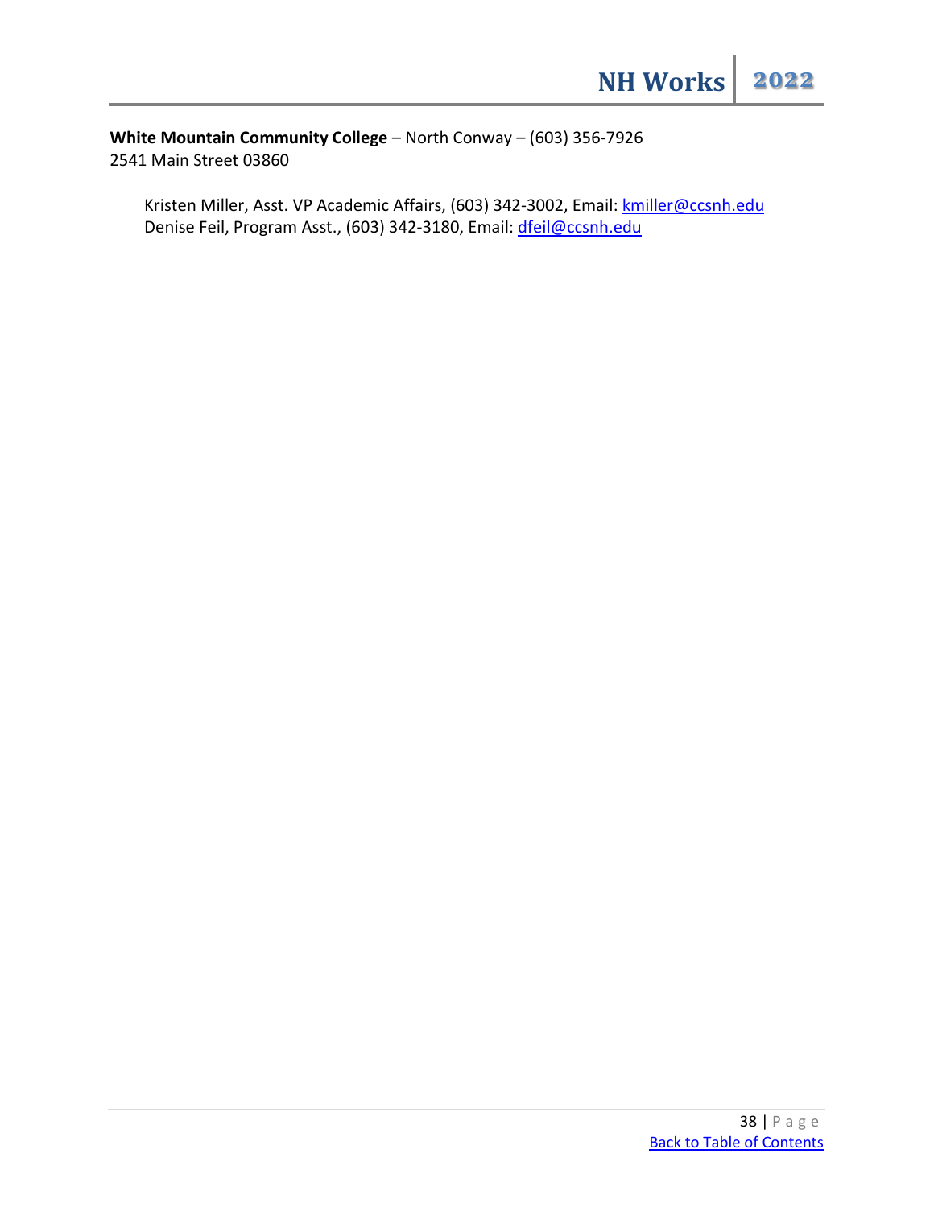**White Mountain Community College** – North Conway – (603) 356-7926
2541 Main Street 03860

Kristen Miller, Asst. VP Academic Affairs, (603) 342-3002, Email: kmiller@ccsnh.edu
Denise Feil, Program Asst., (603) 342-3180, Email: dfeil@ccsnh.edu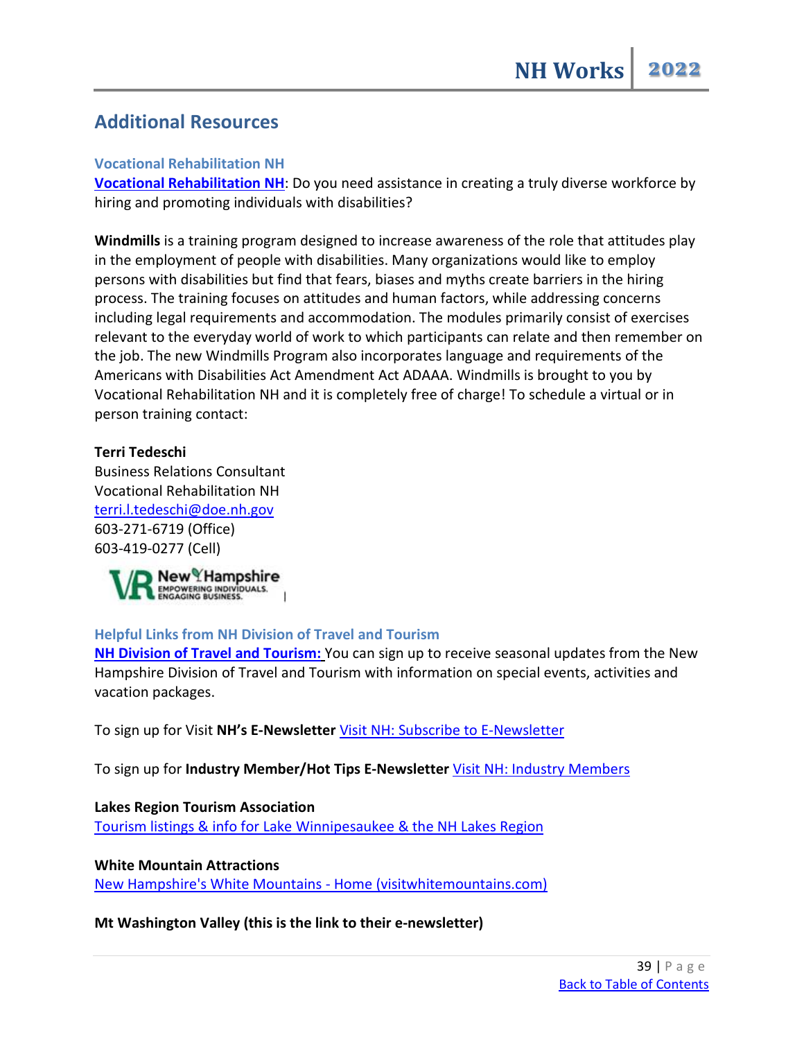## Additional Resources

### Vocational Rehabilitation NH

**Vocational Rehabilitation NH**: Do you need assistance in creating a truly diverse workforce by hiring and promoting individuals with disabilities?

**Windmills** is a training program designed to increase awareness of the role that attitudes play in the employment of people with disabilities. Many organizations would like to employ persons with disabilities but find that fears, biases and myths create barriers in the hiring process. The training focuses on attitudes and human factors, while addressing concerns including legal requirements and accommodation. The modules primarily consist of exercises relevant to the everyday world of work to which participants can relate and then remember on the job. The new Windmills Program also incorporates language and requirements of the Americans with Disabilities Act Amendment Act ADAAA. Windmills is brought to you by Vocational Rehabilitation NH and it is completely free of charge! To schedule a virtual or in person training contact:

**Terri Tedeschi**
Business Relations Consultant
Vocational Rehabilitation NH
terri.l.tedeschi@doe.nh.gov
603-271-6719 (Office)
603-419-0277 (Cell)

VR New Hampshire
EMPOWERING INDIVIDUALS.
ENGAGING BUSINESS.

### Helpful Links from NH Division of Travel and Tourism

**NH Division of Travel and Tourism:** You can sign up to receive seasonal updates from the New Hampshire Division of Travel and Tourism with information on special events, activities and vacation packages.

To sign up for Visit **NH's E-Newsletter** Visit NH: Subscribe to E-Newsletter

To sign up for **Industry Member/Hot Tips E-Newsletter** Visit NH: Industry Members

**Lakes Region Tourism Association**
Tourism listings & info for Lake Winnipesaukee & the NH Lakes Region

**White Mountain Attractions**
New Hampshire's White Mountains - Home (visitwhitemountains.com)

**Mt Washington Valley (this is the link to their e-newsletter)**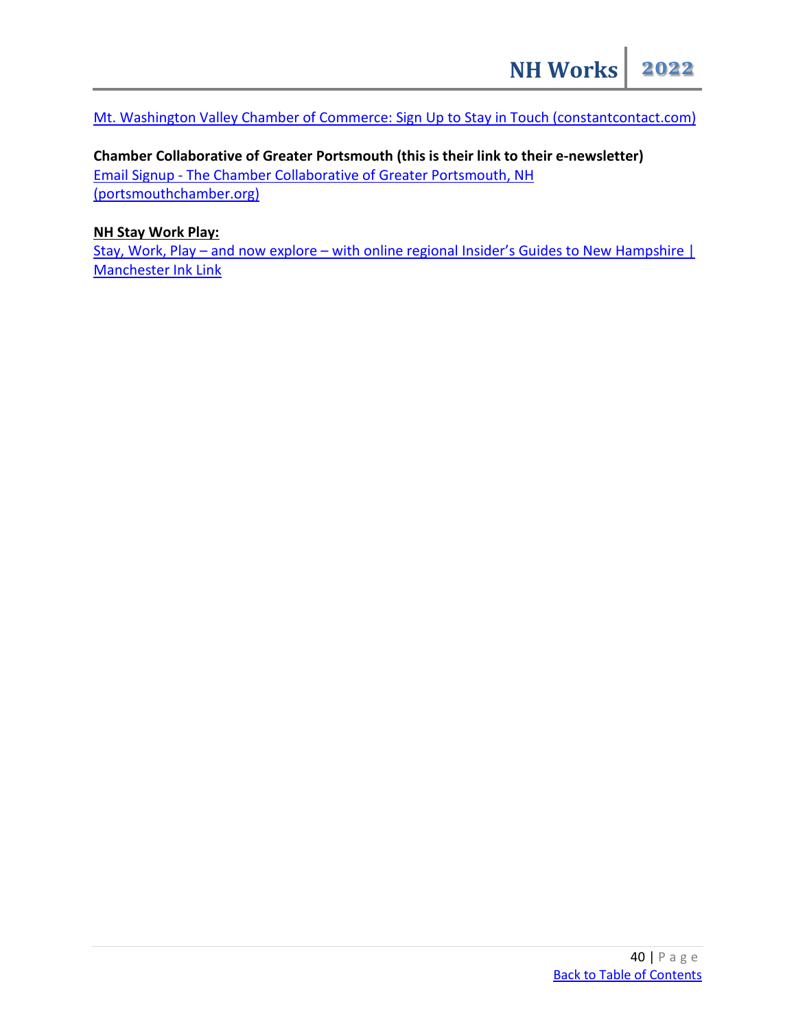Mt. Washington Valley Chamber of Commerce: Sign Up to Stay in Touch (constantcontact.com)

**Chamber Collaborative of Greater Portsmouth (this is their link to their e-newsletter)**
Email Signup - The Chamber Collaborative of Greater Portsmouth, NH (portsmouthchamber.org)

**NH Stay Work Play:**
Stay, Work, Play – and now explore – with online regional Insider's Guides to New Hampshire | Manchester Ink Link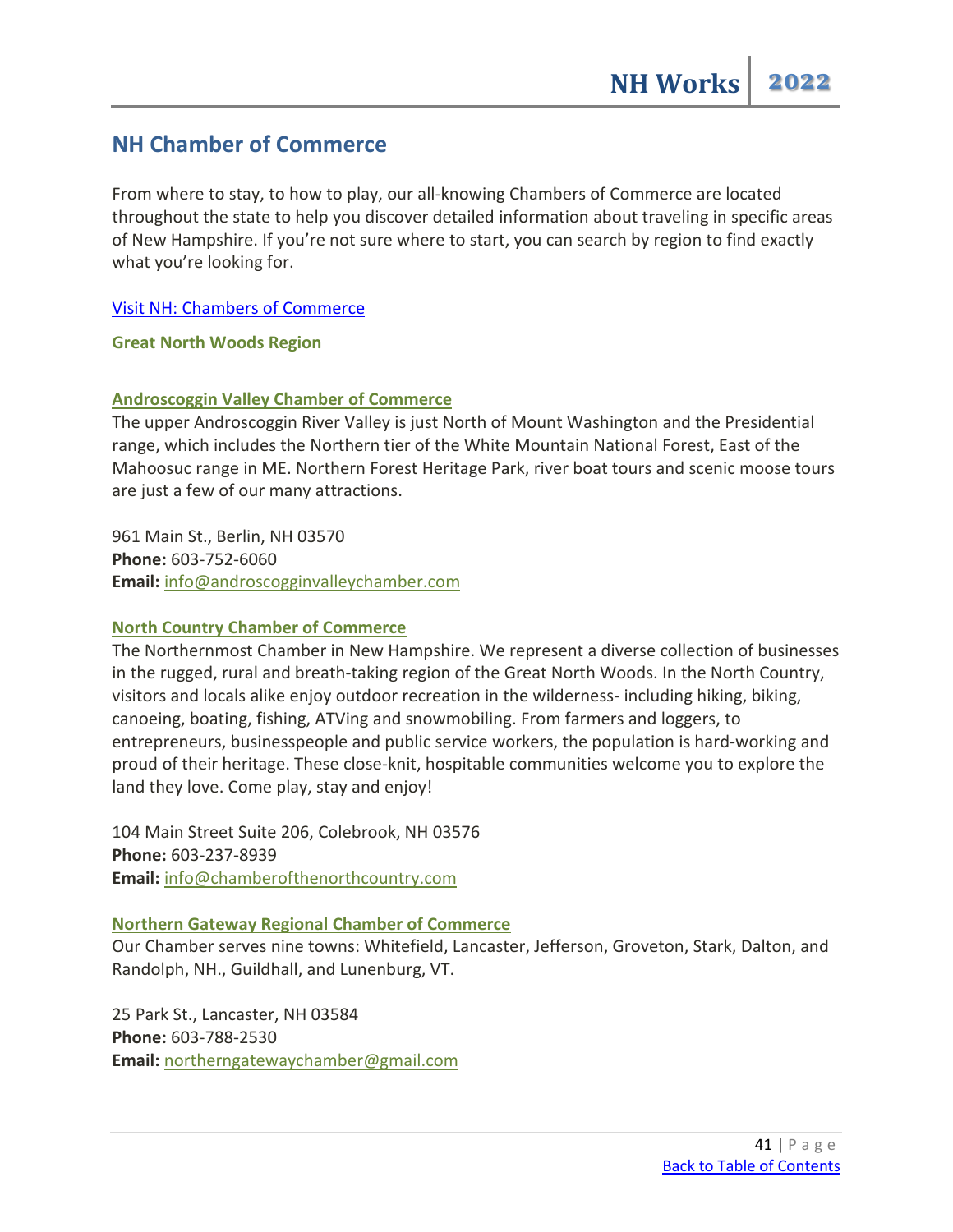## NH Chamber of Commerce

From where to stay, to how to play, our all-knowing Chambers of Commerce are located throughout the state to help you discover detailed information about traveling in specific areas of New Hampshire. If you're not sure where to start, you can search by region to find exactly what you're looking for.

[Visit NH: Chambers of Commerce]

### Great North Woods Region

#### Androscoggin Valley Chamber of Commerce

The upper Androscoggin River Valley is just North of Mount Washington and the Presidential range, which includes the Northern tier of the White Mountain National Forest, East of the Mahoosuc range in ME. Northern Forest Heritage Park, river boat tours and scenic moose tours are just a few of our many attractions.

961 Main St., Berlin, NH 03570
**Phone:** 603-752-6060
**Email:** info@androscogginvalleychamber.com

#### North Country Chamber of Commerce

The Northernmost Chamber in New Hampshire. We represent a diverse collection of businesses in the rugged, rural and breath-taking region of the Great North Woods. In the North Country, visitors and locals alike enjoy outdoor recreation in the wilderness- including hiking, biking, canoeing, boating, fishing, ATVing and snowmobiling. From farmers and loggers, to entrepreneurs, businesspeople and public service workers, the population is hard-working and proud of their heritage. These close-knit, hospitable communities welcome you to explore the land they love. Come play, stay and enjoy!

104 Main Street Suite 206, Colebrook, NH 03576
**Phone:** 603-237-8939
**Email:** info@chamberofthenorthcountry.com

#### Northern Gateway Regional Chamber of Commerce

Our Chamber serves nine towns: Whitefield, Lancaster, Jefferson, Groveton, Stark, Dalton, and Randolph, NH., Guildhall, and Lunenburg, VT.

25 Park St., Lancaster, NH 03584
**Phone:** 603-788-2530
**Email:** northerngatewaychamber@gmail.com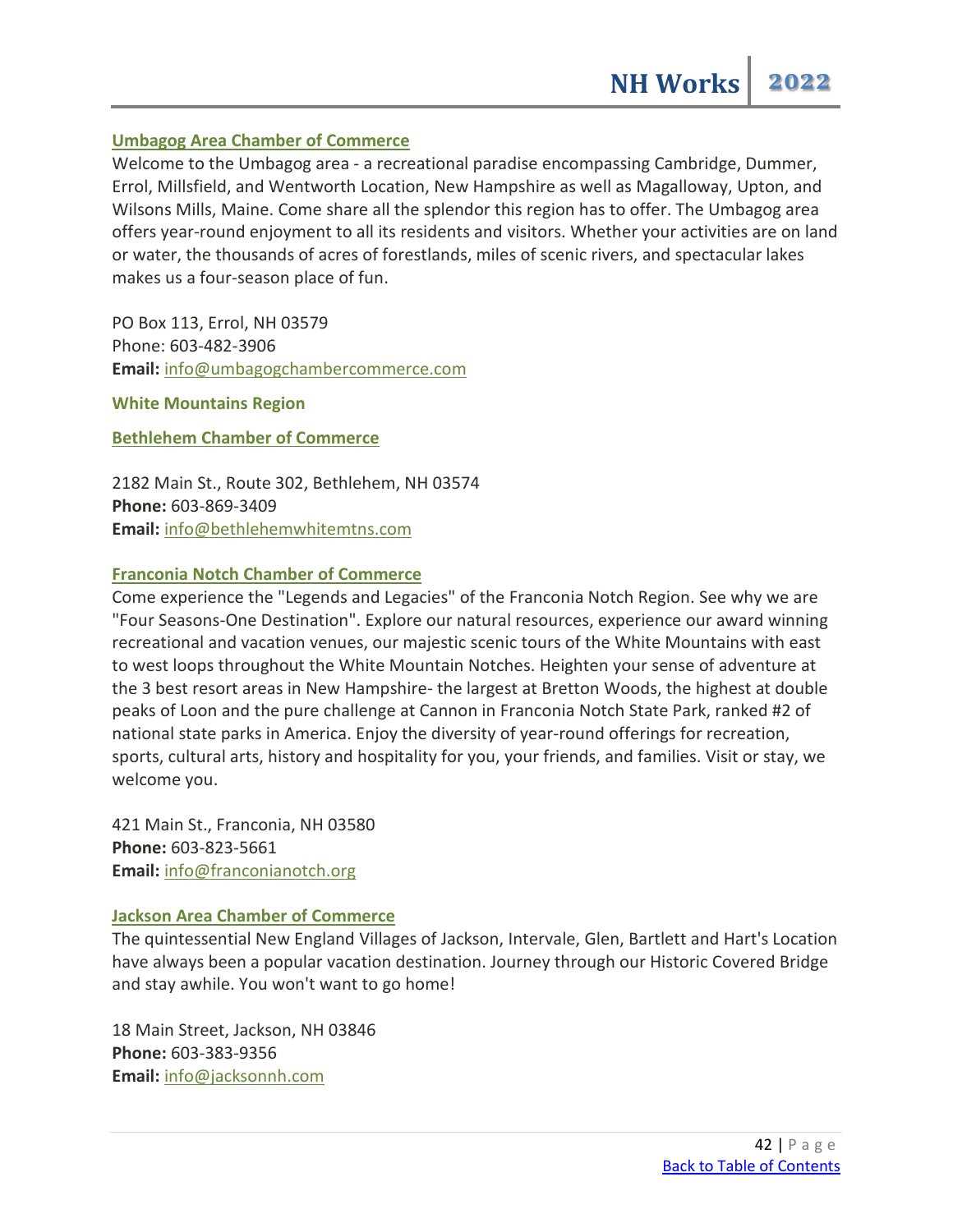### Umbagog Area Chamber of Commerce

Welcome to the Umbagog area - a recreational paradise encompassing Cambridge, Dummer, Errol, Millsfield, and Wentworth Location, New Hampshire as well as Magalloway, Upton, and Wilsons Mills, Maine. Come share all the splendor this region has to offer. The Umbagog area offers year-round enjoyment to all its residents and visitors. Whether your activities are on land or water, the thousands of acres of forestlands, miles of scenic rivers, and spectacular lakes makes us a four-season place of fun.

PO Box 113, Errol, NH 03579
Phone: 603-482-3906
**Email:** info@umbagogchambercommerce.com

## White Mountains Region

### Bethlehem Chamber of Commerce

2182 Main St., Route 302, Bethlehem, NH 03574
**Phone:** 603-869-3409
**Email:** info@bethlehemwhitemtns.com

### Franconia Notch Chamber of Commerce

Come experience the "Legends and Legacies" of the Franconia Notch Region. See why we are "Four Seasons-One Destination". Explore our natural resources, experience our award winning recreational and vacation venues, our majestic scenic tours of the White Mountains with east to west loops throughout the White Mountain Notches. Heighten your sense of adventure at the 3 best resort areas in New Hampshire- the largest at Bretton Woods, the highest at double peaks of Loon and the pure challenge at Cannon in Franconia Notch State Park, ranked #2 of national state parks in America. Enjoy the diversity of year-round offerings for recreation, sports, cultural arts, history and hospitality for you, your friends, and families. Visit or stay, we welcome you.

421 Main St., Franconia, NH 03580
**Phone:** 603-823-5661
**Email:** info@franconianotch.org

### Jackson Area Chamber of Commerce

The quintessential New England Villages of Jackson, Intervale, Glen, Bartlett and Hart's Location have always been a popular vacation destination. Journey through our Historic Covered Bridge and stay awhile. You won't want to go home!

18 Main Street, Jackson, NH 03846
**Phone:** 603-383-9356
**Email:** info@jacksonnh.com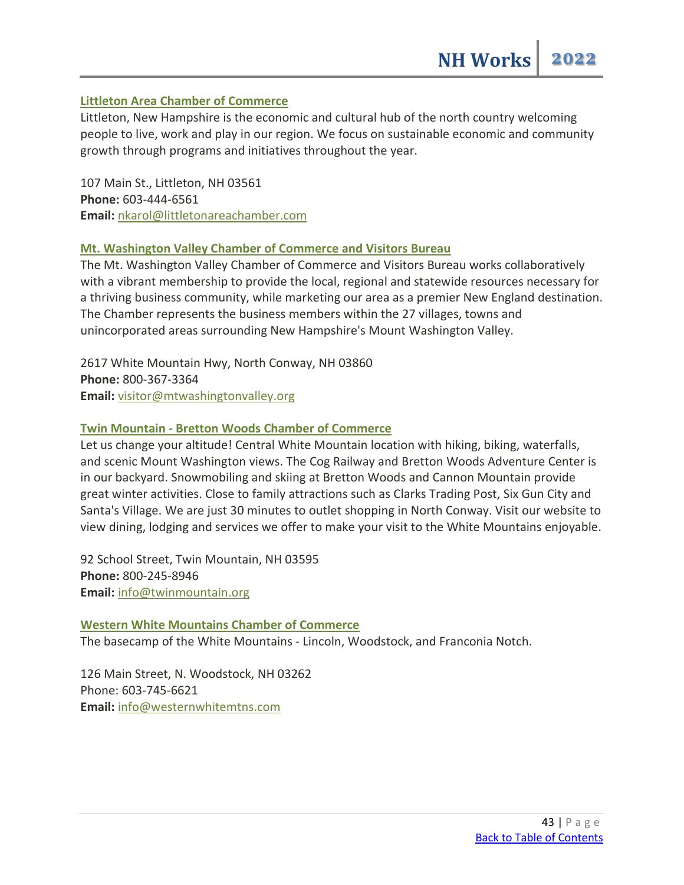### Littleton Area Chamber of Commerce

Littleton, New Hampshire is the economic and cultural hub of the north country welcoming people to live, work and play in our region. We focus on sustainable economic and community growth through programs and initiatives throughout the year.

107 Main St., Littleton, NH 03561
**Phone:** 603-444-6561
**Email:** nkarol@littletonareachamber.com

### Mt. Washington Valley Chamber of Commerce and Visitors Bureau

The Mt. Washington Valley Chamber of Commerce and Visitors Bureau works collaboratively with a vibrant membership to provide the local, regional and statewide resources necessary for a thriving business community, while marketing our area as a premier New England destination. The Chamber represents the business members within the 27 villages, towns and unincorporated areas surrounding New Hampshire's Mount Washington Valley.

2617 White Mountain Hwy, North Conway, NH 03860
**Phone:** 800-367-3364
**Email:** visitor@mtwashingtonvalley.org

### Twin Mountain - Bretton Woods Chamber of Commerce

Let us change your altitude! Central White Mountain location with hiking, biking, waterfalls, and scenic Mount Washington views. The Cog Railway and Bretton Woods Adventure Center is in our backyard. Snowmobiling and skiing at Bretton Woods and Cannon Mountain provide great winter activities. Close to family attractions such as Clarks Trading Post, Six Gun City and Santa's Village. We are just 30 minutes to outlet shopping in North Conway. Visit our website to view dining, lodging and services we offer to make your visit to the White Mountains enjoyable.

92 School Street, Twin Mountain, NH 03595
**Phone:** 800-245-8946
**Email:** info@twinmountain.org

### Western White Mountains Chamber of Commerce

The basecamp of the White Mountains - Lincoln, Woodstock, and Franconia Notch.

126 Main Street, N. Woodstock, NH 03262
Phone: 603-745-6621
**Email:** info@westernwhitemtns.com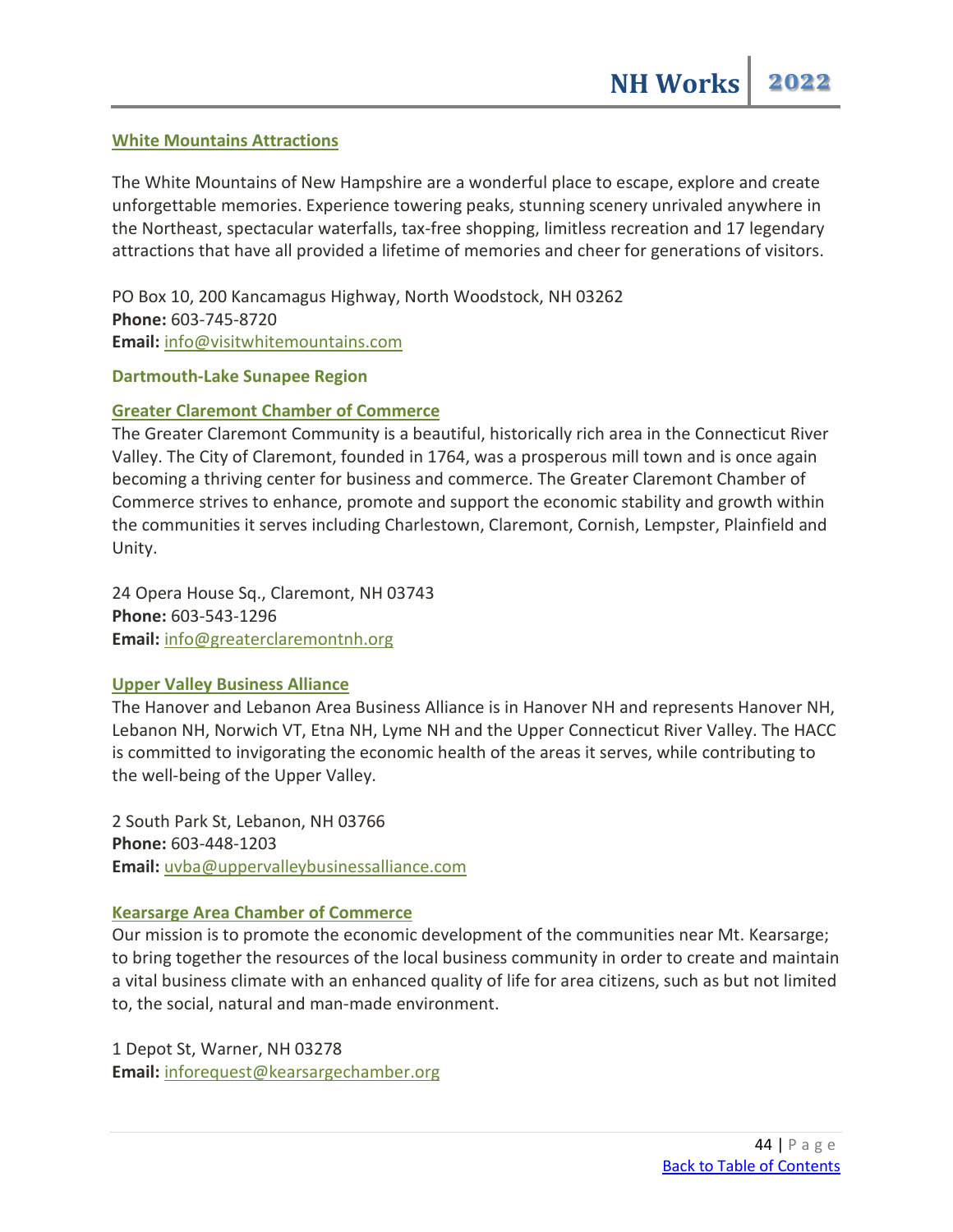### White Mountains Attractions

The White Mountains of New Hampshire are a wonderful place to escape, explore and create unforgettable memories. Experience towering peaks, stunning scenery unrivaled anywhere in the Northeast, spectacular waterfalls, tax-free shopping, limitless recreation and 17 legendary attractions that have all provided a lifetime of memories and cheer for generations of visitors.

PO Box 10, 200 Kancamagus Highway, North Woodstock, NH 03262
**Phone:** 603-745-8720
**Email:** info@visitwhitemountains.com

## Dartmouth-Lake Sunapee Region

### Greater Claremont Chamber of Commerce

The Greater Claremont Community is a beautiful, historically rich area in the Connecticut River Valley. The City of Claremont, founded in 1764, was a prosperous mill town and is once again becoming a thriving center for business and commerce. The Greater Claremont Chamber of Commerce strives to enhance, promote and support the economic stability and growth within the communities it serves including Charlestown, Claremont, Cornish, Lempster, Plainfield and Unity.

24 Opera House Sq., Claremont, NH 03743
**Phone:** 603-543-1296
**Email:** info@greaterclaremontnh.org

### Upper Valley Business Alliance

The Hanover and Lebanon Area Business Alliance is in Hanover NH and represents Hanover NH, Lebanon NH, Norwich VT, Etna NH, Lyme NH and the Upper Connecticut River Valley. The HACC is committed to invigorating the economic health of the areas it serves, while contributing to the well-being of the Upper Valley.

2 South Park St, Lebanon, NH 03766
**Phone:** 603-448-1203
**Email:** uvba@uppervalleybusinessalliance.com

### Kearsarge Area Chamber of Commerce

Our mission is to promote the economic development of the communities near Mt. Kearsarge; to bring together the resources of the local business community in order to create and maintain a vital business climate with an enhanced quality of life for area citizens, such as but not limited to, the social, natural and man-made environment.

1 Depot St, Warner, NH 03278
**Email:** inforequest@kearsargechamber.org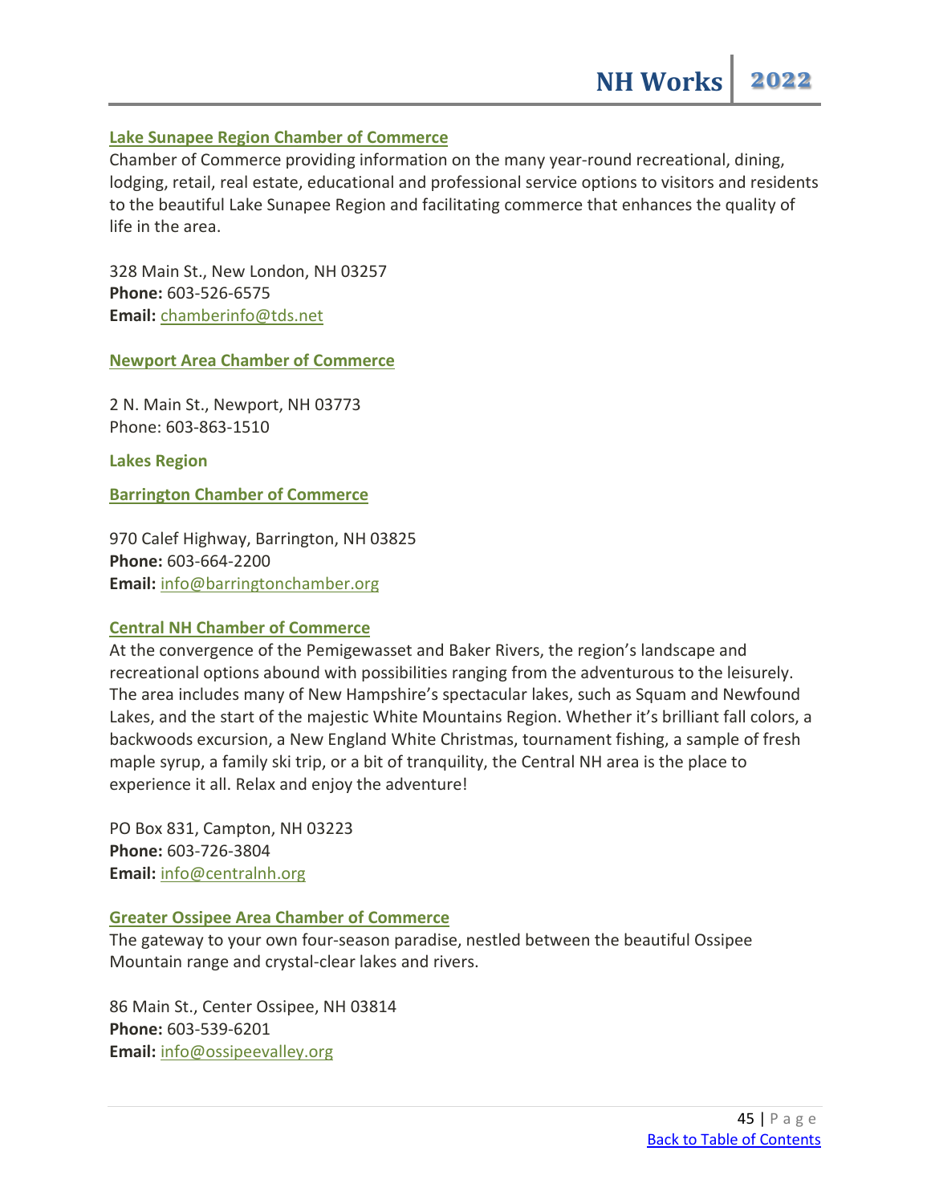### Lake Sunapee Region Chamber of Commerce

Chamber of Commerce providing information on the many year-round recreational, dining, lodging, retail, real estate, educational and professional service options to visitors and residents to the beautiful Lake Sunapee Region and facilitating commerce that enhances the quality of life in the area.

328 Main St., New London, NH 03257
**Phone:** 603-526-6575
**Email:** chamberinfo@tds.net

### Newport Area Chamber of Commerce

2 N. Main St., Newport, NH 03773
Phone: 603-863-1510

## Lakes Region

### Barrington Chamber of Commerce

970 Calef Highway, Barrington, NH 03825
**Phone:** 603-664-2200
**Email:** info@barringtonchamber.org

### Central NH Chamber of Commerce

At the convergence of the Pemigewasset and Baker Rivers, the region's landscape and recreational options abound with possibilities ranging from the adventurous to the leisurely. The area includes many of New Hampshire's spectacular lakes, such as Squam and Newfound Lakes, and the start of the majestic White Mountains Region. Whether it's brilliant fall colors, a backwoods excursion, a New England White Christmas, tournament fishing, a sample of fresh maple syrup, a family ski trip, or a bit of tranquility, the Central NH area is the place to experience it all. Relax and enjoy the adventure!

PO Box 831, Campton, NH 03223
**Phone:** 603-726-3804
**Email:** info@centralnh.org

### Greater Ossipee Area Chamber of Commerce

The gateway to your own four-season paradise, nestled between the beautiful Ossipee Mountain range and crystal-clear lakes and rivers.

86 Main St., Center Ossipee, NH 03814
**Phone:** 603-539-6201
**Email:** info@ossipeevalley.org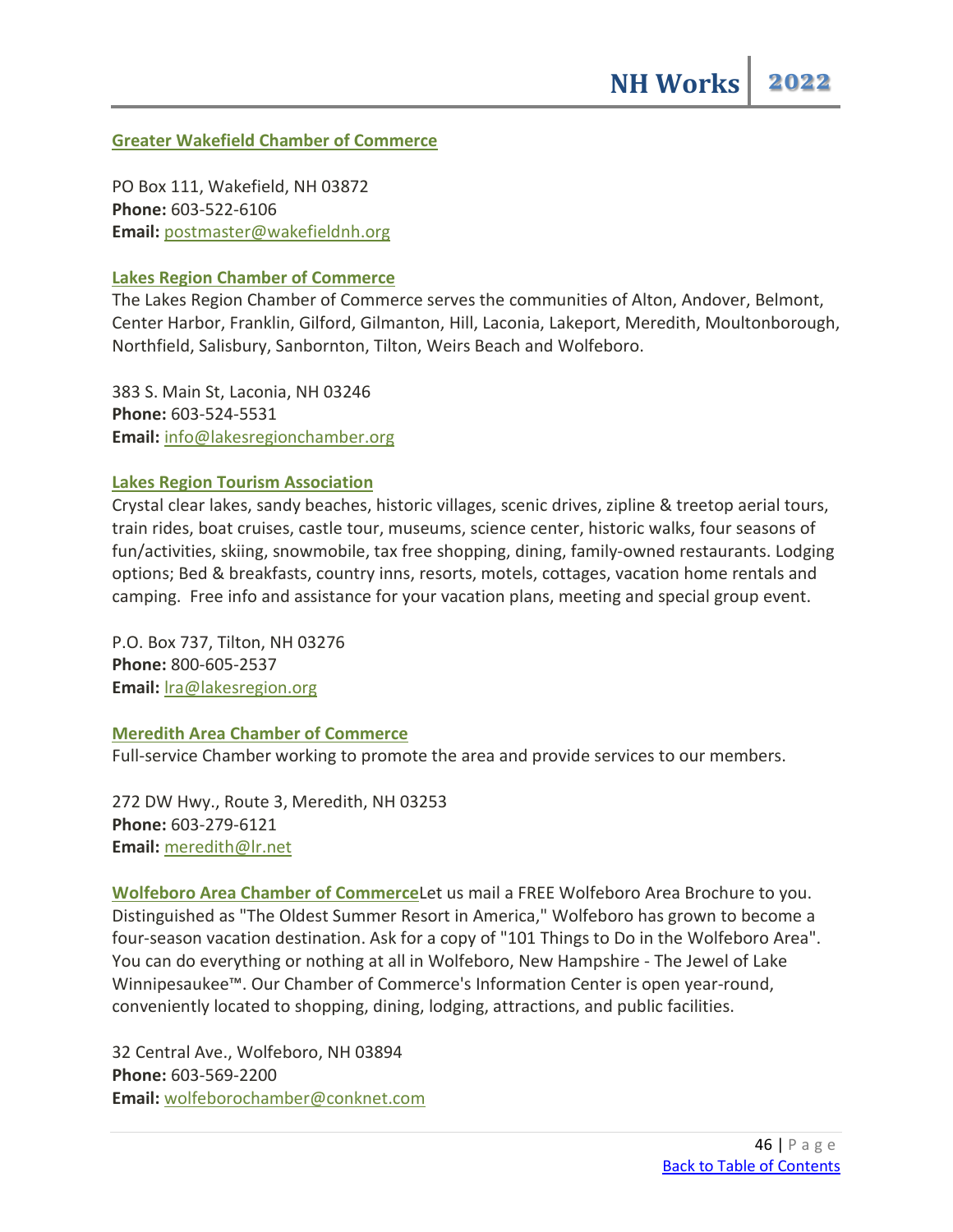### Greater Wakefield Chamber of Commerce

PO Box 111, Wakefield, NH 03872
**Phone:** 603-522-6106
**Email:** postmaster@wakefieldnh.org

### Lakes Region Chamber of Commerce

The Lakes Region Chamber of Commerce serves the communities of Alton, Andover, Belmont, Center Harbor, Franklin, Gilford, Gilmanton, Hill, Laconia, Lakeport, Meredith, Moultonborough, Northfield, Salisbury, Sanbornton, Tilton, Weirs Beach and Wolfeboro.

383 S. Main St, Laconia, NH 03246
**Phone:** 603-524-5531
**Email:** info@lakesregionchamber.org

### Lakes Region Tourism Association

Crystal clear lakes, sandy beaches, historic villages, scenic drives, zipline & treetop aerial tours, train rides, boat cruises, castle tour, museums, science center, historic walks, four seasons of fun/activities, skiing, snowmobile, tax free shopping, dining, family-owned restaurants. Lodging options; Bed & breakfasts, country inns, resorts, motels, cottages, vacation home rentals and camping. Free info and assistance for your vacation plans, meeting and special group event.

P.O. Box 737, Tilton, NH 03276
**Phone:** 800-605-2537
**Email:** lra@lakesregion.org

### Meredith Area Chamber of Commerce

Full-service Chamber working to promote the area and provide services to our members.

272 DW Hwy., Route 3, Meredith, NH 03253
**Phone:** 603-279-6121
**Email:** meredith@lr.net

### Wolfeboro Area Chamber of Commerce

Let us mail a FREE Wolfeboro Area Brochure to you. Distinguished as "The Oldest Summer Resort in America," Wolfeboro has grown to become a four-season vacation destination. Ask for a copy of "101 Things to Do in the Wolfeboro Area". You can do everything or nothing at all in Wolfeboro, New Hampshire - The Jewel of Lake Winnipesaukee™. Our Chamber of Commerce's Information Center is open year-round, conveniently located to shopping, dining, lodging, attractions, and public facilities.

32 Central Ave., Wolfeboro, NH 03894
**Phone:** 603-569-2200
**Email:** wolfeborochamber@conknet.com

Back to Table of Contents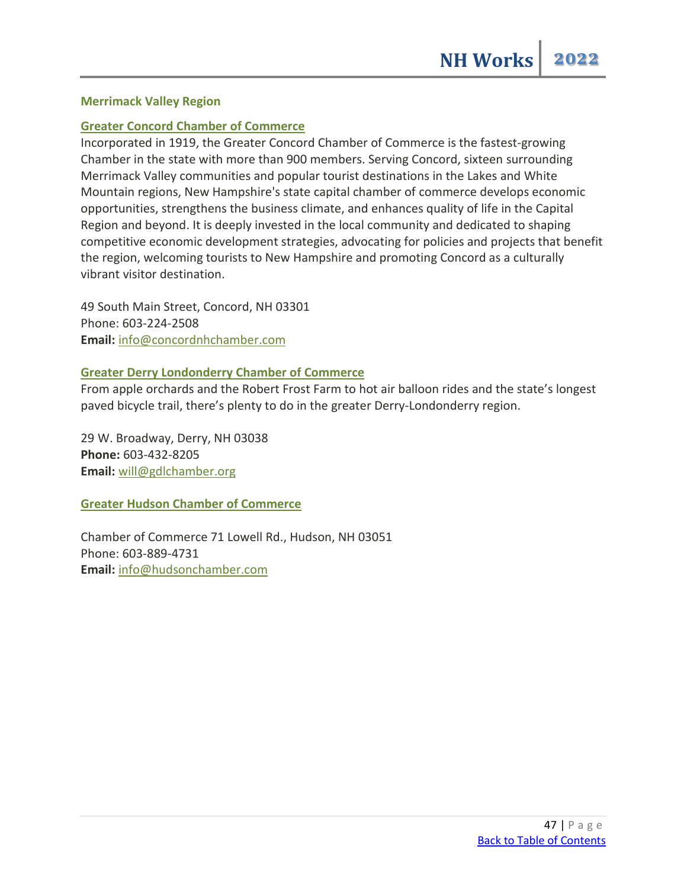## Merrimack Valley Region

### Greater Concord Chamber of Commerce

Incorporated in 1919, the Greater Concord Chamber of Commerce is the fastest-growing Chamber in the state with more than 900 members. Serving Concord, sixteen surrounding Merrimack Valley communities and popular tourist destinations in the Lakes and White Mountain regions, New Hampshire's state capital chamber of commerce develops economic opportunities, strengthens the business climate, and enhances quality of life in the Capital Region and beyond. It is deeply invested in the local community and dedicated to shaping competitive economic development strategies, advocating for policies and projects that benefit the region, welcoming tourists to New Hampshire and promoting Concord as a culturally vibrant visitor destination.

49 South Main Street, Concord, NH 03301
Phone: 603-224-2508
**Email:** info@concordnhchamber.com

### Greater Derry Londonderry Chamber of Commerce

From apple orchards and the Robert Frost Farm to hot air balloon rides and the state's longest paved bicycle trail, there's plenty to do in the greater Derry-Londonderry region.

29 W. Broadway, Derry, NH 03038
**Phone:** 603-432-8205
**Email:** will@gdlchamber.org

### Greater Hudson Chamber of Commerce

Chamber of Commerce 71 Lowell Rd., Hudson, NH 03051
Phone: 603-889-4731
**Email:** info@hudsonchamber.com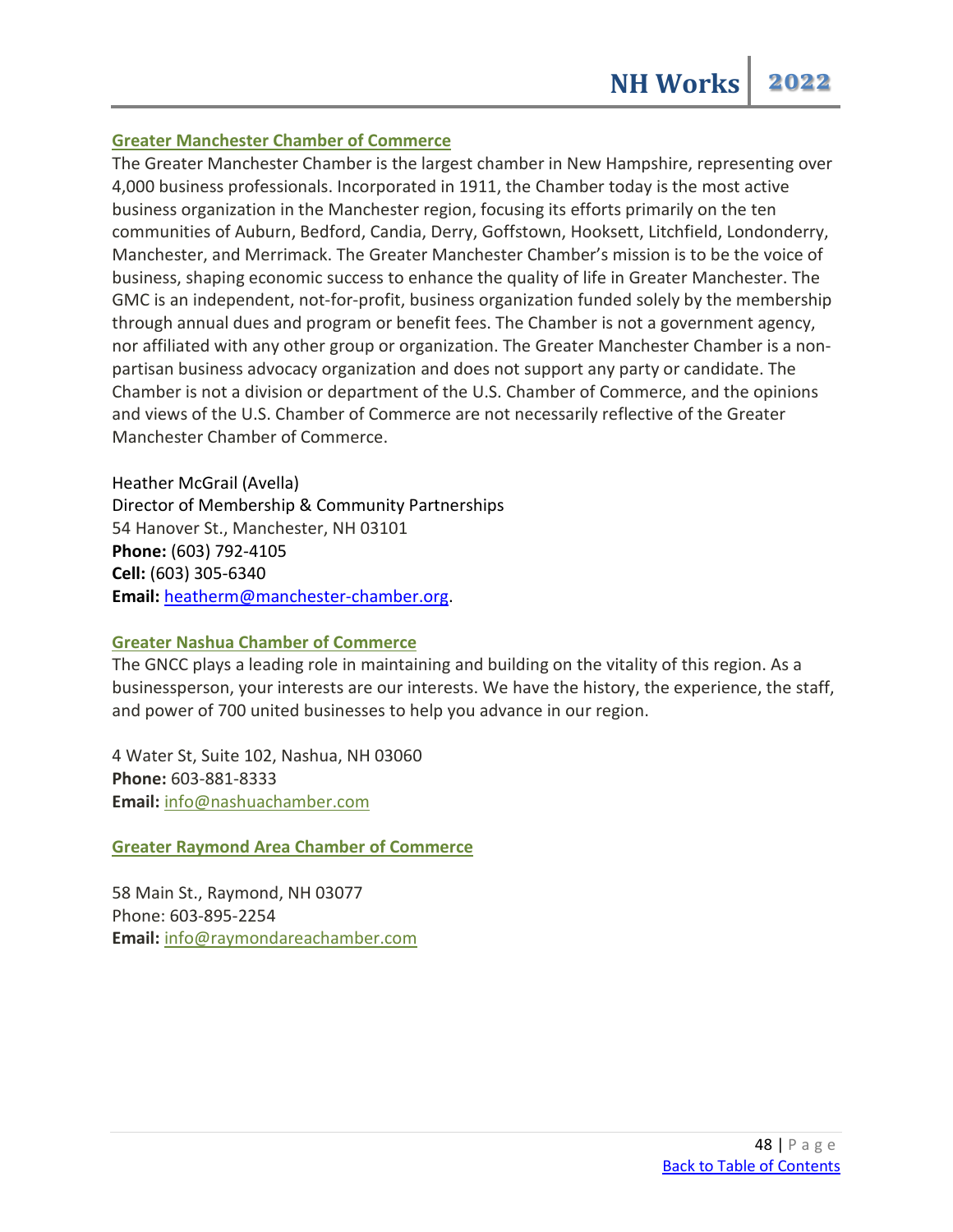## Greater Manchester Chamber of Commerce

The Greater Manchester Chamber is the largest chamber in New Hampshire, representing over 4,000 business professionals. Incorporated in 1911, the Chamber today is the most active business organization in the Manchester region, focusing its efforts primarily on the ten communities of Auburn, Bedford, Candia, Derry, Goffstown, Hooksett, Litchfield, Londonderry, Manchester, and Merrimack. The Greater Manchester Chamber's mission is to be the voice of business, shaping economic success to enhance the quality of life in Greater Manchester. The GMC is an independent, not-for-profit, business organization funded solely by the membership through annual dues and program or benefit fees. The Chamber is not a government agency, nor affiliated with any other group or organization. The Greater Manchester Chamber is a non-partisan business advocacy organization and does not support any party or candidate. The Chamber is not a division or department of the U.S. Chamber of Commerce, and the opinions and views of the U.S. Chamber of Commerce are not necessarily reflective of the Greater Manchester Chamber of Commerce.

Heather McGrail (Avella)
Director of Membership & Community Partnerships
54 Hanover St., Manchester, NH 03101
**Phone:** (603) 792-4105
**Cell:** (603) 305-6340
**Email:** heatherm@manchester-chamber.org.

## Greater Nashua Chamber of Commerce

The GNCC plays a leading role in maintaining and building on the vitality of this region. As a businessperson, your interests are our interests. We have the history, the experience, the staff, and power of 700 united businesses to help you advance in our region.

4 Water St, Suite 102, Nashua, NH 03060
**Phone:** 603-881-8333
**Email:** info@nashuachamber.com

## Greater Raymond Area Chamber of Commerce

58 Main St., Raymond, NH 03077
Phone: 603-895-2254
**Email:** info@raymondareachamber.com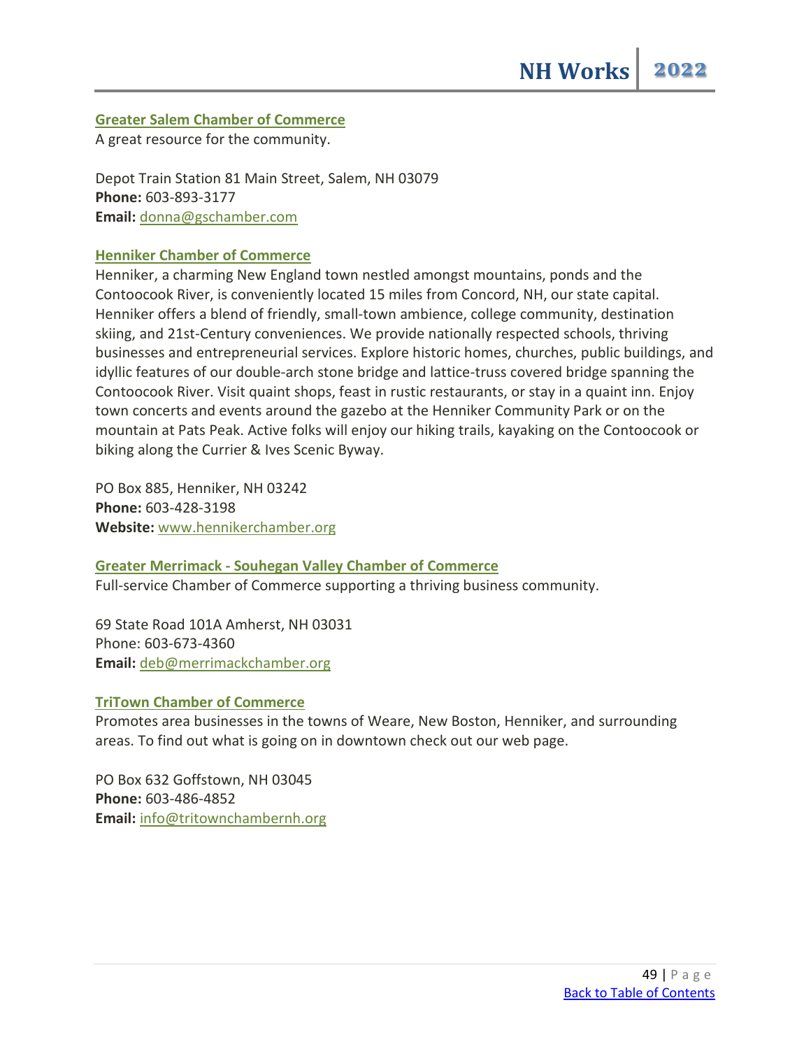### Greater Salem Chamber of Commerce

A great resource for the community.

Depot Train Station 81 Main Street, Salem, NH 03079
**Phone:** 603-893-3177
**Email:** donna@gschamber.com

### Henniker Chamber of Commerce

Henniker, a charming New England town nestled amongst mountains, ponds and the Contoocook River, is conveniently located 15 miles from Concord, NH, our state capital. Henniker offers a blend of friendly, small-town ambience, college community, destination skiing, and 21st-Century conveniences. We provide nationally respected schools, thriving businesses and entrepreneurial services. Explore historic homes, churches, public buildings, and idyllic features of our double-arch stone bridge and lattice-truss covered bridge spanning the Contoocook River. Visit quaint shops, feast in rustic restaurants, or stay in a quaint inn. Enjoy town concerts and events around the gazebo at the Henniker Community Park or on the mountain at Pats Peak. Active folks will enjoy our hiking trails, kayaking on the Contoocook or biking along the Currier & Ives Scenic Byway.

PO Box 885, Henniker, NH 03242
**Phone:** 603-428-3198
**Website:** www.hennikerchamber.org

### Greater Merrimack - Souhegan Valley Chamber of Commerce

Full-service Chamber of Commerce supporting a thriving business community.

69 State Road 101A Amherst, NH 03031
Phone: 603-673-4360
**Email:** deb@merrimackchamber.org

### TriTown Chamber of Commerce

Promotes area businesses in the towns of Weare, New Boston, Henniker, and surrounding areas. To find out what is going on in downtown check out our web page.

PO Box 632 Goffstown, NH 03045
**Phone:** 603-486-4852
**Email:** info@tritownchambernh.org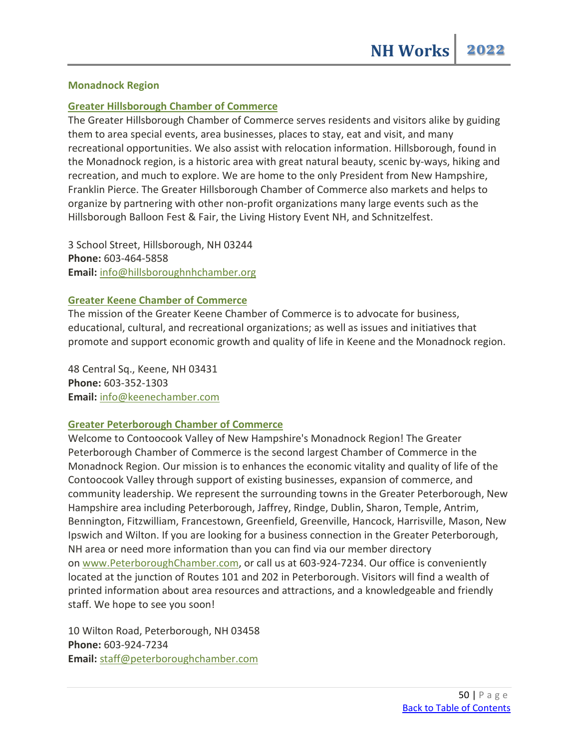## Monadnock Region

### Greater Hillsborough Chamber of Commerce

The Greater Hillsborough Chamber of Commerce serves residents and visitors alike by guiding them to area special events, area businesses, places to stay, eat and visit, and many recreational opportunities. We also assist with relocation information. Hillsborough, found in the Monadnock region, is a historic area with great natural beauty, scenic by-ways, hiking and recreation, and much to explore. We are home to the only President from New Hampshire, Franklin Pierce. The Greater Hillsborough Chamber of Commerce also markets and helps to organize by partnering with other non-profit organizations many large events such as the Hillsborough Balloon Fest & Fair, the Living History Event NH, and Schnitzelfest.

3 School Street, Hillsborough, NH 03244
**Phone:** 603-464-5858
**Email:** info@hillsboroughnhchamber.org

### Greater Keene Chamber of Commerce

The mission of the Greater Keene Chamber of Commerce is to advocate for business, educational, cultural, and recreational organizations; as well as issues and initiatives that promote and support economic growth and quality of life in Keene and the Monadnock region.

48 Central Sq., Keene, NH 03431
**Phone:** 603-352-1303
**Email:** info@keenechamber.com

### Greater Peterborough Chamber of Commerce

Welcome to Contoocook Valley of New Hampshire's Monadnock Region! The Greater Peterborough Chamber of Commerce is the second largest Chamber of Commerce in the Monadnock Region. Our mission is to enhances the economic vitality and quality of life of the Contoocook Valley through support of existing businesses, expansion of commerce, and community leadership. We represent the surrounding towns in the Greater Peterborough, New Hampshire area including Peterborough, Jaffrey, Rindge, Dublin, Sharon, Temple, Antrim, Bennington, Fitzwilliam, Francestown, Greenfield, Greenville, Hancock, Harrisville, Mason, New Ipswich and Wilton. If you are looking for a business connection in the Greater Peterborough, NH area or need more information than you can find via our member directory on www.PeterboroughChamber.com, or call us at 603-924-7234. Our office is conveniently located at the junction of Routes 101 and 202 in Peterborough. Visitors will find a wealth of printed information about area resources and attractions, and a knowledgeable and friendly staff. We hope to see you soon!

10 Wilton Road, Peterborough, NH 03458
**Phone:** 603-924-7234
**Email:** staff@peterboroughchamber.com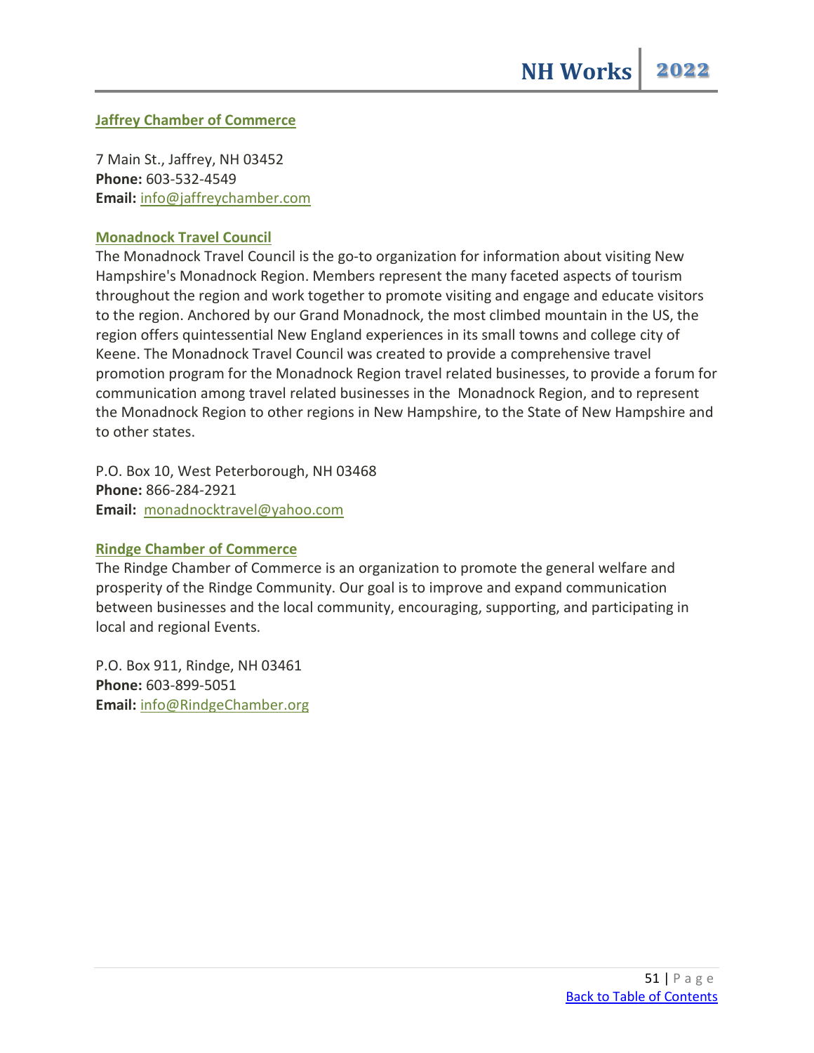### Jaffrey Chamber of Commerce

7 Main St., Jaffrey, NH 03452
**Phone:** 603-532-4549
**Email:** info@jaffreychamber.com

### Monadnock Travel Council

The Monadnock Travel Council is the go-to organization for information about visiting New Hampshire's Monadnock Region. Members represent the many faceted aspects of tourism throughout the region and work together to promote visiting and engage and educate visitors to the region. Anchored by our Grand Monadnock, the most climbed mountain in the US, the region offers quintessential New England experiences in its small towns and college city of Keene. The Monadnock Travel Council was created to provide a comprehensive travel promotion program for the Monadnock Region travel related businesses, to provide a forum for communication among travel related businesses in the Monadnock Region, and to represent the Monadnock Region to other regions in New Hampshire, to the State of New Hampshire and to other states.

P.O. Box 10, West Peterborough, NH 03468
**Phone:** 866-284-2921
**Email:** monadnocktravel@yahoo.com

### Rindge Chamber of Commerce

The Rindge Chamber of Commerce is an organization to promote the general welfare and prosperity of the Rindge Community. Our goal is to improve and expand communication between businesses and the local community, encouraging, supporting, and participating in local and regional Events.

P.O. Box 911, Rindge, NH 03461
**Phone:** 603-899-5051
**Email:** info@RindgeChamber.org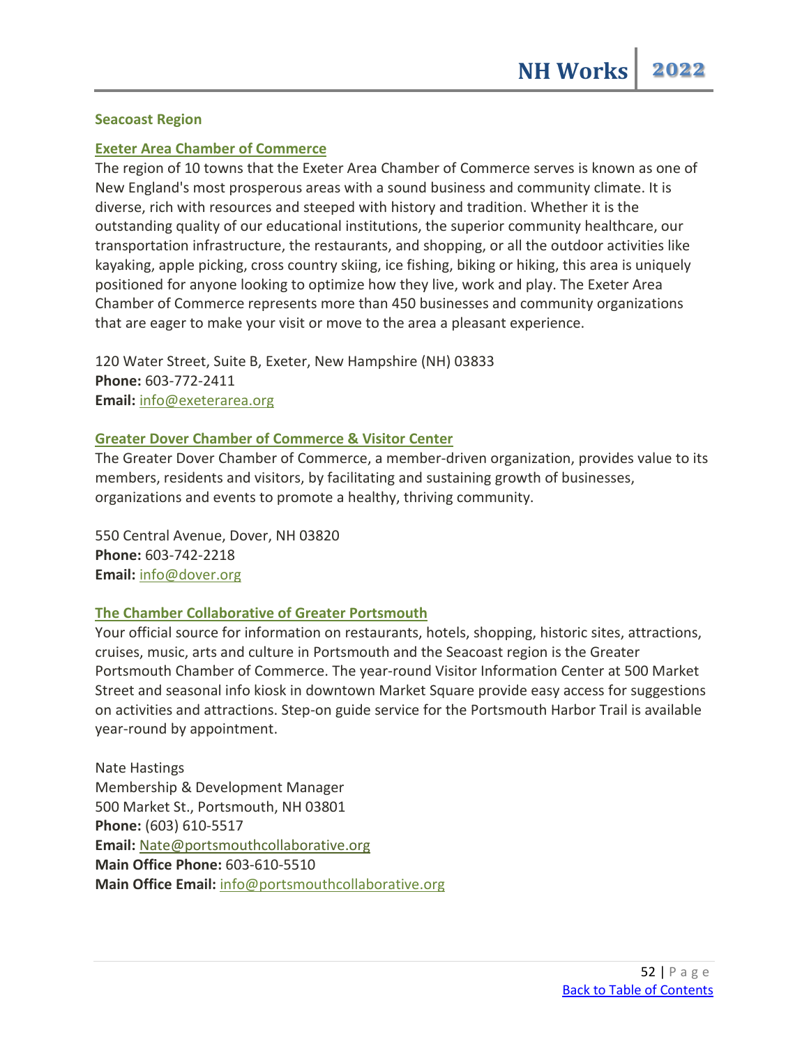## Seacoast Region

### Exeter Area Chamber of Commerce

The region of 10 towns that the Exeter Area Chamber of Commerce serves is known as one of New England's most prosperous areas with a sound business and community climate. It is diverse, rich with resources and steeped with history and tradition. Whether it is the outstanding quality of our educational institutions, the superior community healthcare, our transportation infrastructure, the restaurants, and shopping, or all the outdoor activities like kayaking, apple picking, cross country skiing, ice fishing, biking or hiking, this area is uniquely positioned for anyone looking to optimize how they live, work and play. The Exeter Area Chamber of Commerce represents more than 450 businesses and community organizations that are eager to make your visit or move to the area a pleasant experience.

120 Water Street, Suite B, Exeter, New Hampshire (NH) 03833
**Phone:** 603-772-2411
**Email:** info@exeterarea.org

### Greater Dover Chamber of Commerce & Visitor Center

The Greater Dover Chamber of Commerce, a member-driven organization, provides value to its members, residents and visitors, by facilitating and sustaining growth of businesses, organizations and events to promote a healthy, thriving community.

550 Central Avenue, Dover, NH 03820
**Phone:** 603-742-2218
**Email:** info@dover.org

### The Chamber Collaborative of Greater Portsmouth

Your official source for information on restaurants, hotels, shopping, historic sites, attractions, cruises, music, arts and culture in Portsmouth and the Seacoast region is the Greater Portsmouth Chamber of Commerce. The year-round Visitor Information Center at 500 Market Street and seasonal info kiosk in downtown Market Square provide easy access for suggestions on activities and attractions. Step-on guide service for the Portsmouth Harbor Trail is available year-round by appointment.

Nate Hastings
Membership & Development Manager
500 Market St., Portsmouth, NH 03801
**Phone:** (603) 610-5517
**Email:** Nate@portsmouthcollaborative.org
**Main Office Phone:** 603-610-5510
**Main Office Email:** info@portsmouthcollaborative.org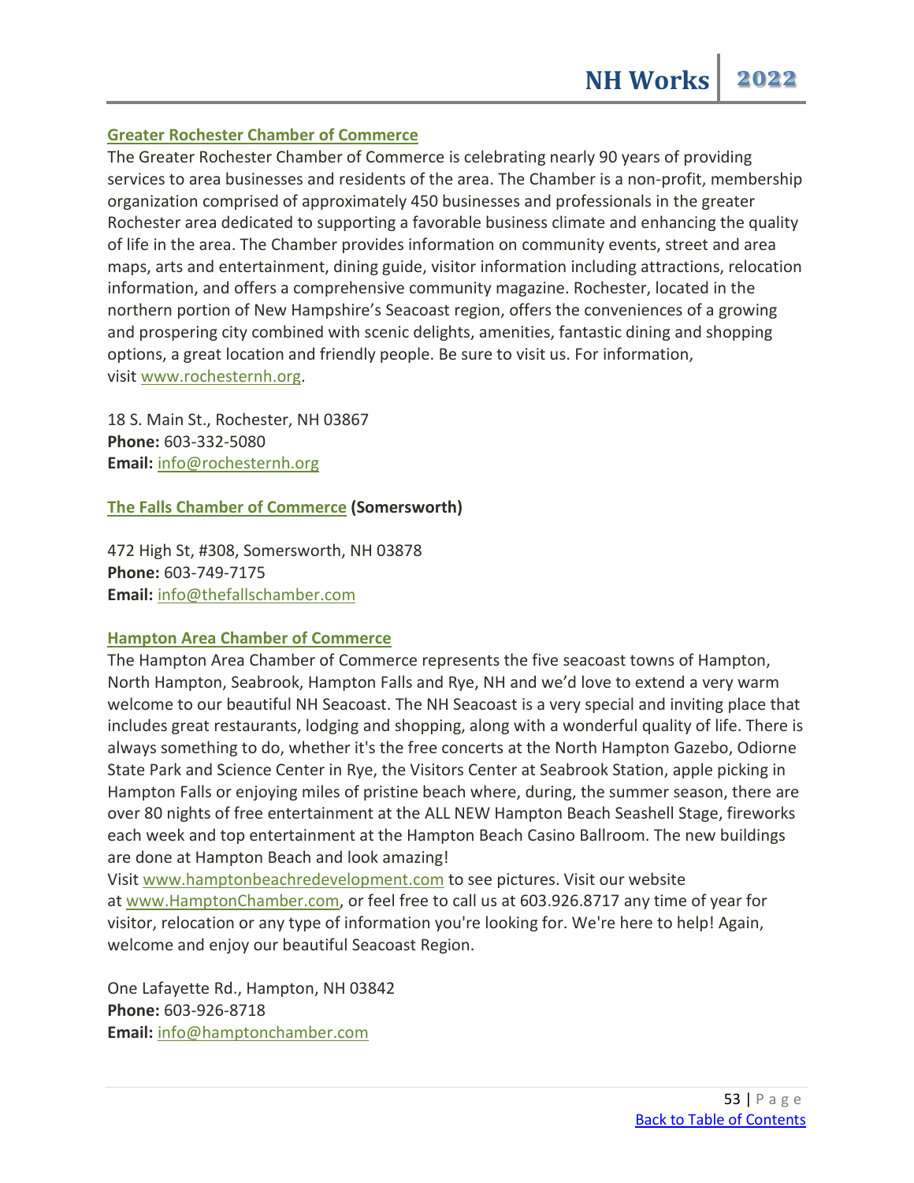### Greater Rochester Chamber of Commerce

The Greater Rochester Chamber of Commerce is celebrating nearly 90 years of providing services to area businesses and residents of the area. The Chamber is a non-profit, membership organization comprised of approximately 450 businesses and professionals in the greater Rochester area dedicated to supporting a favorable business climate and enhancing the quality of life in the area. The Chamber provides information on community events, street and area maps, arts and entertainment, dining guide, visitor information including attractions, relocation information, and offers a comprehensive community magazine. Rochester, located in the northern portion of New Hampshire's Seacoast region, offers the conveniences of a growing and prospering city combined with scenic delights, amenities, fantastic dining and shopping options, a great location and friendly people. Be sure to visit us. For information, visit www.rochesternh.org.

18 S. Main St., Rochester, NH 03867
**Phone:** 603-332-5080
**Email:** info@rochesternh.org

### The Falls Chamber of Commerce **(Somersworth)**

472 High St, #308, Somersworth, NH 03878
**Phone:** 603-749-7175
**Email:** info@thefallschamber.com

### Hampton Area Chamber of Commerce

The Hampton Area Chamber of Commerce represents the five seacoast towns of Hampton, North Hampton, Seabrook, Hampton Falls and Rye, NH and we'd love to extend a very warm welcome to our beautiful NH Seacoast. The NH Seacoast is a very special and inviting place that includes great restaurants, lodging and shopping, along with a wonderful quality of life. There is always something to do, whether it's the free concerts at the North Hampton Gazebo, Odiorne State Park and Science Center in Rye, the Visitors Center at Seabrook Station, apple picking in Hampton Falls or enjoying miles of pristine beach where, during, the summer season, there are over 80 nights of free entertainment at the ALL NEW Hampton Beach Seashell Stage, fireworks each week and top entertainment at the Hampton Beach Casino Ballroom. The new buildings are done at Hampton Beach and look amazing!
Visit www.hamptonbeachredevelopment.com to see pictures. Visit our website at www.HamptonChamber.com, or feel free to call us at 603.926.8717 any time of year for visitor, relocation or any type of information you're looking for. We're here to help! Again, welcome and enjoy our beautiful Seacoast Region.

One Lafayette Rd., Hampton, NH 03842
**Phone:** 603-926-8718
**Email:** info@hamptonchamber.com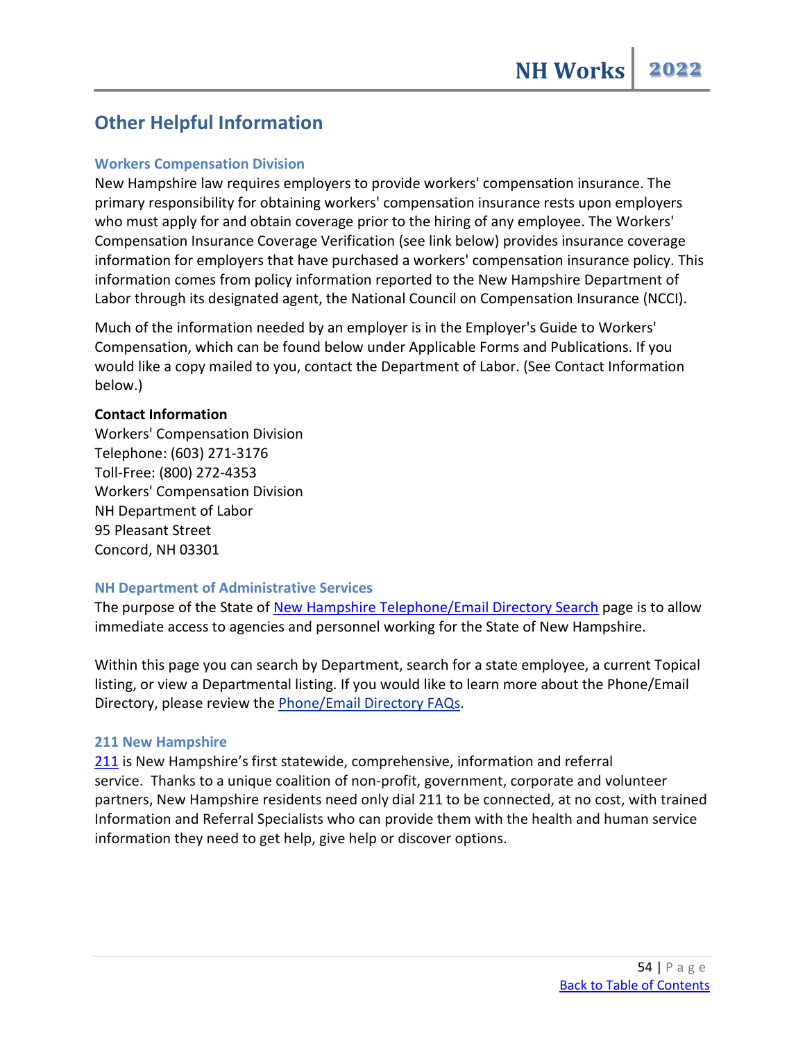## Other Helpful Information

### Workers Compensation Division

New Hampshire law requires employers to provide workers' compensation insurance. The primary responsibility for obtaining workers' compensation insurance rests upon employers who must apply for and obtain coverage prior to the hiring of any employee. The Workers' Compensation Insurance Coverage Verification (see link below) provides insurance coverage information for employers that have purchased a workers' compensation insurance policy. This information comes from policy information reported to the New Hampshire Department of Labor through its designated agent, the National Council on Compensation Insurance (NCCI).

Much of the information needed by an employer is in the Employer's Guide to Workers' Compensation, which can be found below under Applicable Forms and Publications. If you would like a copy mailed to you, contact the Department of Labor. (See Contact Information below.)

**Contact Information**
Workers' Compensation Division
Telephone: (603) 271-3176
Toll-Free: (800) 272-4353
Workers' Compensation Division
NH Department of Labor
95 Pleasant Street
Concord, NH 03301

### NH Department of Administrative Services

The purpose of the State of New Hampshire Telephone/Email Directory Search page is to allow immediate access to agencies and personnel working for the State of New Hampshire.

Within this page you can search by Department, search for a state employee, a current Topical listing, or view a Departmental listing. If you would like to learn more about the Phone/Email Directory, please review the Phone/Email Directory FAQs.

### 211 New Hampshire

211 is New Hampshire's first statewide, comprehensive, information and referral service. Thanks to a unique coalition of non-profit, government, corporate and volunteer partners, New Hampshire residents need only dial 211 to be connected, at no cost, with trained Information and Referral Specialists who can provide them with the health and human service information they need to get help, give help or discover options.